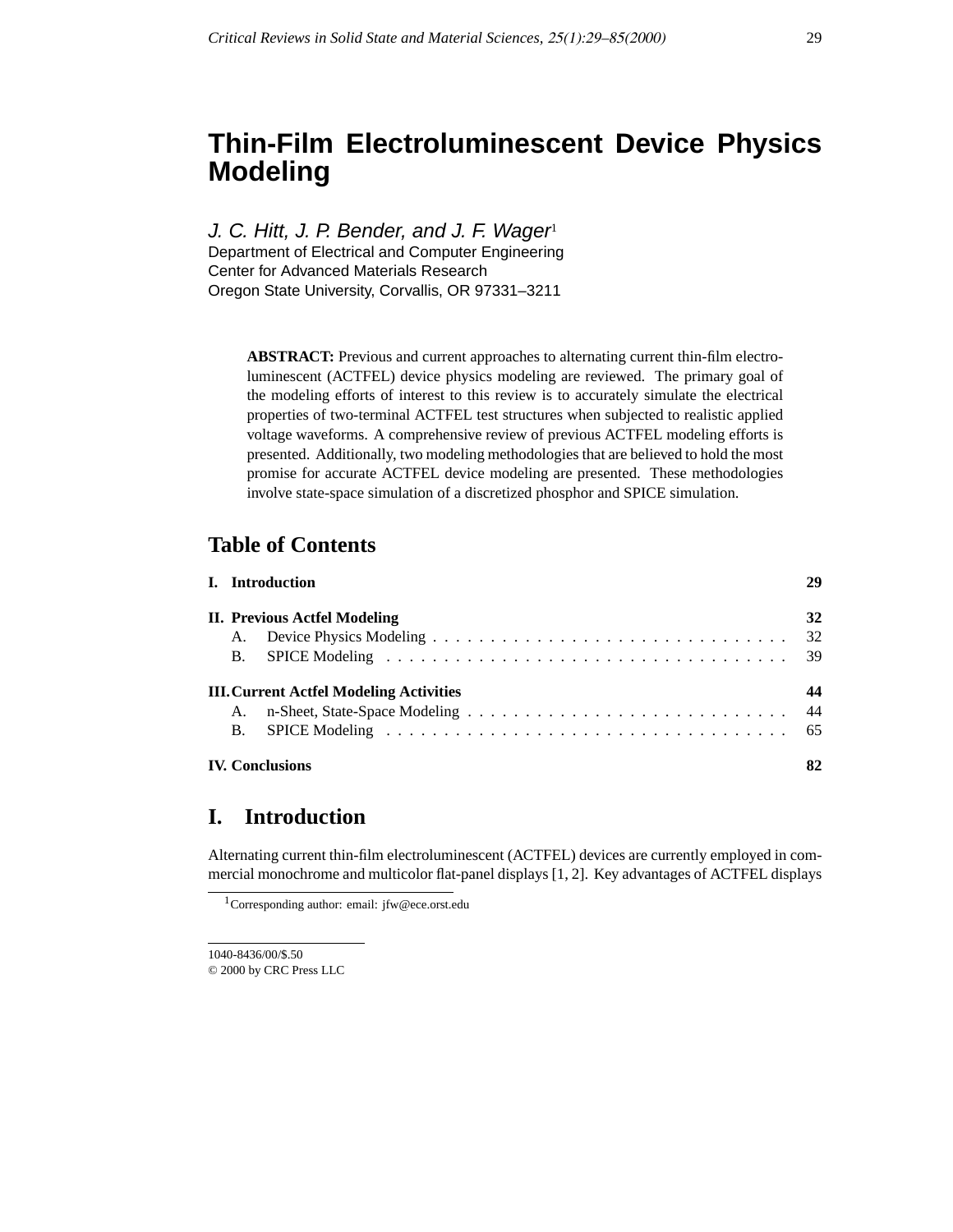# Thin-Film Electroluminescent Device Physics Modeling

*J. C. Hitt, J. P. Bender, and J. F. Wager*[1]
Department of Electrical and Computer Engineering
Center for Advanced Materials Research
Oregon State University, Corvallis, OR 97331–3211

**ABSTRACT:** Previous and current approaches to alternating current thin-film electroluminescent (ACTFEL) device physics modeling are reviewed. The primary goal of the modeling efforts of interest to this review is to accurately simulate the electrical properties of two-terminal ACTFEL test structures when subjected to realistic applied voltage waveforms. A comprehensive review of previous ACTFEL modeling efforts is presented. Additionally, two modeling methodologies that are believed to hold the most promise for accurate ACTFEL device modeling are presented. These methodologies involve state-space simulation of a discretized phosphor and SPICE simulation.

## Table of Contents

| | |
|---|---|
| **I. Introduction** | **29** |
| **II. Previous Actfel Modeling** | **32** |
| A. Device Physics Modeling | 32 |
| B. SPICE Modeling | 39 |
| **III. Current Actfel Modeling Activities** | **44** |
| A. n-Sheet, State-Space Modeling | 44 |
| B. SPICE Modeling | 65 |
| **IV. Conclusions** | **82** |

## I. Introduction

Alternating current thin-film electroluminescent (ACTFEL) devices are currently employed in commercial monochrome and multicolor flat-panel displays [1, 2]. Key advantages of ACTFEL displays

[1] Corresponding author: email: jfw@ece.orst.edu

1040-8436/00/$.50
© 2000 by CRC Press LLC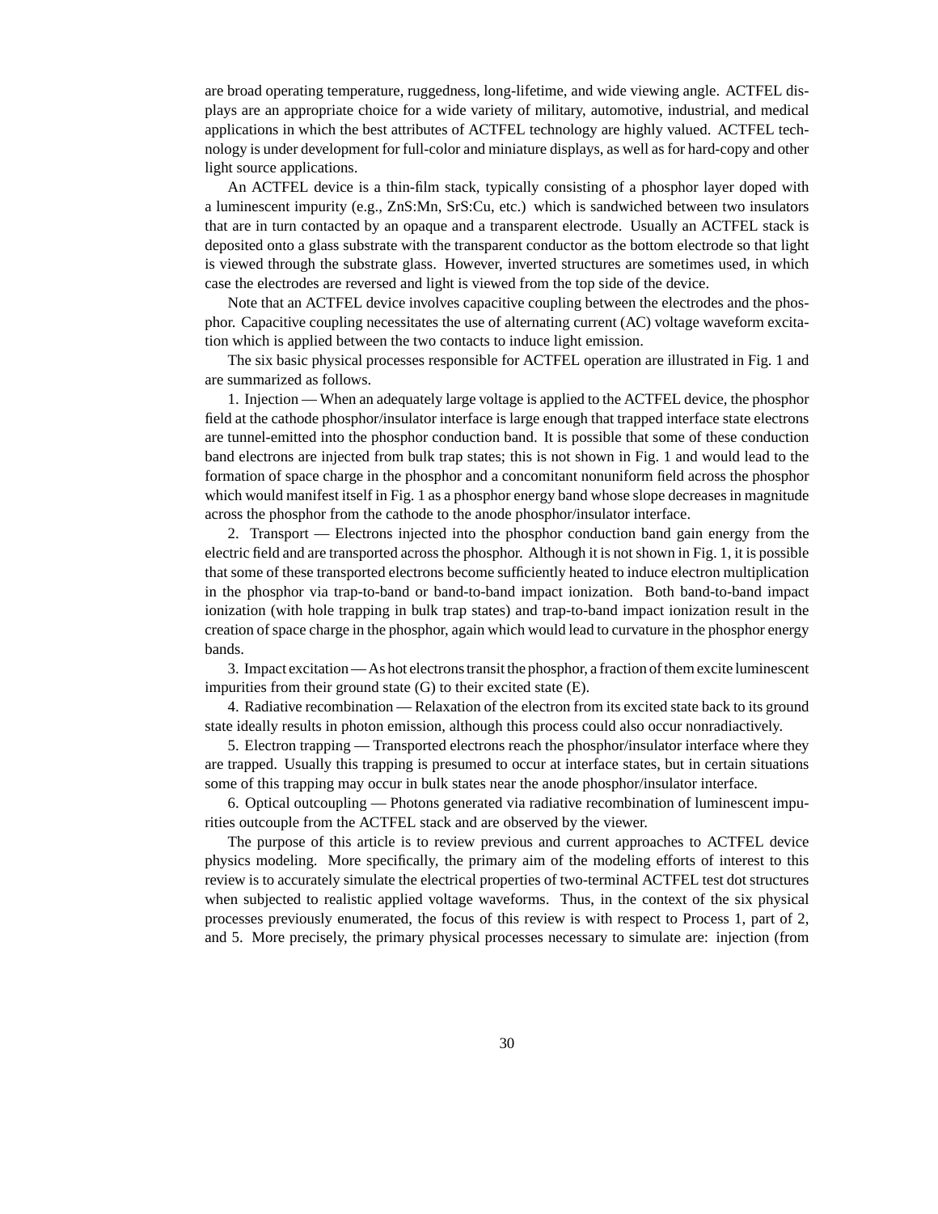are broad operating temperature, ruggedness, long-lifetime, and wide viewing angle. ACTFEL displays are an appropriate choice for a wide variety of military, automotive, industrial, and medical applications in which the best attributes of ACTFEL technology are highly valued. ACTFEL technology is under development for full-color and miniature displays, as well as for hard-copy and other light source applications.

An ACTFEL device is a thin-film stack, typically consisting of a phosphor layer doped with a luminescent impurity (e.g., ZnS:Mn, SrS:Cu, etc.) which is sandwiched between two insulators that are in turn contacted by an opaque and a transparent electrode. Usually an ACTFEL stack is deposited onto a glass substrate with the transparent conductor as the bottom electrode so that light is viewed through the substrate glass. However, inverted structures are sometimes used, in which case the electrodes are reversed and light is viewed from the top side of the device.

Note that an ACTFEL device involves capacitive coupling between the electrodes and the phosphor. Capacitive coupling necessitates the use of alternating current (AC) voltage waveform excitation which is applied between the two contacts to induce light emission.

The six basic physical processes responsible for ACTFEL operation are illustrated in Fig. 1 and are summarized as follows.

1. Injection — When an adequately large voltage is applied to the ACTFEL device, the phosphor field at the cathode phosphor/insulator interface is large enough that trapped interface state electrons are tunnel-emitted into the phosphor conduction band. It is possible that some of these conduction band electrons are injected from bulk trap states; this is not shown in Fig. 1 and would lead to the formation of space charge in the phosphor and a concomitant nonuniform field across the phosphor which would manifest itself in Fig. 1 as a phosphor energy band whose slope decreases in magnitude across the phosphor from the cathode to the anode phosphor/insulator interface.

2. Transport — Electrons injected into the phosphor conduction band gain energy from the electric field and are transported across the phosphor. Although it is not shown in Fig. 1, it is possible that some of these transported electrons become sufficiently heated to induce electron multiplication in the phosphor via trap-to-band or band-to-band impact ionization. Both band-to-band impact ionization (with hole trapping in bulk trap states) and trap-to-band impact ionization result in the creation of space charge in the phosphor, again which would lead to curvature in the phosphor energy bands.

3. Impact excitation — As hot electrons transit the phosphor, a fraction of them excite luminescent impurities from their ground state (G) to their excited state (E).

4. Radiative recombination — Relaxation of the electron from its excited state back to its ground state ideally results in photon emission, although this process could also occur nonradiactively.

5. Electron trapping — Transported electrons reach the phosphor/insulator interface where they are trapped. Usually this trapping is presumed to occur at interface states, but in certain situations some of this trapping may occur in bulk states near the anode phosphor/insulator interface.

6. Optical outcoupling — Photons generated via radiative recombination of luminescent impurities outcouple from the ACTFEL stack and are observed by the viewer.

The purpose of this article is to review previous and current approaches to ACTFEL device physics modeling. More specifically, the primary aim of the modeling efforts of interest to this review is to accurately simulate the electrical properties of two-terminal ACTFEL test dot structures when subjected to realistic applied voltage waveforms. Thus, in the context of the six physical processes previously enumerated, the focus of this review is with respect to Process 1, part of 2, and 5. More precisely, the primary physical processes necessary to simulate are: injection (from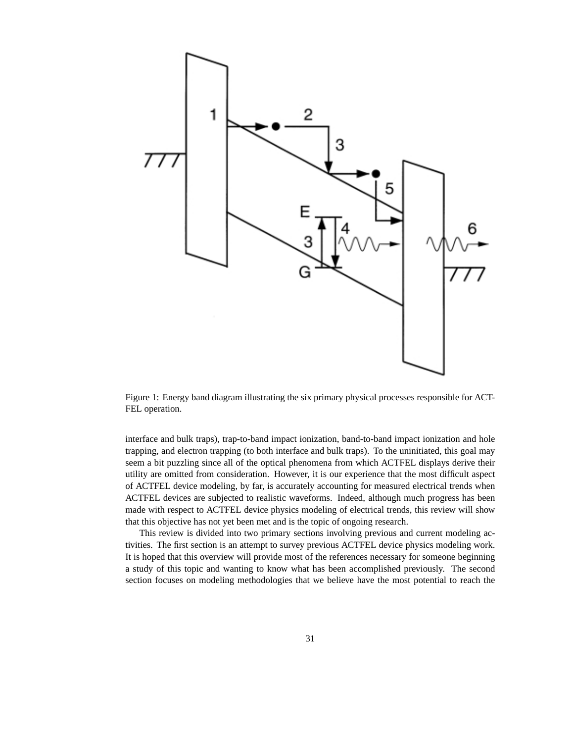Figure 1: Energy band diagram illustrating the six primary physical processes responsible for ACTFEL operation.

interface and bulk traps), trap-to-band impact ionization, band-to-band impact ionization and hole trapping, and electron trapping (to both interface and bulk traps). To the uninitiated, this goal may seem a bit puzzling since all of the optical phenomena from which ACTFEL displays derive their utility are omitted from consideration. However, it is our experience that the most difficult aspect of ACTFEL device modeling, by far, is accurately accounting for measured electrical trends when ACTFEL devices are subjected to realistic waveforms. Indeed, although much progress has been made with respect to ACTFEL device physics modeling of electrical trends, this review will show that this objective has not yet been met and is the topic of ongoing research.

This review is divided into two primary sections involving previous and current modeling activities. The first section is an attempt to survey previous ACTFEL device physics modeling work. It is hoped that this overview will provide most of the references necessary for someone beginning a study of this topic and wanting to know what has been accomplished previously. The second section focuses on modeling methodologies that we believe have the most potential to reach the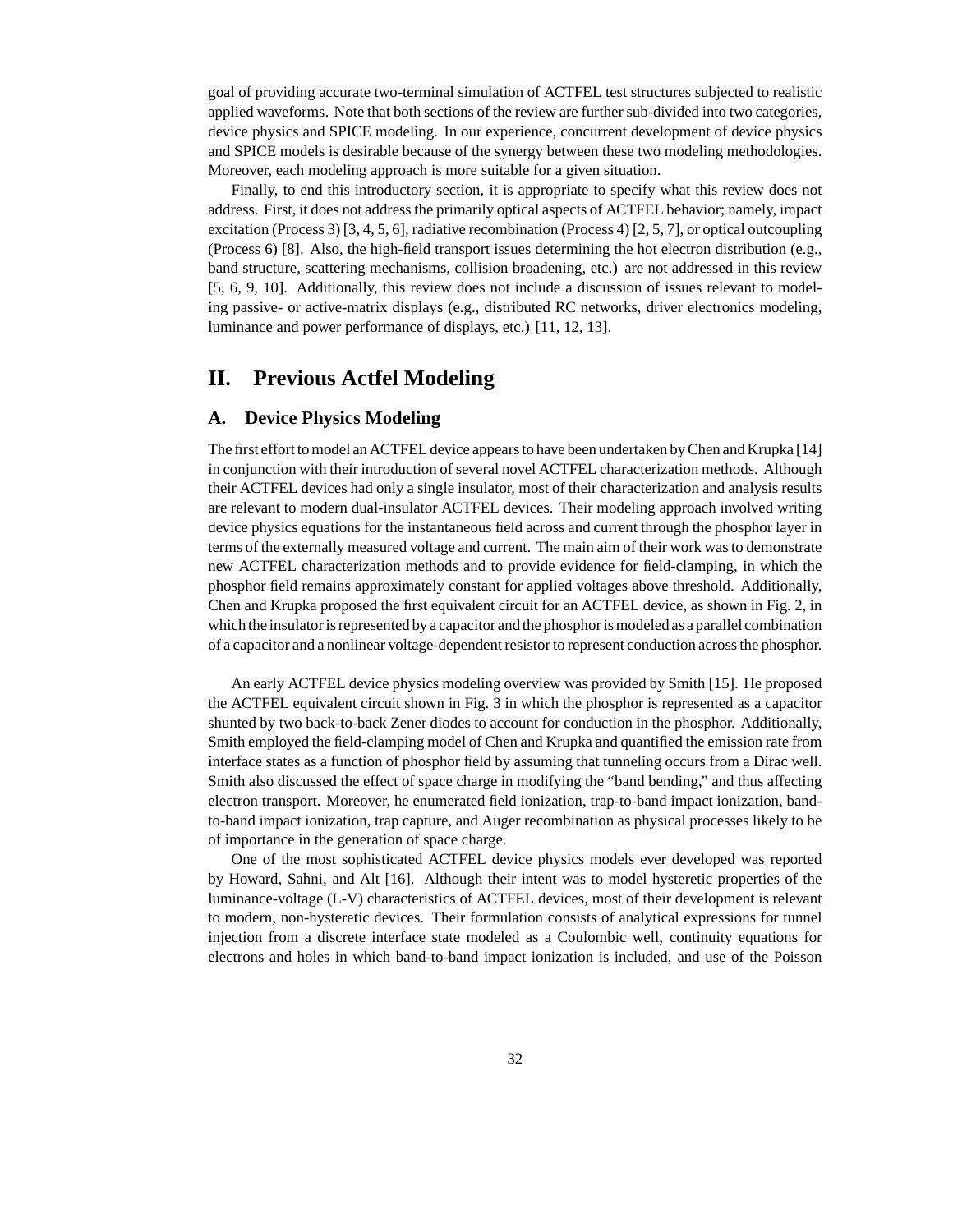goal of providing accurate two-terminal simulation of ACTFEL test structures subjected to realistic applied waveforms. Note that both sections of the review are further sub-divided into two categories, device physics and SPICE modeling. In our experience, concurrent development of device physics and SPICE models is desirable because of the synergy between these two modeling methodologies. Moreover, each modeling approach is more suitable for a given situation.

Finally, to end this introductory section, it is appropriate to specify what this review does not address. First, it does not address the primarily optical aspects of ACTFEL behavior; namely, impact excitation (Process 3) [3, 4, 5, 6], radiative recombination (Process 4) [2, 5, 7], or optical outcoupling (Process 6) [8]. Also, the high-field transport issues determining the hot electron distribution (e.g., band structure, scattering mechanisms, collision broadening, etc.) are not addressed in this review [5, 6, 9, 10]. Additionally, this review does not include a discussion of issues relevant to modeling passive- or active-matrix displays (e.g., distributed RC networks, driver electronics modeling, luminance and power performance of displays, etc.) [11, 12, 13].

# II. Previous Actfel Modeling

## A. Device Physics Modeling

The first effort to model an ACTFEL device appears to have been undertaken by Chen and Krupka [14] in conjunction with their introduction of several novel ACTFEL characterization methods. Although their ACTFEL devices had only a single insulator, most of their characterization and analysis results are relevant to modern dual-insulator ACTFEL devices. Their modeling approach involved writing device physics equations for the instantaneous field across and current through the phosphor layer in terms of the externally measured voltage and current. The main aim of their work was to demonstrate new ACTFEL characterization methods and to provide evidence for field-clamping, in which the phosphor field remains approximately constant for applied voltages above threshold. Additionally, Chen and Krupka proposed the first equivalent circuit for an ACTFEL device, as shown in Fig. 2, in which the insulator is represented by a capacitor and the phosphor is modeled as a parallel combination of a capacitor and a nonlinear voltage-dependent resistor to represent conduction across the phosphor.

An early ACTFEL device physics modeling overview was provided by Smith [15]. He proposed the ACTFEL equivalent circuit shown in Fig. 3 in which the phosphor is represented as a capacitor shunted by two back-to-back Zener diodes to account for conduction in the phosphor. Additionally, Smith employed the field-clamping model of Chen and Krupka and quantified the emission rate from interface states as a function of phosphor field by assuming that tunneling occurs from a Dirac well. Smith also discussed the effect of space charge in modifying the "band bending," and thus affecting electron transport. Moreover, he enumerated field ionization, trap-to-band impact ionization, band-to-band impact ionization, trap capture, and Auger recombination as physical processes likely to be of importance in the generation of space charge.

One of the most sophisticated ACTFEL device physics models ever developed was reported by Howard, Sahni, and Alt [16]. Although their intent was to model hysteretic properties of the luminance-voltage (L-V) characteristics of ACTFEL devices, most of their development is relevant to modern, non-hysteretic devices. Their formulation consists of analytical expressions for tunnel injection from a discrete interface state modeled as a Coulombic well, continuity equations for electrons and holes in which band-to-band impact ionization is included, and use of the Poisson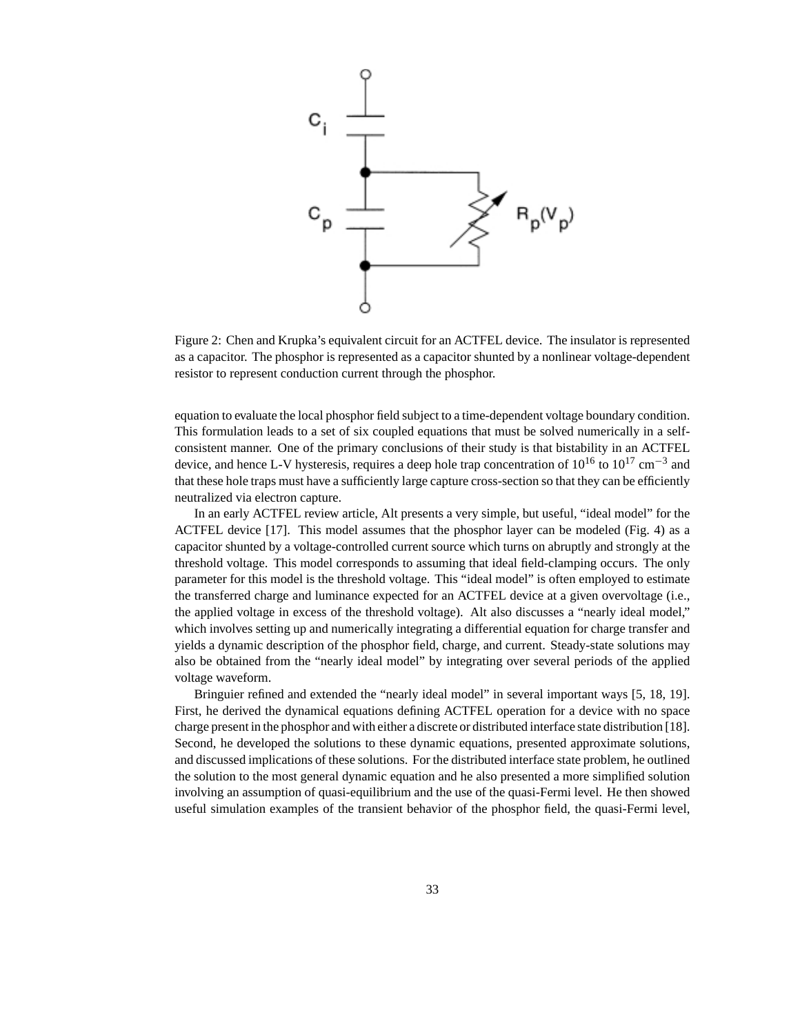Figure 2: Chen and Krupka's equivalent circuit for an ACTFEL device. The insulator is represented as a capacitor. The phosphor is represented as a capacitor shunted by a nonlinear voltage-dependent resistor to represent conduction current through the phosphor.

equation to evaluate the local phosphor field subject to a time-dependent voltage boundary condition. This formulation leads to a set of six coupled equations that must be solved numerically in a self-consistent manner. One of the primary conclusions of their study is that bistability in an ACTFEL device, and hence L-V hysteresis, requires a deep hole trap concentration of $10^{16}$ to $10^{17}$ $cm^{-3}$ and that these hole traps must have a sufficiently large capture cross-section so that they can be efficiently neutralized via electron capture.

In an early ACTFEL review article, Alt presents a very simple, but useful, "ideal model" for the ACTFEL device [17]. This model assumes that the phosphor layer can be modeled (Fig. 4) as a capacitor shunted by a voltage-controlled current source which turns on abruptly and strongly at the threshold voltage. This model corresponds to assuming that ideal field-clamping occurs. The only parameter for this model is the threshold voltage. This "ideal model" is often employed to estimate the transferred charge and luminance expected for an ACTFEL device at a given overvoltage (i.e., the applied voltage in excess of the threshold voltage). Alt also discusses a "nearly ideal model," which involves setting up and numerically integrating a differential equation for charge transfer and yields a dynamic description of the phosphor field, charge, and current. Steady-state solutions may also be obtained from the "nearly ideal model" by integrating over several periods of the applied voltage waveform.

Bringuier refined and extended the "nearly ideal model" in several important ways [5, 18, 19]. First, he derived the dynamical equations defining ACTFEL operation for a device with no space charge present in the phosphor and with either a discrete or distributed interface state distribution [18]. Second, he developed the solutions to these dynamic equations, presented approximate solutions, and discussed implications of these solutions. For the distributed interface state problem, he outlined the solution to the most general dynamic equation and he also presented a more simplified solution involving an assumption of quasi-equilibrium and the use of the quasi-Fermi level. He then showed useful simulation examples of the transient behavior of the phosphor field, the quasi-Fermi level,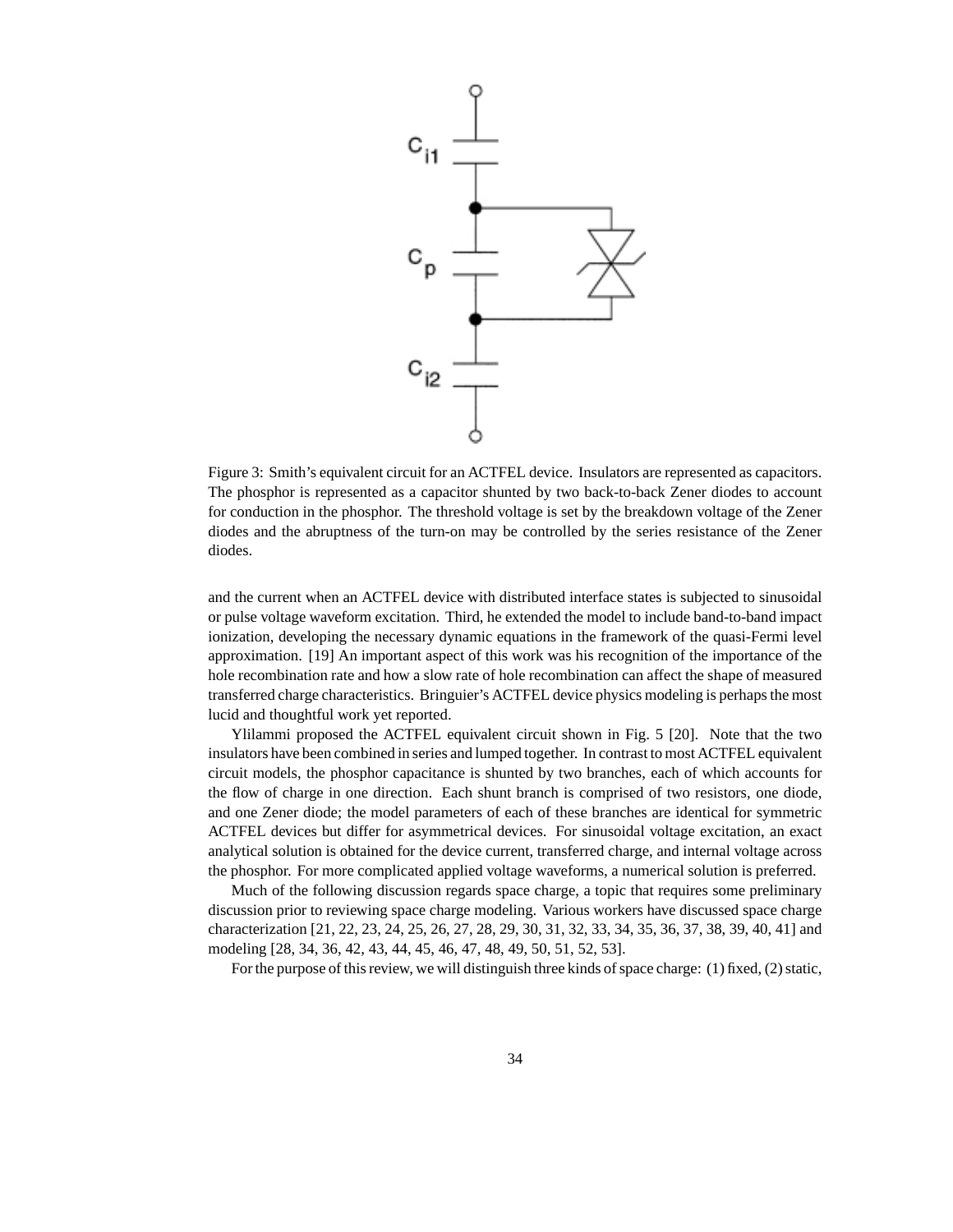Figure 3: Smith's equivalent circuit for an ACTFEL device. Insulators are represented as capacitors. The phosphor is represented as a capacitor shunted by two back-to-back Zener diodes to account for conduction in the phosphor. The threshold voltage is set by the breakdown voltage of the Zener diodes and the abruptness of the turn-on may be controlled by the series resistance of the Zener diodes.

and the current when an ACTFEL device with distributed interface states is subjected to sinusoidal or pulse voltage waveform excitation. Third, he extended the model to include band-to-band impact ionization, developing the necessary dynamic equations in the framework of the quasi-Fermi level approximation. [19] An important aspect of this work was his recognition of the importance of the hole recombination rate and how a slow rate of hole recombination can affect the shape of measured transferred charge characteristics. Bringuier's ACTFEL device physics modeling is perhaps the most lucid and thoughtful work yet reported.

Ylilammi proposed the ACTFEL equivalent circuit shown in Fig. 5 [20]. Note that the two insulators have been combined in series and lumped together. In contrast to most ACTFEL equivalent circuit models, the phosphor capacitance is shunted by two branches, each of which accounts for the flow of charge in one direction. Each shunt branch is comprised of two resistors, one diode, and one Zener diode; the model parameters of each of these branches are identical for symmetric ACTFEL devices but differ for asymmetrical devices. For sinusoidal voltage excitation, an exact analytical solution is obtained for the device current, transferred charge, and internal voltage across the phosphor. For more complicated applied voltage waveforms, a numerical solution is preferred.

Much of the following discussion regards space charge, a topic that requires some preliminary discussion prior to reviewing space charge modeling. Various workers have discussed space charge characterization [21, 22, 23, 24, 25, 26, 27, 28, 29, 30, 31, 32, 33, 34, 35, 36, 37, 38, 39, 40, 41] and modeling [28, 34, 36, 42, 43, 44, 45, 46, 47, 48, 49, 50, 51, 52, 53].

For the purpose of this review, we will distinguish three kinds of space charge: (1) fixed, (2) static,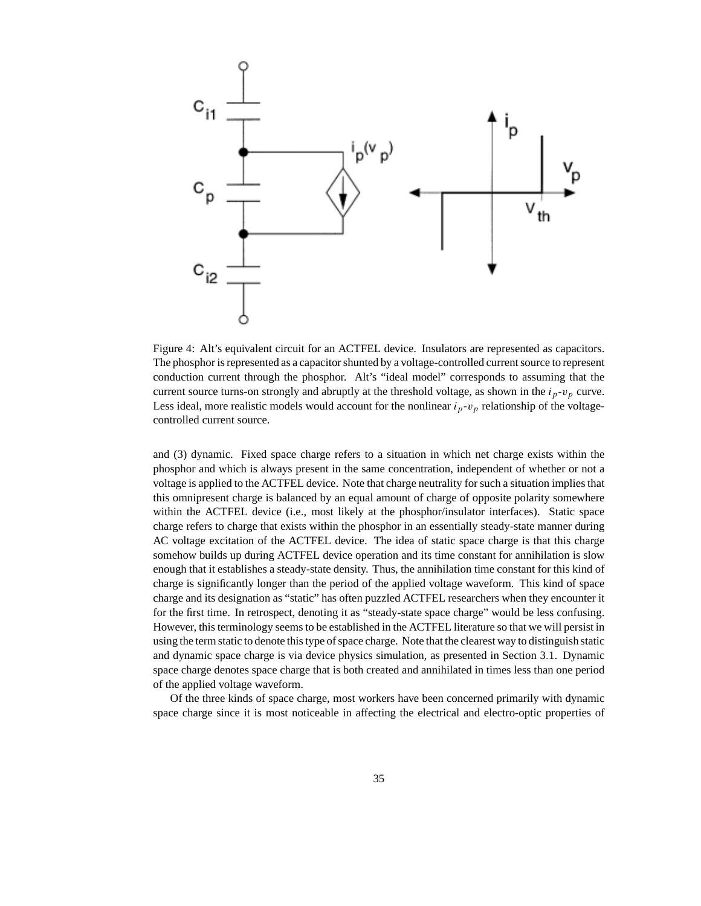Figure 4: Alt's equivalent circuit for an ACTFEL device. Insulators are represented as capacitors. The phosphor is represented as a capacitor shunted by a voltage-controlled current source to represent conduction current through the phosphor. Alt's "ideal model" corresponds to assuming that the current source turns-on strongly and abruptly at the threshold voltage, as shown in the $i_p$-$v_p$ curve. Less ideal, more realistic models would account for the nonlinear $i_p$-$v_p$ relationship of the voltage-controlled current source.

and (3) dynamic. Fixed space charge refers to a situation in which net charge exists within the phosphor and which is always present in the same concentration, independent of whether or not a voltage is applied to the ACTFEL device. Note that charge neutrality for such a situation implies that this omnipresent charge is balanced by an equal amount of charge of opposite polarity somewhere within the ACTFEL device (i.e., most likely at the phosphor/insulator interfaces). Static space charge refers to charge that exists within the phosphor in an essentially steady-state manner during AC voltage excitation of the ACTFEL device. The idea of static space charge is that this charge somehow builds up during ACTFEL device operation and its time constant for annihilation is slow enough that it establishes a steady-state density. Thus, the annihilation time constant for this kind of charge is significantly longer than the period of the applied voltage waveform. This kind of space charge and its designation as "static" has often puzzled ACTFEL researchers when they encounter it for the first time. In retrospect, denoting it as "steady-state space charge" would be less confusing. However, this terminology seems to be established in the ACTFEL literature so that we will persist in using the term static to denote this type of space charge. Note that the clearest way to distinguish static and dynamic space charge is via device physics simulation, as presented in Section 3.1. Dynamic space charge denotes space charge that is both created and annihilated in times less than one period of the applied voltage waveform.

Of the three kinds of space charge, most workers have been concerned primarily with dynamic space charge since it is most noticeable in affecting the electrical and electro-optic properties of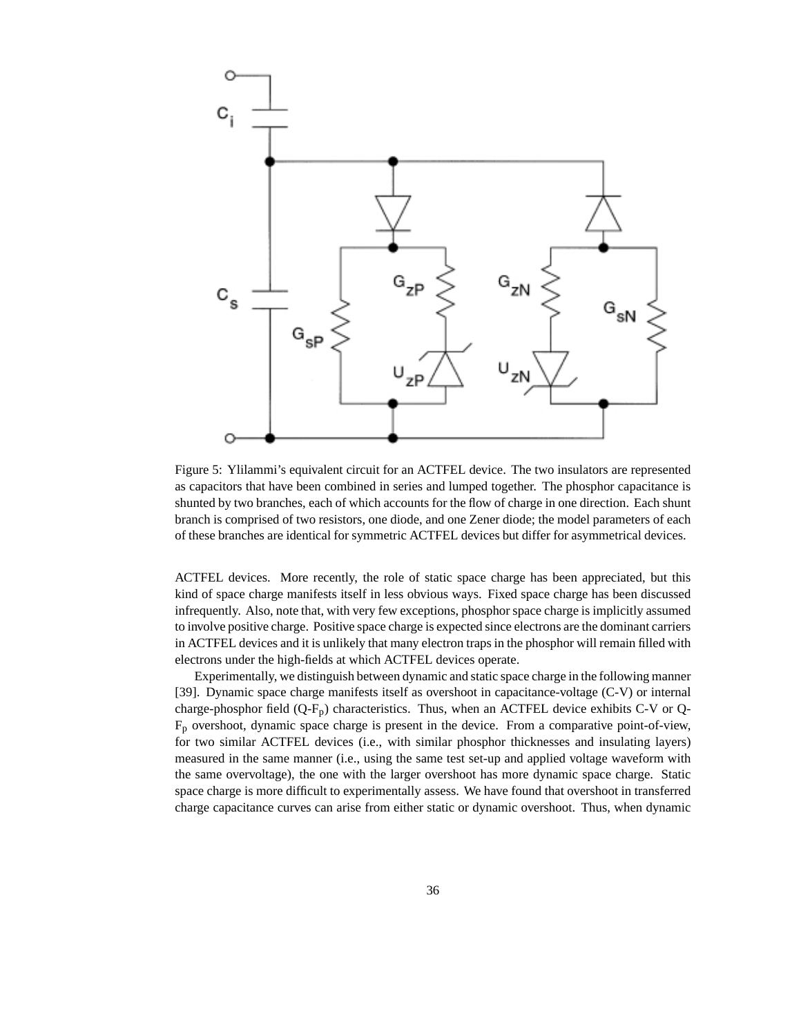Figure 5: Ylilammi's equivalent circuit for an ACTFEL device. The two insulators are represented as capacitors that have been combined in series and lumped together. The phosphor capacitance is shunted by two branches, each of which accounts for the flow of charge in one direction. Each shunt branch is comprised of two resistors, one diode, and one Zener diode; the model parameters of each of these branches are identical for symmetric ACTFEL devices but differ for asymmetrical devices.

ACTFEL devices. More recently, the role of static space charge has been appreciated, but this kind of space charge manifests itself in less obvious ways. Fixed space charge has been discussed infrequently. Also, note that, with very few exceptions, phosphor space charge is implicitly assumed to involve positive charge. Positive space charge is expected since electrons are the dominant carriers in ACTFEL devices and it is unlikely that many electron traps in the phosphor will remain filled with electrons under the high-fields at which ACTFEL devices operate.

Experimentally, we distinguish between dynamic and static space charge in the following manner [39]. Dynamic space charge manifests itself as overshoot in capacitance-voltage (C-V) or internal charge-phosphor field (Q-$F_p$) characteristics. Thus, when an ACTFEL device exhibits C-V or Q-$F_p$ overshoot, dynamic space charge is present in the device. From a comparative point-of-view, for two similar ACTFEL devices (i.e., with similar phosphor thicknesses and insulating layers) measured in the same manner (i.e., using the same test set-up and applied voltage waveform with the same overvoltage), the one with the larger overshoot has more dynamic space charge. Static space charge is more difficult to experimentally assess. We have found that overshoot in transferred charge capacitance curves can arise from either static or dynamic overshoot. Thus, when dynamic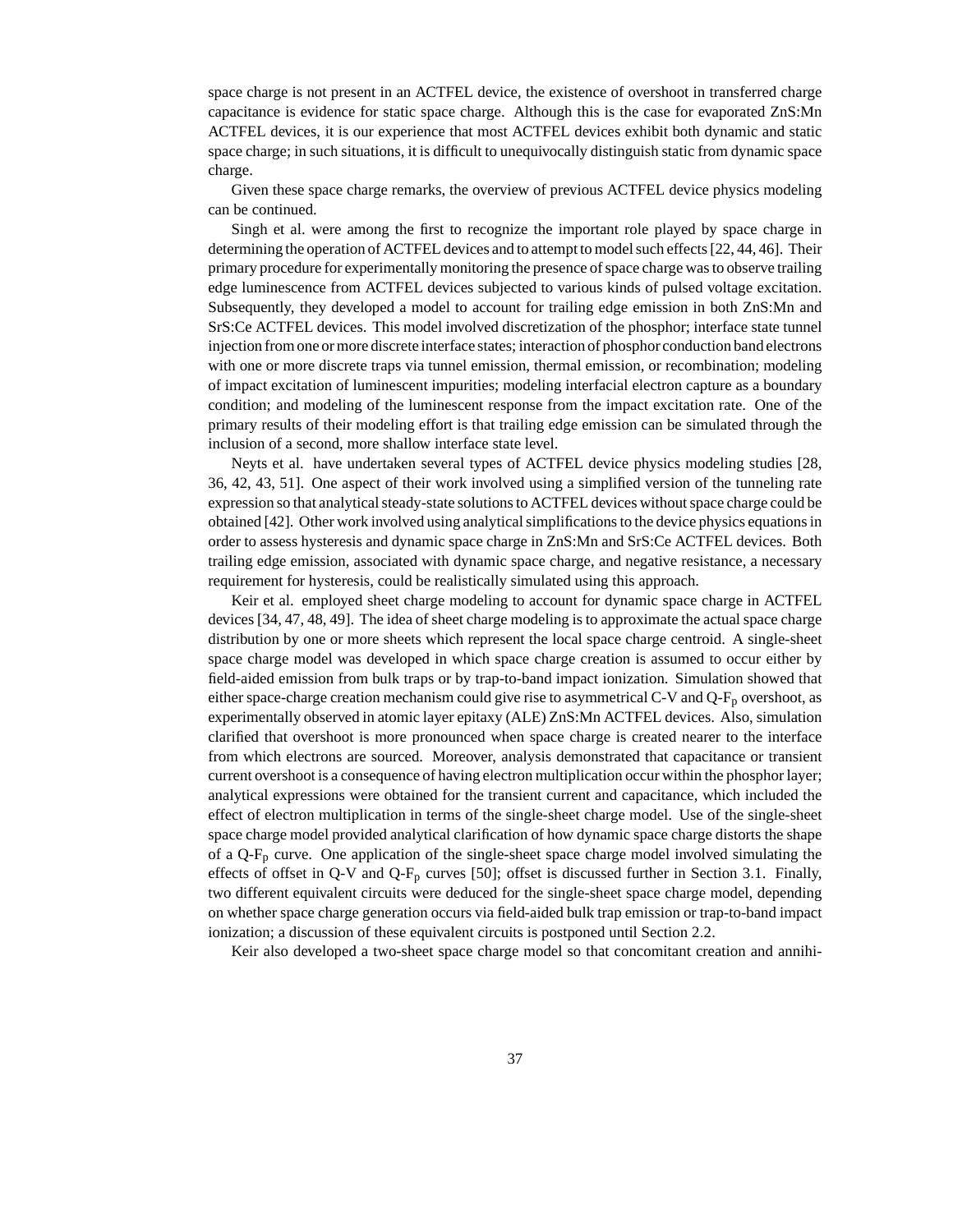space charge is not present in an ACTFEL device, the existence of overshoot in transferred charge capacitance is evidence for static space charge. Although this is the case for evaporated ZnS:Mn ACTFEL devices, it is our experience that most ACTFEL devices exhibit both dynamic and static space charge; in such situations, it is difficult to unequivocally distinguish static from dynamic space charge.

Given these space charge remarks, the overview of previous ACTFEL device physics modeling can be continued.

Singh et al. were among the first to recognize the important role played by space charge in determining the operation of ACTFEL devices and to attempt to model such effects [22, 44, 46]. Their primary procedure for experimentally monitoring the presence of space charge was to observe trailing edge luminescence from ACTFEL devices subjected to various kinds of pulsed voltage excitation. Subsequently, they developed a model to account for trailing edge emission in both ZnS:Mn and SrS:Ce ACTFEL devices. This model involved discretization of the phosphor; interface state tunnel injection from one or more discrete interface states; interaction of phosphor conduction band electrons with one or more discrete traps via tunnel emission, thermal emission, or recombination; modeling of impact excitation of luminescent impurities; modeling interfacial electron capture as a boundary condition; and modeling of the luminescent response from the impact excitation rate. One of the primary results of their modeling effort is that trailing edge emission can be simulated through the inclusion of a second, more shallow interface state level.

Neyts et al. have undertaken several types of ACTFEL device physics modeling studies [28, 36, 42, 43, 51]. One aspect of their work involved using a simplified version of the tunneling rate expression so that analytical steady-state solutions to ACTFEL devices without space charge could be obtained [42]. Other work involved using analytical simplifications to the device physics equations in order to assess hysteresis and dynamic space charge in ZnS:Mn and SrS:Ce ACTFEL devices. Both trailing edge emission, associated with dynamic space charge, and negative resistance, a necessary requirement for hysteresis, could be realistically simulated using this approach.

Keir et al. employed sheet charge modeling to account for dynamic space charge in ACTFEL devices [34, 47, 48, 49]. The idea of sheet charge modeling is to approximate the actual space charge distribution by one or more sheets which represent the local space charge centroid. A single-sheet space charge model was developed in which space charge creation is assumed to occur either by field-aided emission from bulk traps or by trap-to-band impact ionization. Simulation showed that either space-charge creation mechanism could give rise to asymmetrical C-V and Q-$F_p$ overshoot, as experimentally observed in atomic layer epitaxy (ALE) ZnS:Mn ACTFEL devices. Also, simulation clarified that overshoot is more pronounced when space charge is created nearer to the interface from which electrons are sourced. Moreover, analysis demonstrated that capacitance or transient current overshoot is a consequence of having electron multiplication occur within the phosphor layer; analytical expressions were obtained for the transient current and capacitance, which included the effect of electron multiplication in terms of the single-sheet charge model. Use of the single-sheet space charge model provided analytical clarification of how dynamic space charge distorts the shape of a Q-$F_p$ curve. One application of the single-sheet space charge model involved simulating the effects of offset in Q-V and Q-$F_p$ curves [50]; offset is discussed further in Section 3.1. Finally, two different equivalent circuits were deduced for the single-sheet space charge model, depending on whether space charge generation occurs via field-aided bulk trap emission or trap-to-band impact ionization; a discussion of these equivalent circuits is postponed until Section 2.2.

Keir also developed a two-sheet space charge model so that concomitant creation and annihi-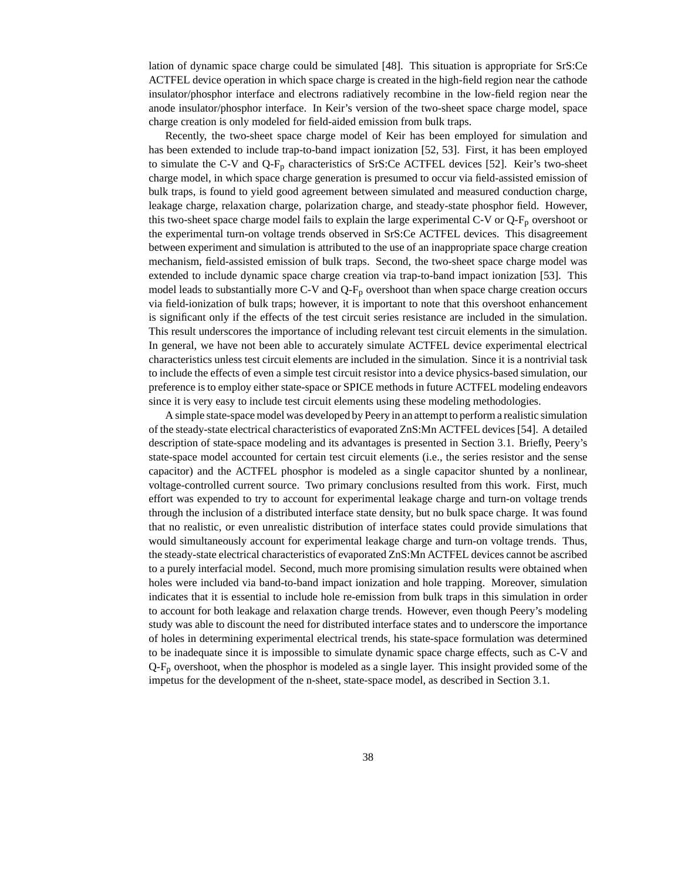lation of dynamic space charge could be simulated [48]. This situation is appropriate for SrS:Ce ACTFEL device operation in which space charge is created in the high-field region near the cathode insulator/phosphor interface and electrons radiatively recombine in the low-field region near the anode insulator/phosphor interface. In Keir's version of the two-sheet space charge model, space charge creation is only modeled for field-aided emission from bulk traps.

Recently, the two-sheet space charge model of Keir has been employed for simulation and has been extended to include trap-to-band impact ionization [52, 53]. First, it has been employed to simulate the C-V and Q-$F_p$ characteristics of SrS:Ce ACTFEL devices [52]. Keir's two-sheet charge model, in which space charge generation is presumed to occur via field-assisted emission of bulk traps, is found to yield good agreement between simulated and measured conduction charge, leakage charge, relaxation charge, polarization charge, and steady-state phosphor field. However, this two-sheet space charge model fails to explain the large experimental C-V or Q-$F_p$ overshoot or the experimental turn-on voltage trends observed in SrS:Ce ACTFEL devices. This disagreement between experiment and simulation is attributed to the use of an inappropriate space charge creation mechanism, field-assisted emission of bulk traps. Second, the two-sheet space charge model was extended to include dynamic space charge creation via trap-to-band impact ionization [53]. This model leads to substantially more C-V and Q-$F_p$ overshoot than when space charge creation occurs via field-ionization of bulk traps; however, it is important to note that this overshoot enhancement is significant only if the effects of the test circuit series resistance are included in the simulation. This result underscores the importance of including relevant test circuit elements in the simulation. In general, we have not been able to accurately simulate ACTFEL device experimental electrical characteristics unless test circuit elements are included in the simulation. Since it is a nontrivial task to include the effects of even a simple test circuit resistor into a device physics-based simulation, our preference is to employ either state-space or SPICE methods in future ACTFEL modeling endeavors since it is very easy to include test circuit elements using these modeling methodologies.

A simple state-space model was developed by Peery in an attempt to perform a realistic simulation of the steady-state electrical characteristics of evaporated ZnS:Mn ACTFEL devices [54]. A detailed description of state-space modeling and its advantages is presented in Section 3.1. Briefly, Peery's state-space model accounted for certain test circuit elements (i.e., the series resistor and the sense capacitor) and the ACTFEL phosphor is modeled as a single capacitor shunted by a nonlinear, voltage-controlled current source. Two primary conclusions resulted from this work. First, much effort was expended to try to account for experimental leakage charge and turn-on voltage trends through the inclusion of a distributed interface state density, but no bulk space charge. It was found that no realistic, or even unrealistic distribution of interface states could provide simulations that would simultaneously account for experimental leakage charge and turn-on voltage trends. Thus, the steady-state electrical characteristics of evaporated ZnS:Mn ACTFEL devices cannot be ascribed to a purely interfacial model. Second, much more promising simulation results were obtained when holes were included via band-to-band impact ionization and hole trapping. Moreover, simulation indicates that it is essential to include hole re-emission from bulk traps in this simulation in order to account for both leakage and relaxation charge trends. However, even though Peery's modeling study was able to discount the need for distributed interface states and to underscore the importance of holes in determining experimental electrical trends, his state-space formulation was determined to be inadequate since it is impossible to simulate dynamic space charge effects, such as C-V and Q-$F_p$ overshoot, when the phosphor is modeled as a single layer. This insight provided some of the impetus for the development of the n-sheet, state-space model, as described in Section 3.1.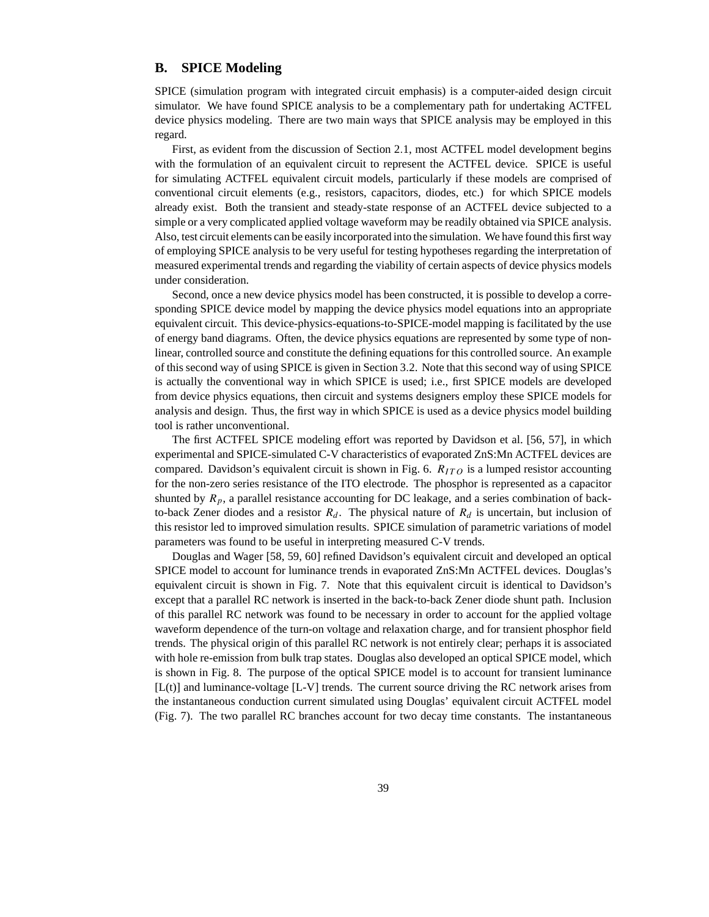## B. SPICE Modeling

SPICE (simulation program with integrated circuit emphasis) is a computer-aided design circuit simulator. We have found SPICE analysis to be a complementary path for undertaking ACTFEL device physics modeling. There are two main ways that SPICE analysis may be employed in this regard.

First, as evident from the discussion of Section 2.1, most ACTFEL model development begins with the formulation of an equivalent circuit to represent the ACTFEL device. SPICE is useful for simulating ACTFEL equivalent circuit models, particularly if these models are comprised of conventional circuit elements (e.g., resistors, capacitors, diodes, etc.) for which SPICE models already exist. Both the transient and steady-state response of an ACTFEL device subjected to a simple or a very complicated applied voltage waveform may be readily obtained via SPICE analysis. Also, test circuit elements can be easily incorporated into the simulation. We have found this first way of employing SPICE analysis to be very useful for testing hypotheses regarding the interpretation of measured experimental trends and regarding the viability of certain aspects of device physics models under consideration.

Second, once a new device physics model has been constructed, it is possible to develop a corresponding SPICE device model by mapping the device physics model equations into an appropriate equivalent circuit. This device-physics-equations-to-SPICE-model mapping is facilitated by the use of energy band diagrams. Often, the device physics equations are represented by some type of non-linear, controlled source and constitute the defining equations for this controlled source. An example of this second way of using SPICE is given in Section 3.2. Note that this second way of using SPICE is actually the conventional way in which SPICE is used; i.e., first SPICE models are developed from device physics equations, then circuit and systems designers employ these SPICE models for analysis and design. Thus, the first way in which SPICE is used as a device physics model building tool is rather unconventional.

The first ACTFEL SPICE modeling effort was reported by Davidson et al. [56, 57], in which experimental and SPICE-simulated C-V characteristics of evaporated ZnS:Mn ACTFEL devices are compared. Davidson's equivalent circuit is shown in Fig. 6. $R_{ITO}$ is a lumped resistor accounting for the non-zero series resistance of the ITO electrode. The phosphor is represented as a capacitor shunted by $R_p$, a parallel resistance accounting for DC leakage, and a series combination of back-to-back Zener diodes and a resistor $R_d$. The physical nature of $R_d$ is uncertain, but inclusion of this resistor led to improved simulation results. SPICE simulation of parametric variations of model parameters was found to be useful in interpreting measured C-V trends.

Douglas and Wager [58, 59, 60] refined Davidson's equivalent circuit and developed an optical SPICE model to account for luminance trends in evaporated ZnS:Mn ACTFEL devices. Douglas's equivalent circuit is shown in Fig. 7. Note that this equivalent circuit is identical to Davidson's except that a parallel RC network is inserted in the back-to-back Zener diode shunt path. Inclusion of this parallel RC network was found to be necessary in order to account for the applied voltage waveform dependence of the turn-on voltage and relaxation charge, and for transient phosphor field trends. The physical origin of this parallel RC network is not entirely clear; perhaps it is associated with hole re-emission from bulk trap states. Douglas also developed an optical SPICE model, which is shown in Fig. 8. The purpose of the optical SPICE model is to account for transient luminance [L(t)] and luminance-voltage [L-V] trends. The current source driving the RC network arises from the instantaneous conduction current simulated using Douglas' equivalent circuit ACTFEL model (Fig. 7). The two parallel RC branches account for two decay time constants. The instantaneous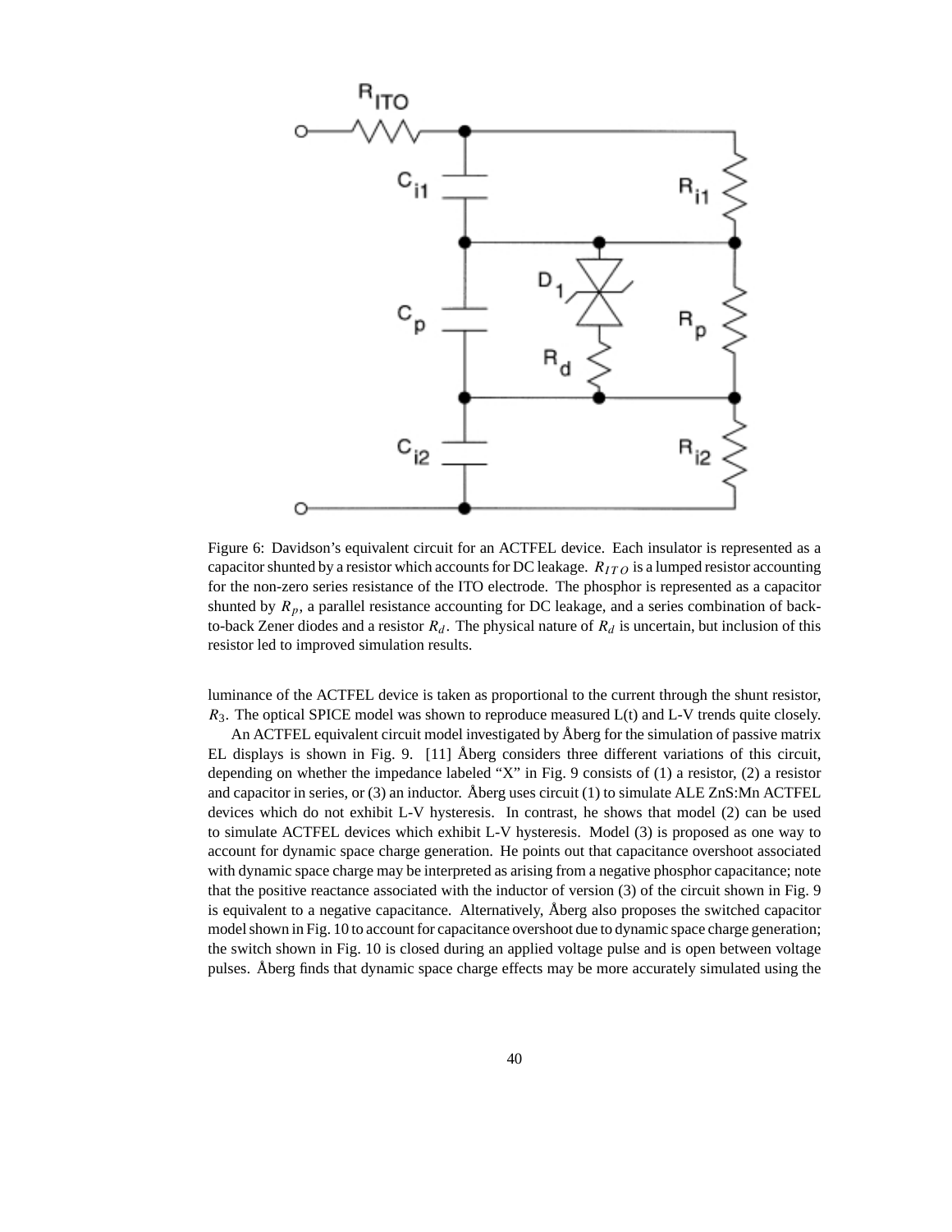Figure 6: Davidson's equivalent circuit for an ACTFEL device. Each insulator is represented as a capacitor shunted by a resistor which accounts for DC leakage. $R_{ITO}$ is a lumped resistor accounting for the non-zero series resistance of the ITO electrode. The phosphor is represented as a capacitor shunted by $R_p$, a parallel resistance accounting for DC leakage, and a series combination of back-to-back Zener diodes and a resistor $R_d$. The physical nature of $R_d$ is uncertain, but inclusion of this resistor led to improved simulation results.

luminance of the ACTFEL device is taken as proportional to the current through the shunt resistor, $R_3$. The optical SPICE model was shown to reproduce measured L(t) and L-V trends quite closely.

An ACTFEL equivalent circuit model investigated by Åberg for the simulation of passive matrix EL displays is shown in Fig. 9. [11] Åberg considers three different variations of this circuit, depending on whether the impedance labeled "X" in Fig. 9 consists of (1) a resistor, (2) a resistor and capacitor in series, or (3) an inductor. Åberg uses circuit (1) to simulate ALE ZnS:Mn ACTFEL devices which do not exhibit L-V hysteresis. In contrast, he shows that model (2) can be used to simulate ACTFEL devices which exhibit L-V hysteresis. Model (3) is proposed as one way to account for dynamic space charge generation. He points out that capacitance overshoot associated with dynamic space charge may be interpreted as arising from a negative phosphor capacitance; note that the positive reactance associated with the inductor of version (3) of the circuit shown in Fig. 9 is equivalent to a negative capacitance. Alternatively, Åberg also proposes the switched capacitor model shown in Fig. 10 to account for capacitance overshoot due to dynamic space charge generation; the switch shown in Fig. 10 is closed during an applied voltage pulse and is open between voltage pulses. Åberg finds that dynamic space charge effects may be more accurately simulated using the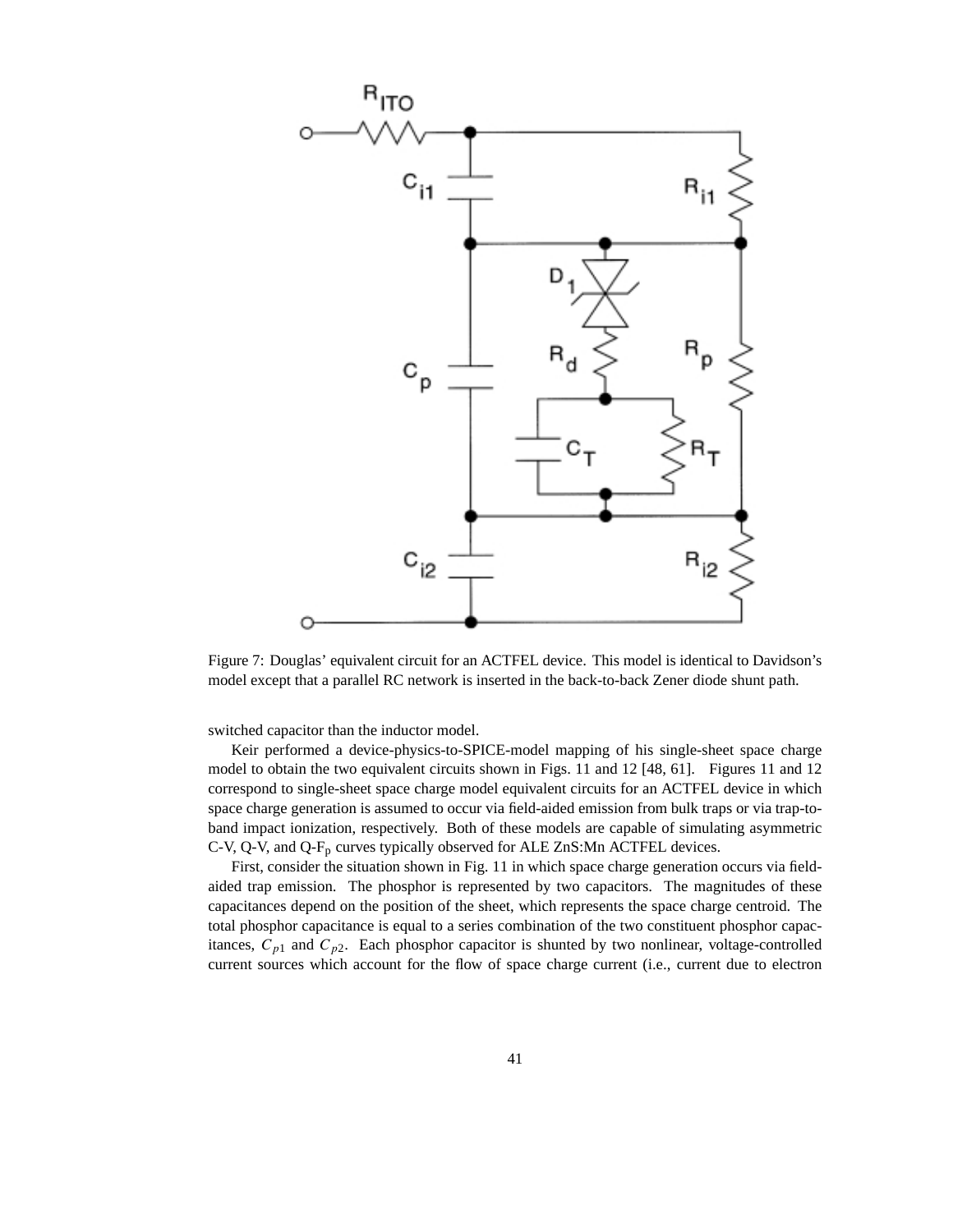Figure 7: Douglas' equivalent circuit for an ACTFEL device. This model is identical to Davidson's model except that a parallel RC network is inserted in the back-to-back Zener diode shunt path.

switched capacitor than the inductor model.

Keir performed a device-physics-to-SPICE-model mapping of his single-sheet space charge model to obtain the two equivalent circuits shown in Figs. 11 and 12 [48, 61]. Figures 11 and 12 correspond to single-sheet space charge model equivalent circuits for an ACTFEL device in which space charge generation is assumed to occur via field-aided emission from bulk traps or via trap-to-band impact ionization, respectively. Both of these models are capable of simulating asymmetric C-V, Q-V, and Q-$F_p$ curves typically observed for ALE ZnS:Mn ACTFEL devices.

First, consider the situation shown in Fig. 11 in which space charge generation occurs via field-aided trap emission. The phosphor is represented by two capacitors. The magnitudes of these capacitances depend on the position of the sheet, which represents the space charge centroid. The total phosphor capacitance is equal to a series combination of the two constituent phosphor capacitances, $C_{p1}$ and $C_{p2}$. Each phosphor capacitor is shunted by two nonlinear, voltage-controlled current sources which account for the flow of space charge current (i.e., current due to electron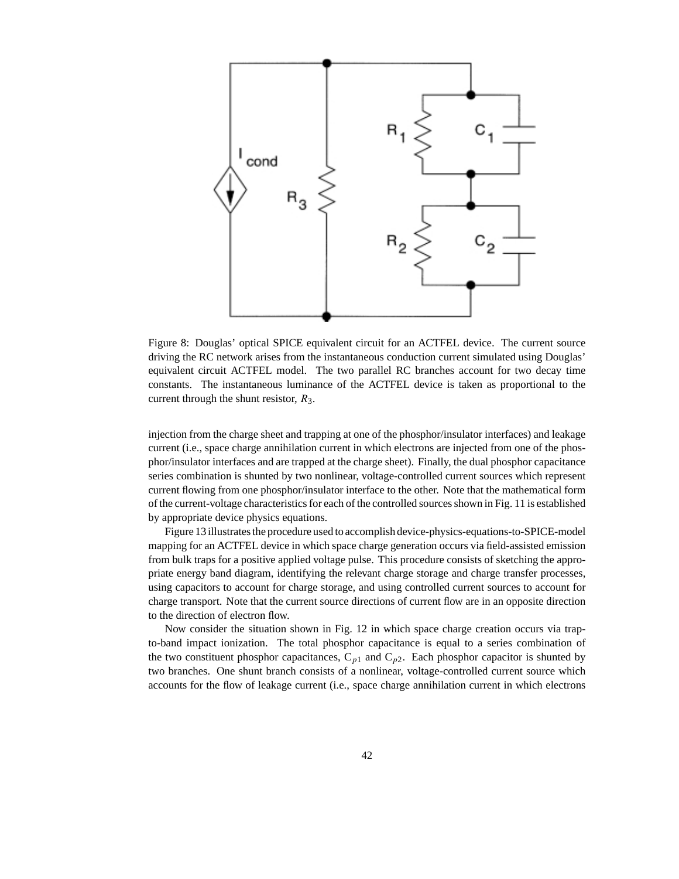Figure 8: Douglas' optical SPICE equivalent circuit for an ACTFEL device. The current source driving the RC network arises from the instantaneous conduction current simulated using Douglas' equivalent circuit ACTFEL model. The two parallel RC branches account for two decay time constants. The instantaneous luminance of the ACTFEL device is taken as proportional to the current through the shunt resistor, $R_3$.

injection from the charge sheet and trapping at one of the phosphor/insulator interfaces) and leakage current (i.e., space charge annihilation current in which electrons are injected from one of the phosphor/insulator interfaces and are trapped at the charge sheet). Finally, the dual phosphor capacitance series combination is shunted by two nonlinear, voltage-controlled current sources which represent current flowing from one phosphor/insulator interface to the other. Note that the mathematical form of the current-voltage characteristics for each of the controlled sources shown in Fig. 11 is established by appropriate device physics equations.

Figure 13 illustrates the procedure used to accomplish device-physics-equations-to-SPICE-model mapping for an ACTFEL device in which space charge generation occurs via field-assisted emission from bulk traps for a positive applied voltage pulse. This procedure consists of sketching the appropriate energy band diagram, identifying the relevant charge storage and charge transfer processes, using capacitors to account for charge storage, and using controlled current sources to account for charge transport. Note that the current source directions of current flow are in an opposite direction to the direction of electron flow.

Now consider the situation shown in Fig. 12 in which space charge creation occurs via trap-to-band impact ionization. The total phosphor capacitance is equal to a series combination of the two constituent phosphor capacitances, $C_{p1}$ and $C_{p2}$. Each phosphor capacitor is shunted by two branches. One shunt branch consists of a nonlinear, voltage-controlled current source which accounts for the flow of leakage current (i.e., space charge annihilation current in which electrons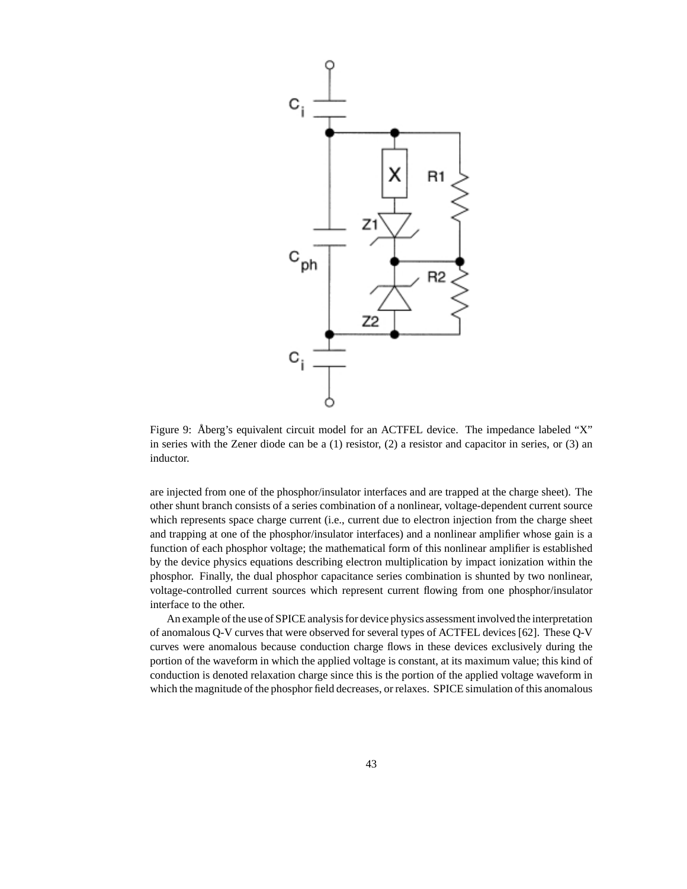Figure 9: Åberg's equivalent circuit model for an ACTFEL device. The impedance labeled "X" in series with the Zener diode can be a (1) resistor, (2) a resistor and capacitor in series, or (3) an inductor.

are injected from one of the phosphor/insulator interfaces and are trapped at the charge sheet). The other shunt branch consists of a series combination of a nonlinear, voltage-dependent current source which represents space charge current (i.e., current due to electron injection from the charge sheet and trapping at one of the phosphor/insulator interfaces) and a nonlinear amplifier whose gain is a function of each phosphor voltage; the mathematical form of this nonlinear amplifier is established by the device physics equations describing electron multiplication by impact ionization within the phosphor. Finally, the dual phosphor capacitance series combination is shunted by two nonlinear, voltage-controlled current sources which represent current flowing from one phosphor/insulator interface to the other.

An example of the use of SPICE analysis for device physics assessment involved the interpretation of anomalous Q-V curves that were observed for several types of ACTFEL devices [62]. These Q-V curves were anomalous because conduction charge flows in these devices exclusively during the portion of the waveform in which the applied voltage is constant, at its maximum value; this kind of conduction is denoted relaxation charge since this is the portion of the applied voltage waveform in which the magnitude of the phosphor field decreases, or relaxes. SPICE simulation of this anomalous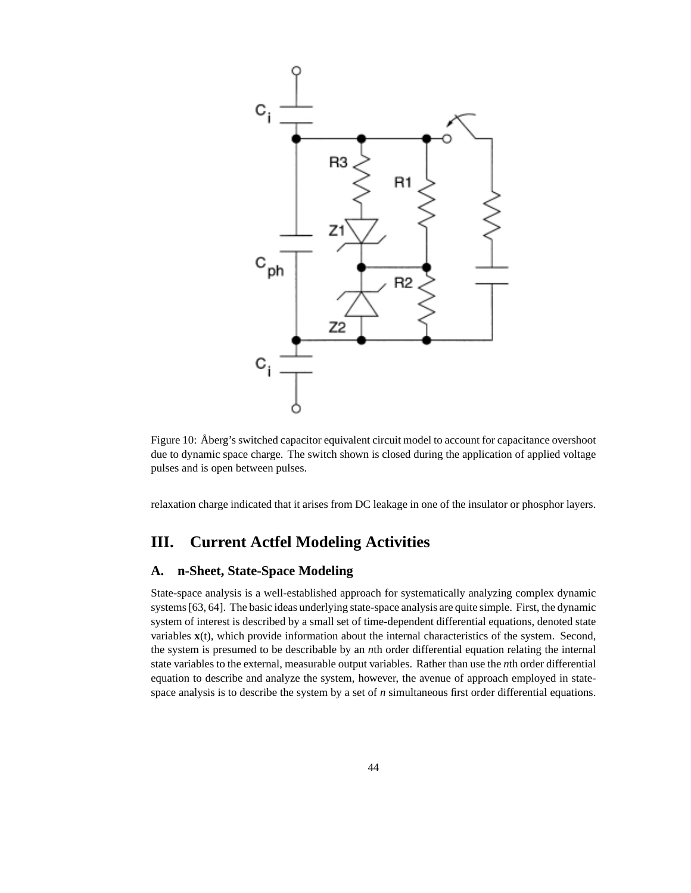Figure 10: Åberg's switched capacitor equivalent circuit model to account for capacitance overshoot due to dynamic space charge. The switch shown is closed during the application of applied voltage pulses and is open between pulses.

relaxation charge indicated that it arises from DC leakage in one of the insulator or phosphor layers.

## III. Current Actfel Modeling Activities

### A. n-Sheet, State-Space Modeling

State-space analysis is a well-established approach for systematically analyzing complex dynamic systems [63, 64]. The basic ideas underlying state-space analysis are quite simple. First, the dynamic system of interest is described by a small set of time-dependent differential equations, denoted state variables $\mathbf{x}(t)$, which provide information about the internal characteristics of the system. Second, the system is presumed to be describable by an $n$th order differential equation relating the internal state variables to the external, measurable output variables. Rather than use the $n$th order differential equation to describe and analyze the system, however, the avenue of approach employed in state-space analysis is to describe the system by a set of $n$ simultaneous first order differential equations.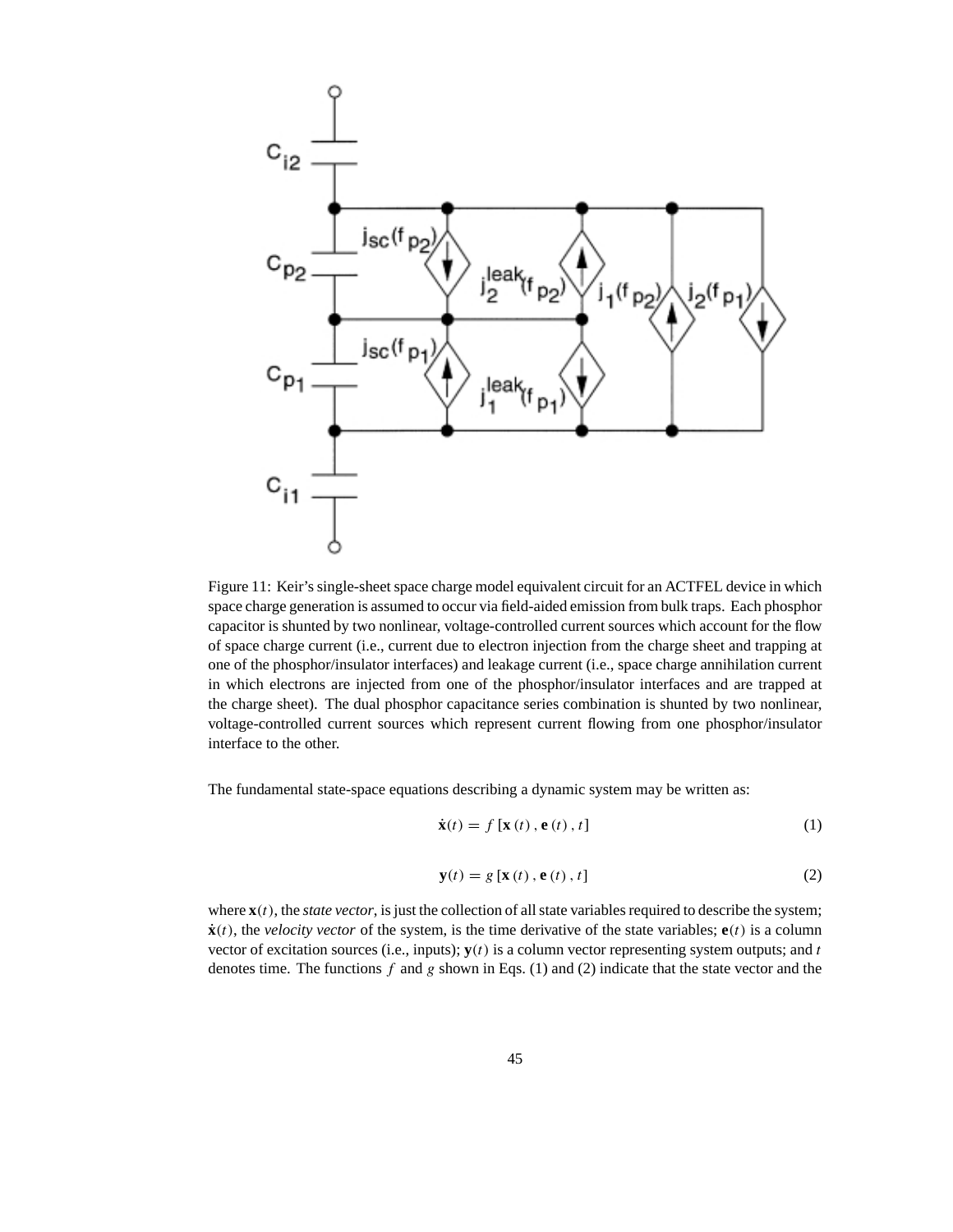Figure 11: Keir's single-sheet space charge model equivalent circuit for an ACTFEL device in which space charge generation is assumed to occur via field-aided emission from bulk traps. Each phosphor capacitor is shunted by two nonlinear, voltage-controlled current sources which account for the flow of space charge current (i.e., current due to electron injection from the charge sheet and trapping at one of the phosphor/insulator interfaces) and leakage current (i.e., space charge annihilation current in which electrons are injected from one of the phosphor/insulator interfaces and are trapped at the charge sheet). The dual phosphor capacitance series combination is shunted by two nonlinear, voltage-controlled current sources which represent current flowing from one phosphor/insulator interface to the other.

The fundamental state-space equations describing a dynamic system may be written as:

$$\dot{\mathbf{x}}(t) = f\left[\mathbf{x}(t), \mathbf{e}(t), t\right] \tag{1}$$

$$\mathbf{y}(t) = g\left[\mathbf{x}(t), \mathbf{e}(t), t\right] \tag{2}$$

where $\mathbf{x}(t)$, the *state vector*, is just the collection of all state variables required to describe the system; $\dot{\mathbf{x}}(t)$, the *velocity vector* of the system, is the time derivative of the state variables; $\mathbf{e}(t)$ is a column vector of excitation sources (i.e., inputs); $\mathbf{y}(t)$ is a column vector representing system outputs; and $t$ denotes time. The functions $f$ and $g$ shown in Eqs. (1) and (2) indicate that the state vector and the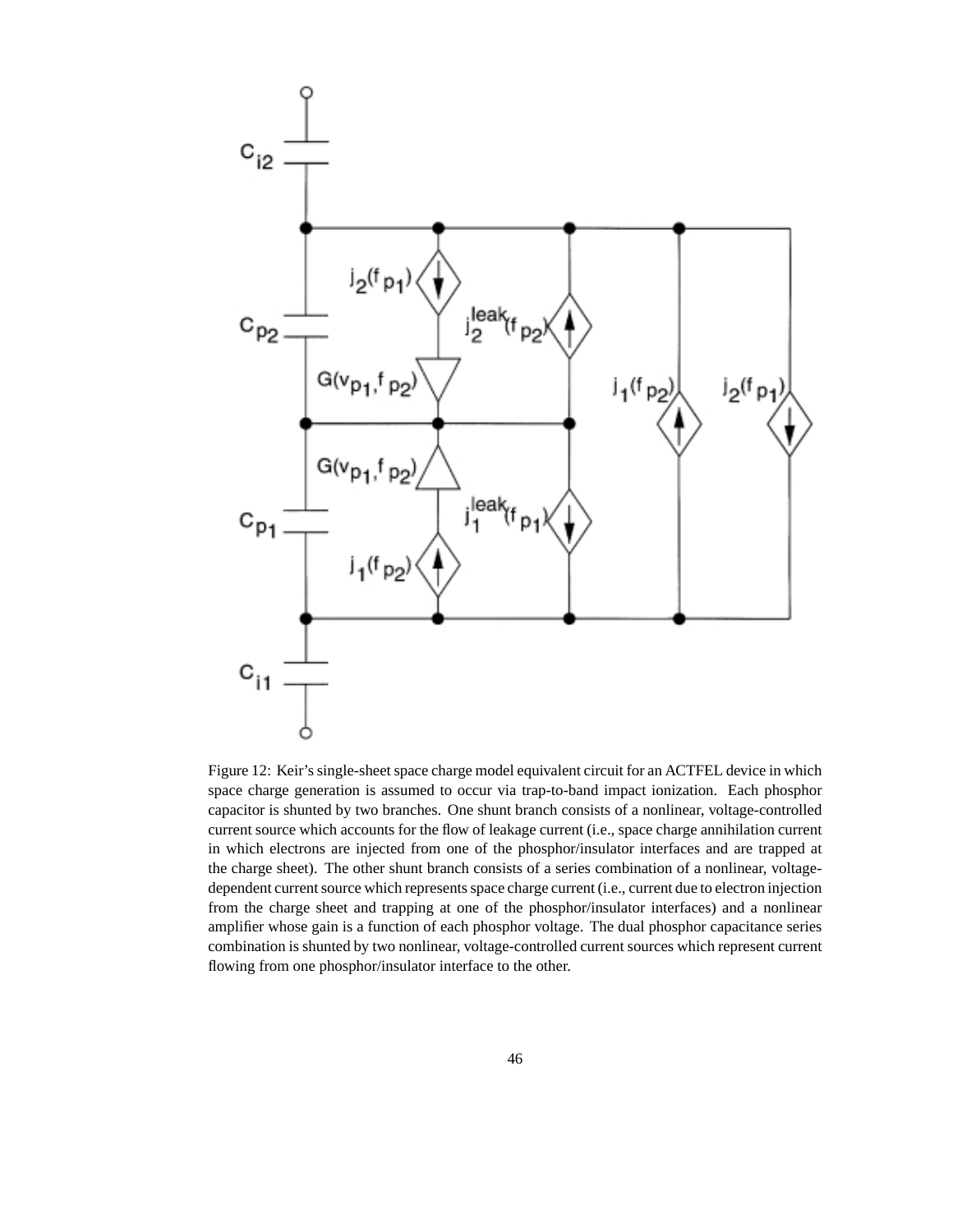Figure 12: Keir's single-sheet space charge model equivalent circuit for an ACTFEL device in which space charge generation is assumed to occur via trap-to-band impact ionization. Each phosphor capacitor is shunted by two branches. One shunt branch consists of a nonlinear, voltage-controlled current source which accounts for the flow of leakage current (i.e., space charge annihilation current in which electrons are injected from one of the phosphor/insulator interfaces and are trapped at the charge sheet). The other shunt branch consists of a series combination of a nonlinear, voltage-dependent current source which represents space charge current (i.e., current due to electron injection from the charge sheet and trapping at one of the phosphor/insulator interfaces) and a nonlinear amplifier whose gain is a function of each phosphor voltage. The dual phosphor capacitance series combination is shunted by two nonlinear, voltage-controlled current sources which represent current flowing from one phosphor/insulator interface to the other.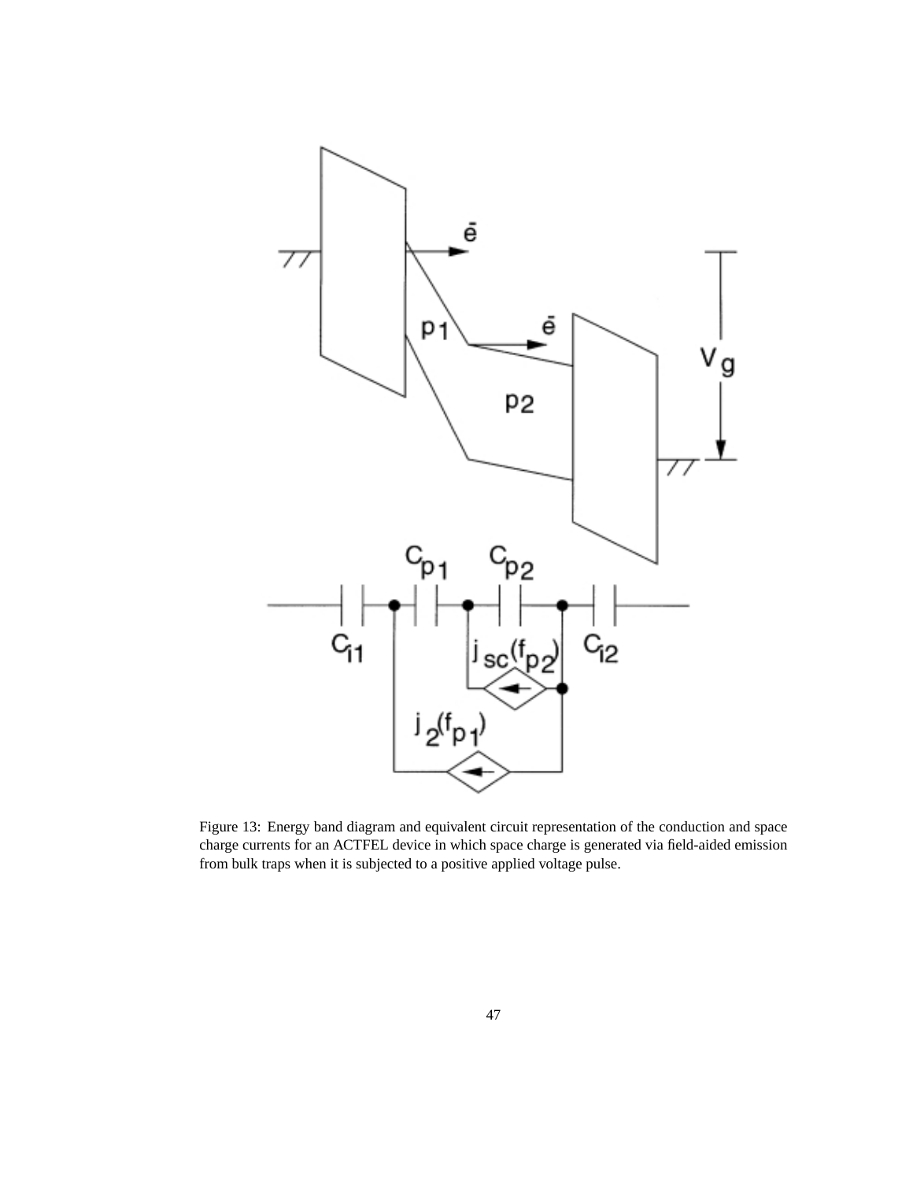Figure 13: Energy band diagram and equivalent circuit representation of the conduction and space charge currents for an ACTFEL device in which space charge is generated via field-aided emission from bulk traps when it is subjected to a positive applied voltage pulse.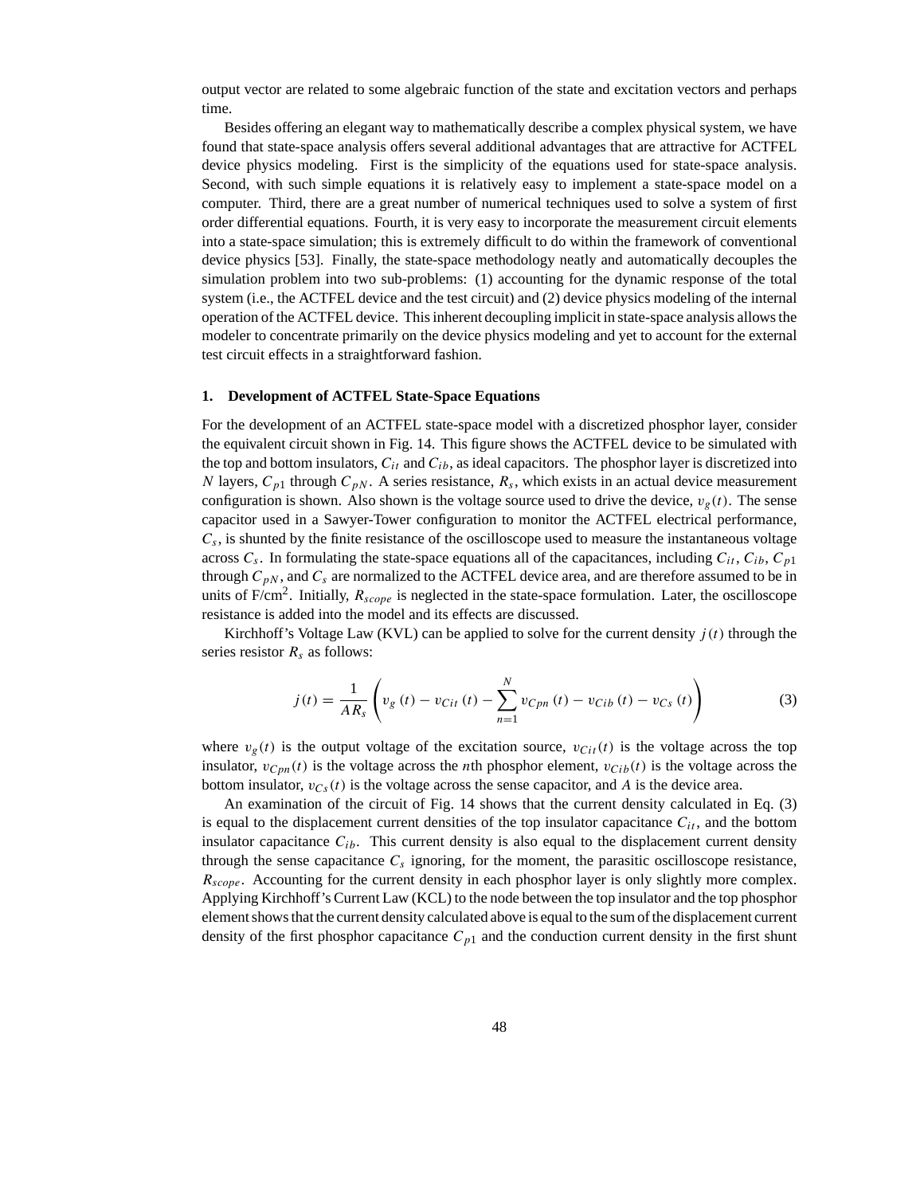output vector are related to some algebraic function of the state and excitation vectors and perhaps time.

Besides offering an elegant way to mathematically describe a complex physical system, we have found that state-space analysis offers several additional advantages that are attractive for ACTFEL device physics modeling. First is the simplicity of the equations used for state-space analysis. Second, with such simple equations it is relatively easy to implement a state-space model on a computer. Third, there are a great number of numerical techniques used to solve a system of first order differential equations. Fourth, it is very easy to incorporate the measurement circuit elements into a state-space simulation; this is extremely difficult to do within the framework of conventional device physics [53]. Finally, the state-space methodology neatly and automatically decouples the simulation problem into two sub-problems: (1) accounting for the dynamic response of the total system (i.e., the ACTFEL device and the test circuit) and (2) device physics modeling of the internal operation of the ACTFEL device. This inherent decoupling implicit in state-space analysis allows the modeler to concentrate primarily on the device physics modeling and yet to account for the external test circuit effects in a straightforward fashion.

#### 1. Development of ACTFEL State-Space Equations

For the development of an ACTFEL state-space model with a discretized phosphor layer, consider the equivalent circuit shown in Fig. 14. This figure shows the ACTFEL device to be simulated with the top and bottom insulators, $C_{it}$ and $C_{ib}$, as ideal capacitors. The phosphor layer is discretized into $N$ layers, $C_{p1}$ through $C_{pN}$. A series resistance, $R_s$, which exists in an actual device measurement configuration is shown. Also shown is the voltage source used to drive the device, $v_g(t)$. The sense capacitor used in a Sawyer-Tower configuration to monitor the ACTFEL electrical performance, $C_s$, is shunted by the finite resistance of the oscilloscope used to measure the instantaneous voltage across $C_s$. In formulating the state-space equations all of the capacitances, including $C_{it}$, $C_{ib}$, $C_{p1}$ through $C_{pN}$, and $C_s$ are normalized to the ACTFEL device area, and are therefore assumed to be in units of F/cm$^2$. Initially, $R_{scope}$ is neglected in the state-space formulation. Later, the oscilloscope resistance is added into the model and its effects are discussed.

Kirchhoff's Voltage Law (KVL) can be applied to solve for the current density $j(t)$ through the series resistor $R_s$ as follows:

$$j(t) = \frac{1}{AR_s}\left(v_g(t) - v_{Cit}(t) - \sum_{n=1}^{N} v_{Cpn}(t) - v_{Cib}(t) - v_{Cs}(t)\right) \tag{3}$$

where $v_g(t)$ is the output voltage of the excitation source, $v_{Cit}(t)$ is the voltage across the top insulator, $v_{Cpn}(t)$ is the voltage across the $n$th phosphor element, $v_{Cib}(t)$ is the voltage across the bottom insulator, $v_{Cs}(t)$ is the voltage across the sense capacitor, and $A$ is the device area.

An examination of the circuit of Fig. 14 shows that the current density calculated in Eq. (3) is equal to the displacement current densities of the top insulator capacitance $C_{it}$, and the bottom insulator capacitance $C_{ib}$. This current density is also equal to the displacement current density through the sense capacitance $C_s$ ignoring, for the moment, the parasitic oscilloscope resistance, $R_{scope}$. Accounting for the current density in each phosphor layer is only slightly more complex. Applying Kirchhoff's Current Law (KCL) to the node between the top insulator and the top phosphor element shows that the current density calculated above is equal to the sum of the displacement current density of the first phosphor capacitance $C_{p1}$ and the conduction current density in the first shunt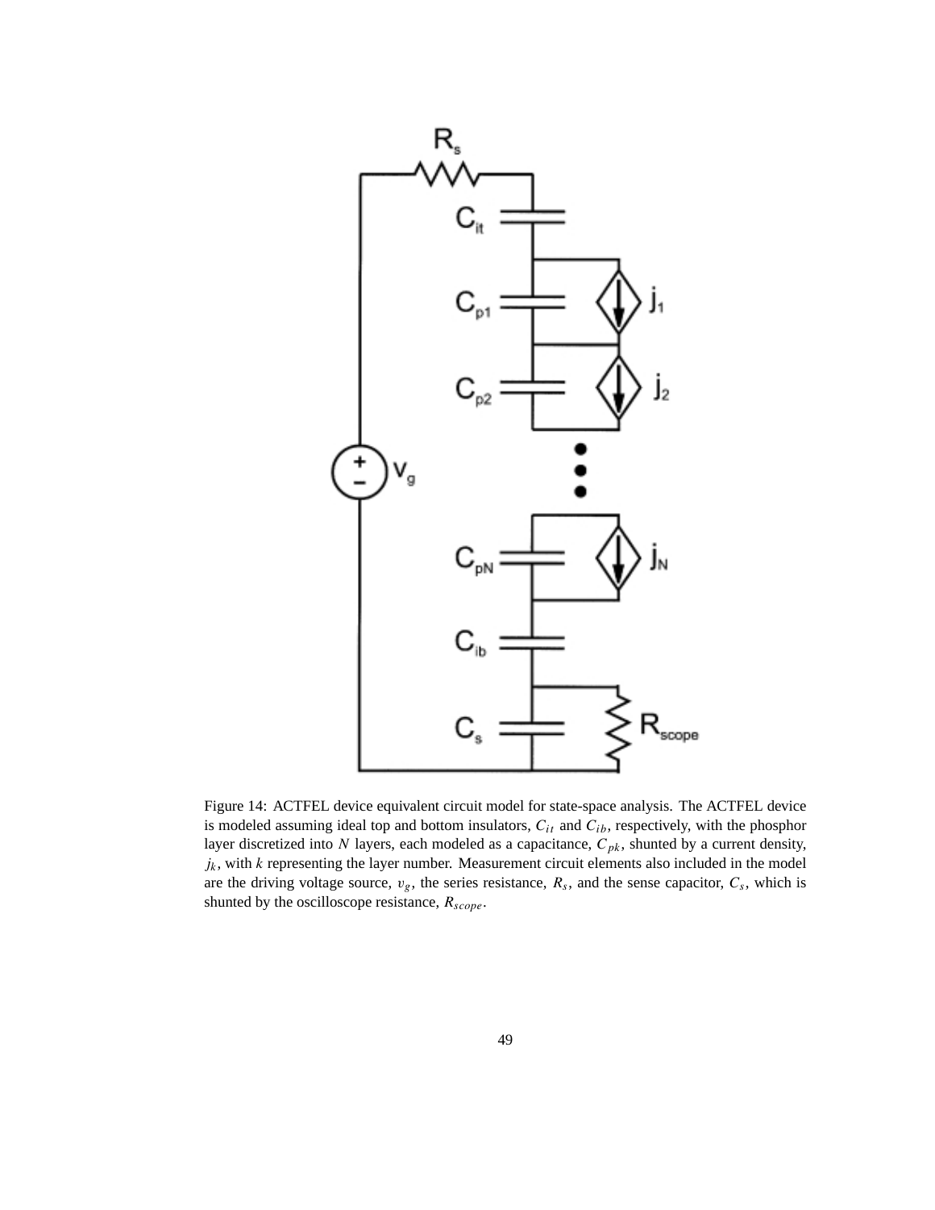Figure 14: ACTFEL device equivalent circuit model for state-space analysis. The ACTFEL device is modeled assuming ideal top and bottom insulators, $C_{it}$ and $C_{ib}$, respectively, with the phosphor layer discretized into $N$ layers, each modeled as a capacitance, $C_{pk}$, shunted by a current density, $j_k$, with $k$ representing the layer number. Measurement circuit elements also included in the model are the driving voltage source, $v_g$, the series resistance, $R_s$, and the sense capacitor, $C_s$, which is shunted by the oscilloscope resistance, $R_{scope}$.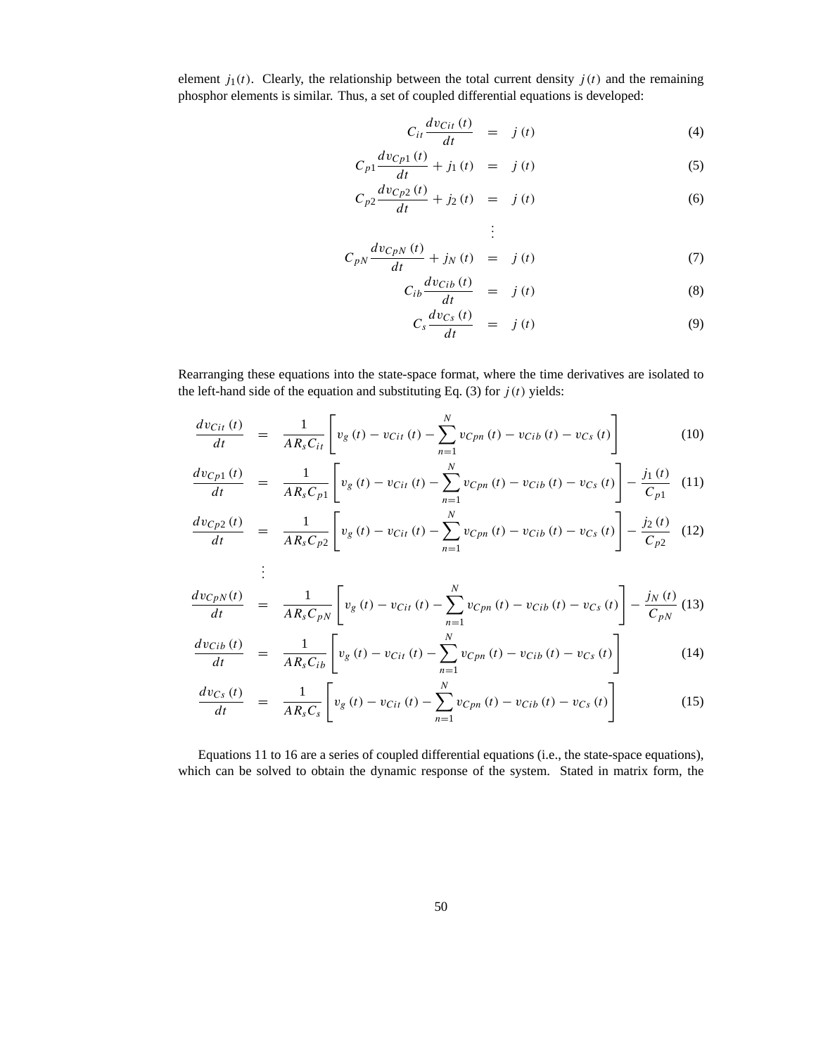element $j_1(t)$. Clearly, the relationship between the total current density $j(t)$ and the remaining phosphor elements is similar. Thus, a set of coupled differential equations is developed:

$$C_{it}\frac{dv_{Cit}(t)}{dt} = j(t) \tag{4}$$

$$C_{p1}\frac{dv_{Cp1}(t)}{dt} + j_1(t) = j(t) \tag{5}$$

$$C_{p2}\frac{dv_{Cp2}(t)}{dt} + j_2(t) = j(t) \tag{6}$$

$$\vdots$$

$$C_{pN}\frac{dv_{CpN}(t)}{dt} + j_N(t) = j(t) \tag{7}$$

$$C_{ib}\frac{dv_{Cib}(t)}{dt} = j(t) \tag{8}$$

$$C_{s}\frac{dv_{Cs}(t)}{dt} = j(t) \tag{9}$$

Rearranging these equations into the state-space format, where the time derivatives are isolated to the left-hand side of the equation and substituting Eq. (3) for $j(t)$ yields:

$$\frac{dv_{Cit}(t)}{dt} = \frac{1}{AR_sC_{it}}\left[v_g(t) - v_{Cit}(t) - \sum_{n=1}^{N} v_{Cpn}(t) - v_{Cib}(t) - v_{Cs}(t)\right] \tag{10}$$

$$\frac{dv_{Cp1}(t)}{dt} = \frac{1}{AR_sC_{p1}}\left[v_g(t) - v_{Cit}(t) - \sum_{n=1}^{N} v_{Cpn}(t) - v_{Cib}(t) - v_{Cs}(t)\right] - \frac{j_1(t)}{C_{p1}} \tag{11}$$

$$\frac{dv_{Cp2}(t)}{dt} = \frac{1}{AR_sC_{p2}}\left[v_g(t) - v_{Cit}(t) - \sum_{n=1}^{N} v_{Cpn}(t) - v_{Cib}(t) - v_{Cs}(t)\right] - \frac{j_2(t)}{C_{p2}} \tag{12}$$

$$\vdots$$

$$\frac{dv_{CpN}(t)}{dt} = \frac{1}{AR_sC_{pN}}\left[v_g(t) - v_{Cit}(t) - \sum_{n=1}^{N} v_{Cpn}(t) - v_{Cib}(t) - v_{Cs}(t)\right] - \frac{j_N(t)}{C_{pN}} \tag{13}$$

$$\frac{dv_{Cib}(t)}{dt} = \frac{1}{AR_sC_{ib}}\left[v_g(t) - v_{Cit}(t) - \sum_{n=1}^{N} v_{Cpn}(t) - v_{Cib}(t) - v_{Cs}(t)\right] \tag{14}$$

$$\frac{dv_{Cs}(t)}{dt} = \frac{1}{AR_sC_{s}}\left[v_g(t) - v_{Cit}(t) - \sum_{n=1}^{N} v_{Cpn}(t) - v_{Cib}(t) - v_{Cs}(t)\right] \tag{15}$$

Equations 11 to 16 are a series of coupled differential equations (i.e., the state-space equations), which can be solved to obtain the dynamic response of the system. Stated in matrix form, the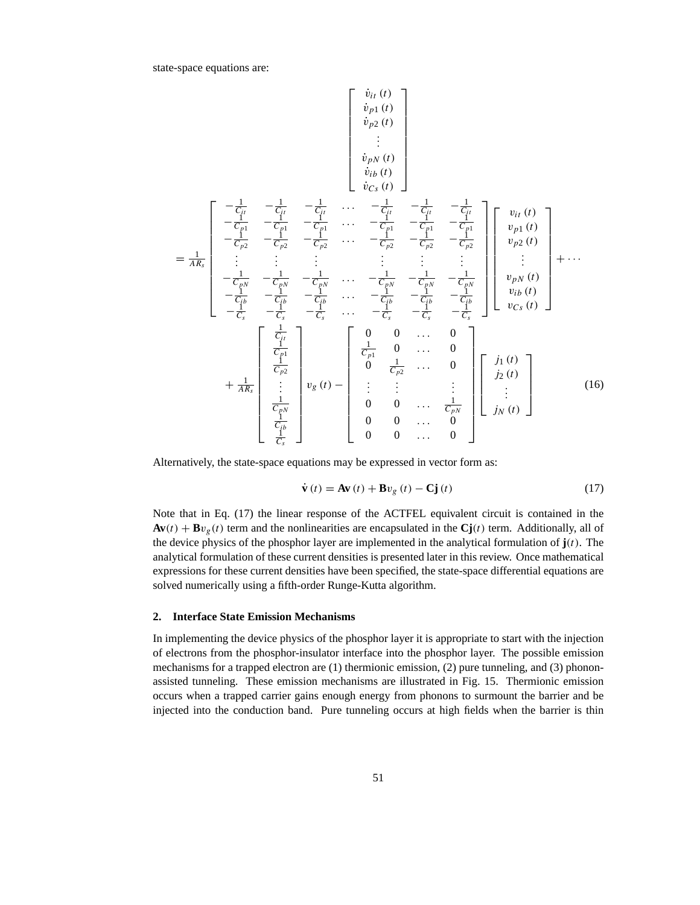state-space equations are:

$$
\begin{bmatrix} \dot{v}_{it}(t) \\ \dot{v}_{p1}(t) \\ \dot{v}_{p2}(t) \\ \vdots \\ \dot{v}_{pN}(t) \\ \dot{v}_{ib}(t) \\ \dot{v}_{Cs}(t) \end{bmatrix}
= \frac{1}{AR_s}
\begin{bmatrix}
-\frac{1}{C_{it}} & -\frac{1}{C_{it}} & -\frac{1}{C_{it}} & \cdots & -\frac{1}{C_{it}} & -\frac{1}{C_{it}} & -\frac{1}{C_{it}} \\
-\frac{1}{C_{p1}} & -\frac{1}{C_{p1}} & -\frac{1}{C_{p1}} & \cdots & -\frac{1}{C_{p1}} & -\frac{1}{C_{p1}} & -\frac{1}{C_{p1}} \\
-\frac{1}{C_{p2}} & -\frac{1}{C_{p2}} & -\frac{1}{C_{p2}} & \cdots & -\frac{1}{C_{p2}} & -\frac{1}{C_{p2}} & -\frac{1}{C_{p2}} \\
\vdots & \vdots & \vdots & & \vdots & \vdots & \vdots \\
-\frac{1}{C_{pN}} & -\frac{1}{C_{pN}} & -\frac{1}{C_{pN}} & \cdots & -\frac{1}{C_{pN}} & -\frac{1}{C_{pN}} & -\frac{1}{C_{pN}} \\
-\frac{1}{C_{ib}} & -\frac{1}{C_{ib}} & -\frac{1}{C_{ib}} & \cdots & -\frac{1}{C_{ib}} & -\frac{1}{C_{ib}} & -\frac{1}{C_{ib}} \\
-\frac{1}{C_{s}} & -\frac{1}{C_{s}} & -\frac{1}{C_{s}} & \cdots & -\frac{1}{C_{s}} & -\frac{1}{C_{s}} & -\frac{1}{C_{s}}
\end{bmatrix}
\begin{bmatrix} v_{it}(t) \\ v_{p1}(t) \\ v_{p2}(t) \\ \vdots \\ v_{pN}(t) \\ v_{ib}(t) \\ v_{Cs}(t) \end{bmatrix} + \cdots
$$

$$
+ \frac{1}{AR_s}
\begin{bmatrix} \frac{1}{C_{it}} \\ \frac{1}{C_{p1}} \\ \frac{1}{C_{p2}} \\ \vdots \\ \frac{1}{C_{pN}} \\ \frac{1}{C_{ib}} \\ \frac{1}{C_{s}} \end{bmatrix} v_g(t) -
\begin{bmatrix}
0 & 0 & \cdots & 0 \\
\frac{1}{C_{p1}} & 0 & \cdots & 0 \\
0 & \frac{1}{C_{p2}} & \cdots & 0 \\
\vdots & \vdots & & \vdots \\
0 & 0 & \cdots & \frac{1}{C_{pN}} \\
0 & 0 & \cdots & 0 \\
0 & 0 & \cdots & 0
\end{bmatrix}
\begin{bmatrix} j_1(t) \\ j_2(t) \\ \vdots \\ j_N(t) \end{bmatrix} \tag{16}
$$

Alternatively, the state-space equations may be expressed in vector form as:

$$
\dot{\mathbf{v}}(t) = \mathbf{A}\mathbf{v}(t) + \mathbf{B}v_g(t) - \mathbf{C}\mathbf{j}(t) \tag{17}
$$

Note that in Eq. (17) the linear response of the ACTFEL equivalent circuit is contained in the $\mathbf{A}\mathbf{v}(t) + \mathbf{B}v_g(t)$ term and the nonlinearities are encapsulated in the $\mathbf{C}\mathbf{j}(t)$ term. Additionally, all of the device physics of the phosphor layer are implemented in the analytical formulation of $\mathbf{j}(t)$. The analytical formulation of these current densities is presented later in this review. Once mathematical expressions for these current densities have been specified, the state-space differential equations are solved numerically using a fifth-order Runge-Kutta algorithm.

### 2. Interface State Emission Mechanisms

In implementing the device physics of the phosphor layer it is appropriate to start with the injection of electrons from the phosphor-insulator interface into the phosphor layer. The possible emission mechanisms for a trapped electron are (1) thermionic emission, (2) pure tunneling, and (3) phonon-assisted tunneling. These emission mechanisms are illustrated in Fig. 15. Thermionic emission occurs when a trapped carrier gains enough energy from phonons to surmount the barrier and be injected into the conduction band. Pure tunneling occurs at high fields when the barrier is thin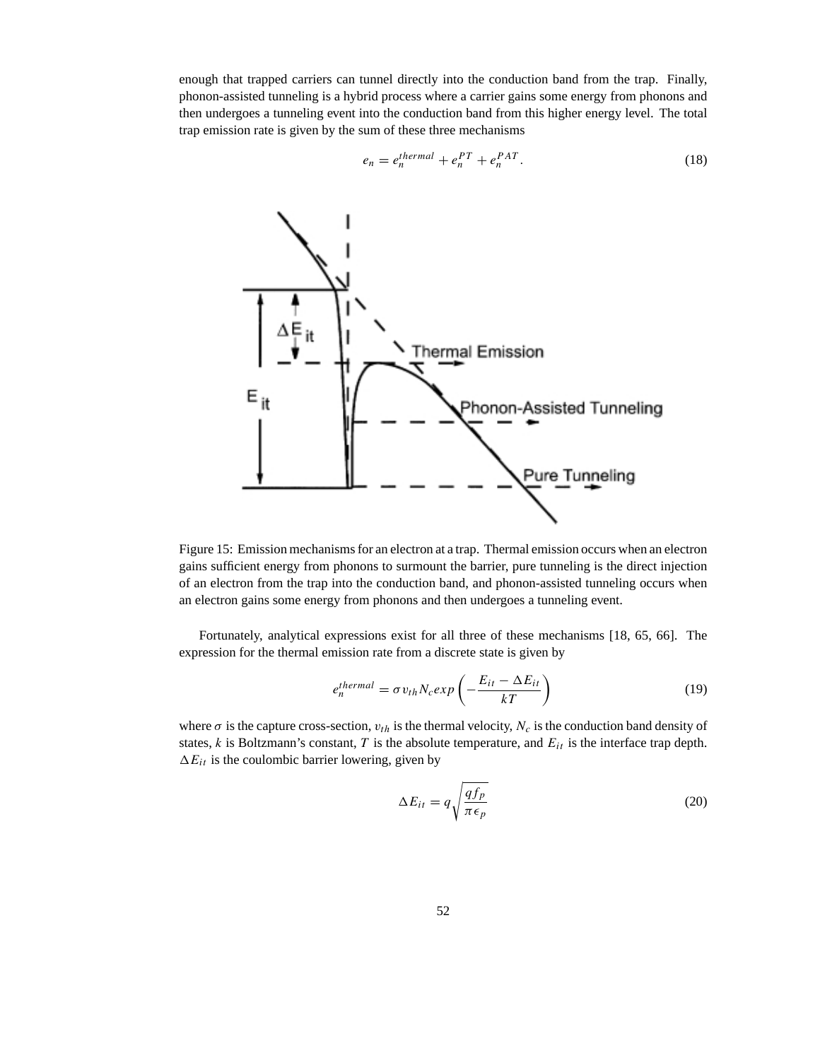enough that trapped carriers can tunnel directly into the conduction band from the trap. Finally, phonon-assisted tunneling is a hybrid process where a carrier gains some energy from phonons and then undergoes a tunneling event into the conduction band from this higher energy level. The total trap emission rate is given by the sum of these three mechanisms

$$e_n = e_n^{thermal} + e_n^{PT} + e_n^{PAT}. \tag{18}$$

Figure 15: Emission mechanisms for an electron at a trap. Thermal emission occurs when an electron gains sufficient energy from phonons to surmount the barrier, pure tunneling is the direct injection of an electron from the trap into the conduction band, and phonon-assisted tunneling occurs when an electron gains some energy from phonons and then undergoes a tunneling event.

Fortunately, analytical expressions exist for all three of these mechanisms [18, 65, 66]. The expression for the thermal emission rate from a discrete state is given by

$$e_n^{thermal} = \sigma v_{th} N_c exp\left(-\frac{E_{it} - \Delta E_{it}}{kT}\right) \tag{19}$$

where $\sigma$ is the capture cross-section, $v_{th}$ is the thermal velocity, $N_c$ is the conduction band density of states, $k$ is Boltzmann's constant, $T$ is the absolute temperature, and $E_{it}$ is the interface trap depth. $\Delta E_{it}$ is the coulombic barrier lowering, given by

$$\Delta E_{it} = q\sqrt{\frac{qf_p}{\pi\epsilon_p}} \tag{20}$$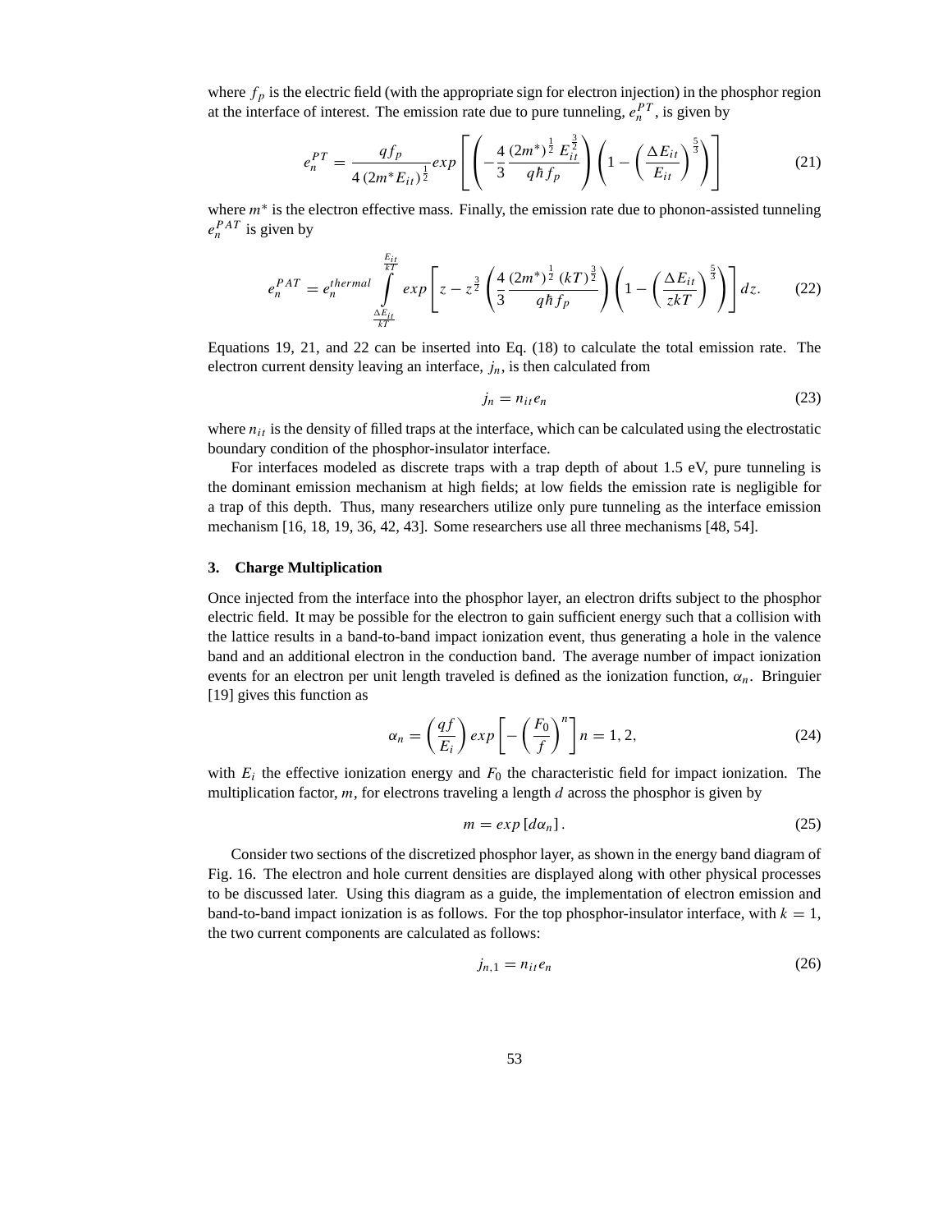where $f_p$ is the electric field (with the appropriate sign for electron injection) in the phosphor region at the interface of interest. The emission rate due to pure tunneling, $e_n^{PT}$, is given by

$$e_n^{PT} = \frac{qf_p}{4\,(2m^* E_{it})^{\frac{1}{2}}} exp\left[\left(-\frac{4}{3}\frac{(2m^*)^{\frac{1}{2}}\,E_{it}^{\frac{3}{2}}}{q\hbar f_p}\right)\left(1-\left(\frac{\Delta E_{it}}{E_{it}}\right)^{\frac{5}{3}}\right)\right] \tag{21}$$

where $m^*$ is the electron effective mass. Finally, the emission rate due to phonon-assisted tunneling $e_n^{PAT}$ is given by

$$e_n^{PAT} = e_n^{thermal}\int_{\frac{\Delta E_{it}}{kT}}^{\frac{E_{it}}{kT}} exp\left[z - z^{\frac{3}{2}}\left(\frac{4}{3}\frac{(2m^*)^{\frac{1}{2}}\,(kT)^{\frac{3}{2}}}{q\hbar f_p}\right)\left(1-\left(\frac{\Delta E_{it}}{zkT}\right)^{\frac{5}{3}}\right)\right]dz. \tag{22}$$

Equations 19, 21, and 22 can be inserted into Eq. (18) to calculate the total emission rate. The electron current density leaving an interface, $j_n$, is then calculated from

$$j_n = n_{it} e_n \tag{23}$$

where $n_{it}$ is the density of filled traps at the interface, which can be calculated using the electrostatic boundary condition of the phosphor-insulator interface.

For interfaces modeled as discrete traps with a trap depth of about 1.5 eV, pure tunneling is the dominant emission mechanism at high fields; at low fields the emission rate is negligible for a trap of this depth. Thus, many researchers utilize only pure tunneling as the interface emission mechanism [16, 18, 19, 36, 42, 43]. Some researchers use all three mechanisms [48, 54].

### 3. Charge Multiplication

Once injected from the interface into the phosphor layer, an electron drifts subject to the phosphor electric field. It may be possible for the electron to gain sufficient energy such that a collision with the lattice results in a band-to-band impact ionization event, thus generating a hole in the valence band and an additional electron in the conduction band. The average number of impact ionization events for an electron per unit length traveled is defined as the ionization function, $\alpha_n$. Bringuier [19] gives this function as

$$\alpha_n = \left(\frac{qf}{E_i}\right) exp\left[-\left(\frac{F_0}{f}\right)^n\right] n = 1, 2, \tag{24}$$

with $E_i$ the effective ionization energy and $F_0$ the characteristic field for impact ionization. The multiplication factor, $m$, for electrons traveling a length $d$ across the phosphor is given by

$$m = exp\left[d\alpha_n\right]. \tag{25}$$

Consider two sections of the discretized phosphor layer, as shown in the energy band diagram of Fig. 16. The electron and hole current densities are displayed along with other physical processes to be discussed later. Using this diagram as a guide, the implementation of electron emission and band-to-band impact ionization is as follows. For the top phosphor-insulator interface, with $k = 1$, the two current components are calculated as follows:

$$j_{n,1} = n_{it} e_n \tag{26}$$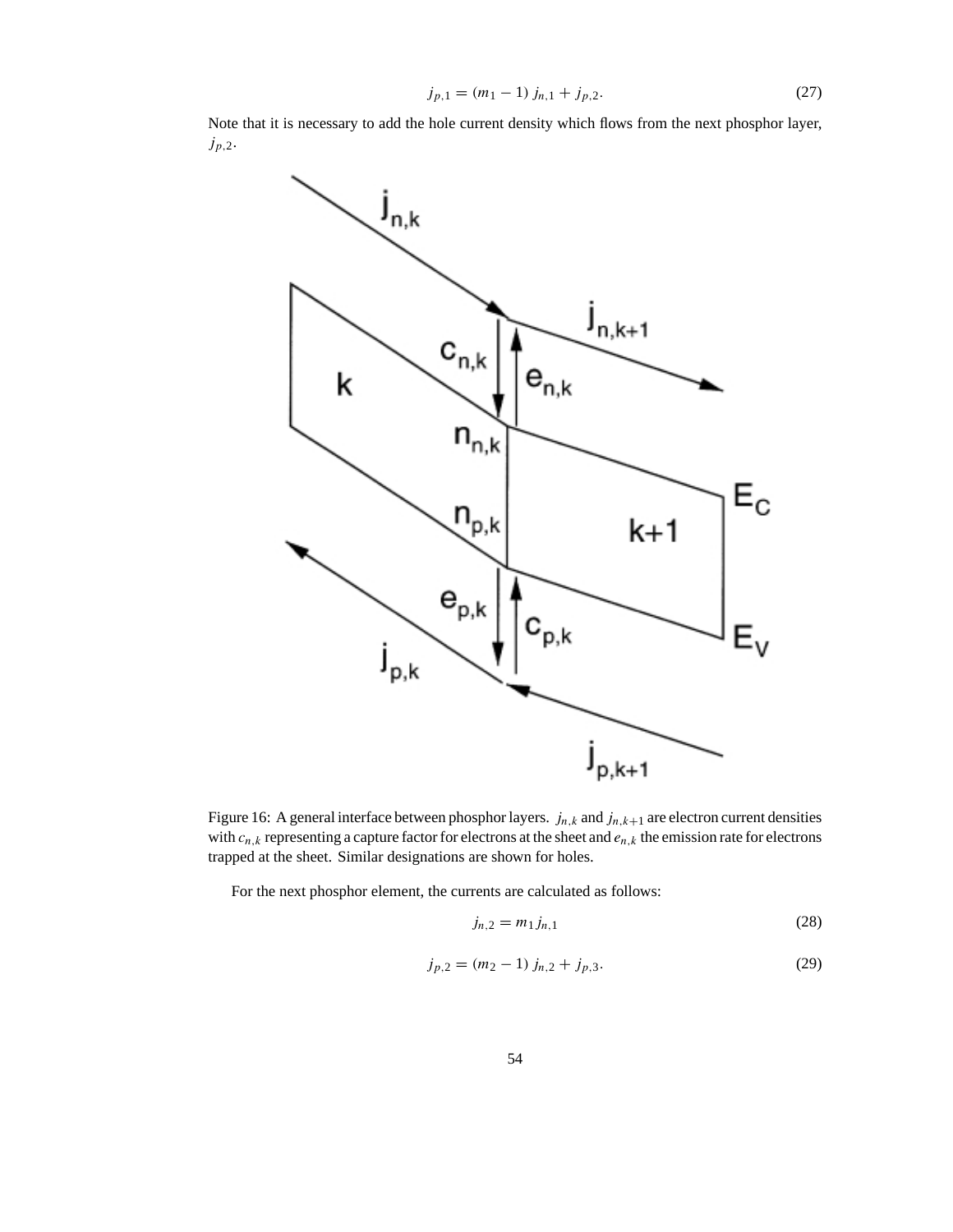$$j_{p,1} = (m_1 - 1)\, j_{n,1} + j_{p,2}. \tag{27}$$

Note that it is necessary to add the hole current density which flows from the next phosphor layer, $j_{p,2}$.

Figure 16: A general interface between phosphor layers. $j_{n,k}$ and $j_{n,k+1}$ are electron current densities with $c_{n,k}$ representing a capture factor for electrons at the sheet and $e_{n,k}$ the emission rate for electrons trapped at the sheet. Similar designations are shown for holes.

For the next phosphor element, the currents are calculated as follows:

$$j_{n,2} = m_1 j_{n,1} \tag{28}$$

$$j_{p,2} = (m_2 - 1)\, j_{n,2} + j_{p,3}. \tag{29}$$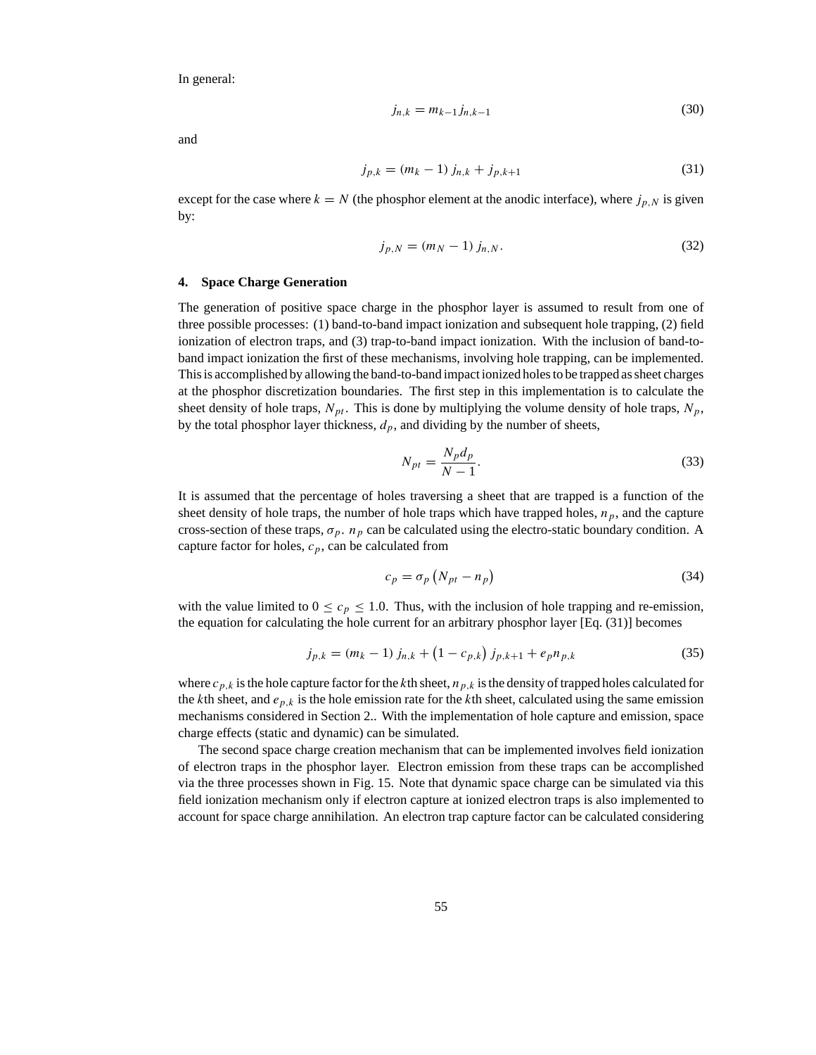In general:

$$j_{n,k} = m_{k-1} j_{n,k-1} \tag{30}$$

and

$$j_{p,k} = (m_k - 1)\, j_{n,k} + j_{p,k+1} \tag{31}$$

except for the case where $k = N$ (the phosphor element at the anodic interface), where $j_{p,N}$ is given by:

$$j_{p,N} = (m_N - 1)\, j_{n,N}. \tag{32}$$

### 4. Space Charge Generation

The generation of positive space charge in the phosphor layer is assumed to result from one of three possible processes: (1) band-to-band impact ionization and subsequent hole trapping, (2) field ionization of electron traps, and (3) trap-to-band impact ionization. With the inclusion of band-to-band impact ionization the first of these mechanisms, involving hole trapping, can be implemented. This is accomplished by allowing the band-to-band impact ionized holes to be trapped as sheet charges at the phosphor discretization boundaries. The first step in this implementation is to calculate the sheet density of hole traps, $N_{pt}$. This is done by multiplying the volume density of hole traps, $N_p$, by the total phosphor layer thickness, $d_p$, and dividing by the number of sheets,

$$N_{pt} = \frac{N_p d_p}{N - 1}. \tag{33}$$

It is assumed that the percentage of holes traversing a sheet that are trapped is a function of the sheet density of hole traps, the number of hole traps which have trapped holes, $n_p$, and the capture cross-section of these traps, $\sigma_p$. $n_p$ can be calculated using the electro-static boundary condition. A capture factor for holes, $c_p$, can be calculated from

$$c_p = \sigma_p \left(N_{pt} - n_p\right) \tag{34}$$

with the value limited to $0 \leq c_p \leq 1.0$. Thus, with the inclusion of hole trapping and re-emission, the equation for calculating the hole current for an arbitrary phosphor layer [Eq. (31)] becomes

$$j_{p,k} = (m_k - 1)\, j_{n,k} + \left(1 - c_{p,k}\right) j_{p,k+1} + e_p n_{p,k} \tag{35}$$

where $c_{p,k}$ is the hole capture factor for the $k$th sheet, $n_{p,k}$ is the density of trapped holes calculated for the $k$th sheet, and $e_{p,k}$ is the hole emission rate for the $k$th sheet, calculated using the same emission mechanisms considered in Section 2.. With the implementation of hole capture and emission, space charge effects (static and dynamic) can be simulated.

The second space charge creation mechanism that can be implemented involves field ionization of electron traps in the phosphor layer. Electron emission from these traps can be accomplished via the three processes shown in Fig. 15. Note that dynamic space charge can be simulated via this field ionization mechanism only if electron capture at ionized electron traps is also implemented to account for space charge annihilation. An electron trap capture factor can be calculated considering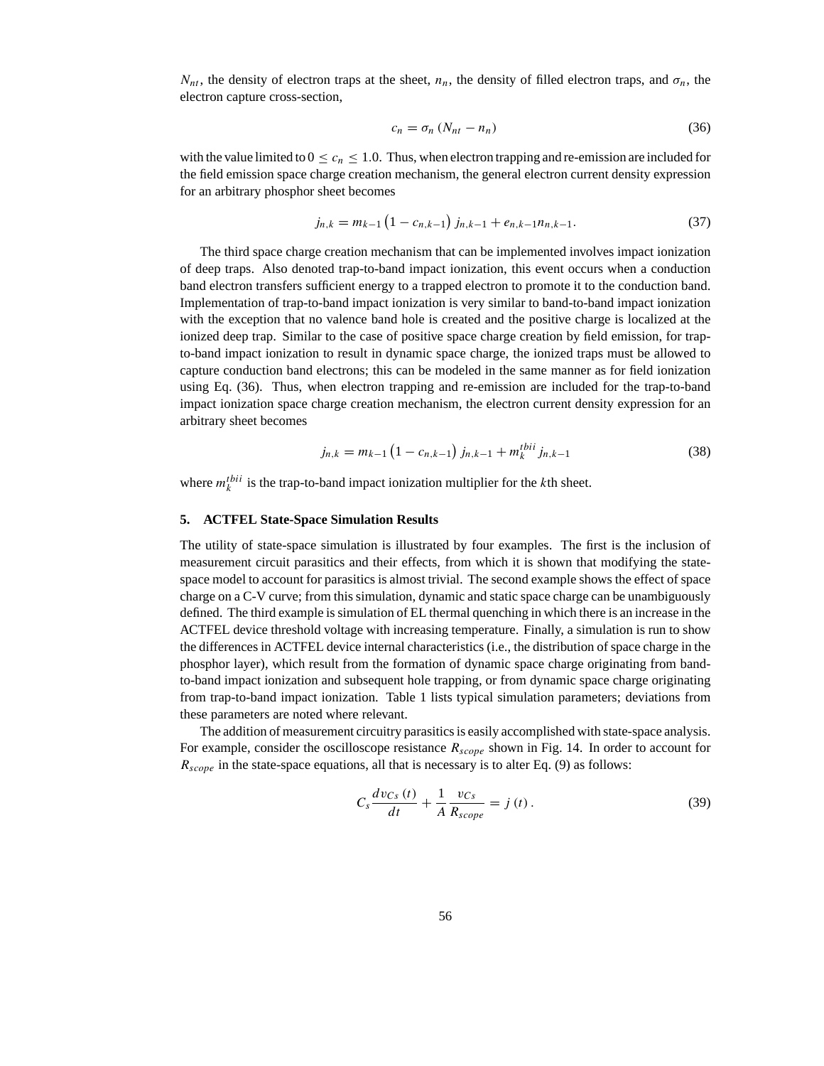$N_{nt}$, the density of electron traps at the sheet, $n_n$, the density of filled electron traps, and $\sigma_n$, the electron capture cross-section,

$$c_n = \sigma_n \left( N_{nt} - n_n \right) \tag{36}$$

with the value limited to $0 \leq c_n \leq 1.0$. Thus, when electron trapping and re-emission are included for the field emission space charge creation mechanism, the general electron current density expression for an arbitrary phosphor sheet becomes

$$j_{n,k} = m_{k-1} \left( 1 - c_{n,k-1} \right) j_{n,k-1} + e_{n,k-1} n_{n,k-1}. \tag{37}$$

The third space charge creation mechanism that can be implemented involves impact ionization of deep traps. Also denoted trap-to-band impact ionization, this event occurs when a conduction band electron transfers sufficient energy to a trapped electron to promote it to the conduction band. Implementation of trap-to-band impact ionization is very similar to band-to-band impact ionization with the exception that no valence band hole is created and the positive charge is localized at the ionized deep trap. Similar to the case of positive space charge creation by field emission, for trap-to-band impact ionization to result in dynamic space charge, the ionized traps must be allowed to capture conduction band electrons; this can be modeled in the same manner as for field ionization using Eq. (36). Thus, when electron trapping and re-emission are included for the trap-to-band impact ionization space charge creation mechanism, the electron current density expression for an arbitrary sheet becomes

$$j_{n,k} = m_{k-1} \left( 1 - c_{n,k-1} \right) j_{n,k-1} + m_k^{tbii} j_{n,k-1} \tag{38}$$

where $m_k^{tbii}$ is the trap-to-band impact ionization multiplier for the $k$th sheet.

### 5. ACTFEL State-Space Simulation Results

The utility of state-space simulation is illustrated by four examples. The first is the inclusion of measurement circuit parasitics and their effects, from which it is shown that modifying the state-space model to account for parasitics is almost trivial. The second example shows the effect of space charge on a C-V curve; from this simulation, dynamic and static space charge can be unambiguously defined. The third example is simulation of EL thermal quenching in which there is an increase in the ACTFEL device threshold voltage with increasing temperature. Finally, a simulation is run to show the differences in ACTFEL device internal characteristics (i.e., the distribution of space charge in the phosphor layer), which result from the formation of dynamic space charge originating from band-to-band impact ionization and subsequent hole trapping, or from dynamic space charge originating from trap-to-band impact ionization. Table 1 lists typical simulation parameters; deviations from these parameters are noted where relevant.

The addition of measurement circuitry parasitics is easily accomplished with state-space analysis. For example, consider the oscilloscope resistance $R_{scope}$ shown in Fig. 14. In order to account for $R_{scope}$ in the state-space equations, all that is necessary is to alter Eq. (9) as follows:

$$C_s \frac{dv_{Cs}(t)}{dt} + \frac{1}{A} \frac{v_{Cs}}{R_{scope}} = j(t). \tag{39}$$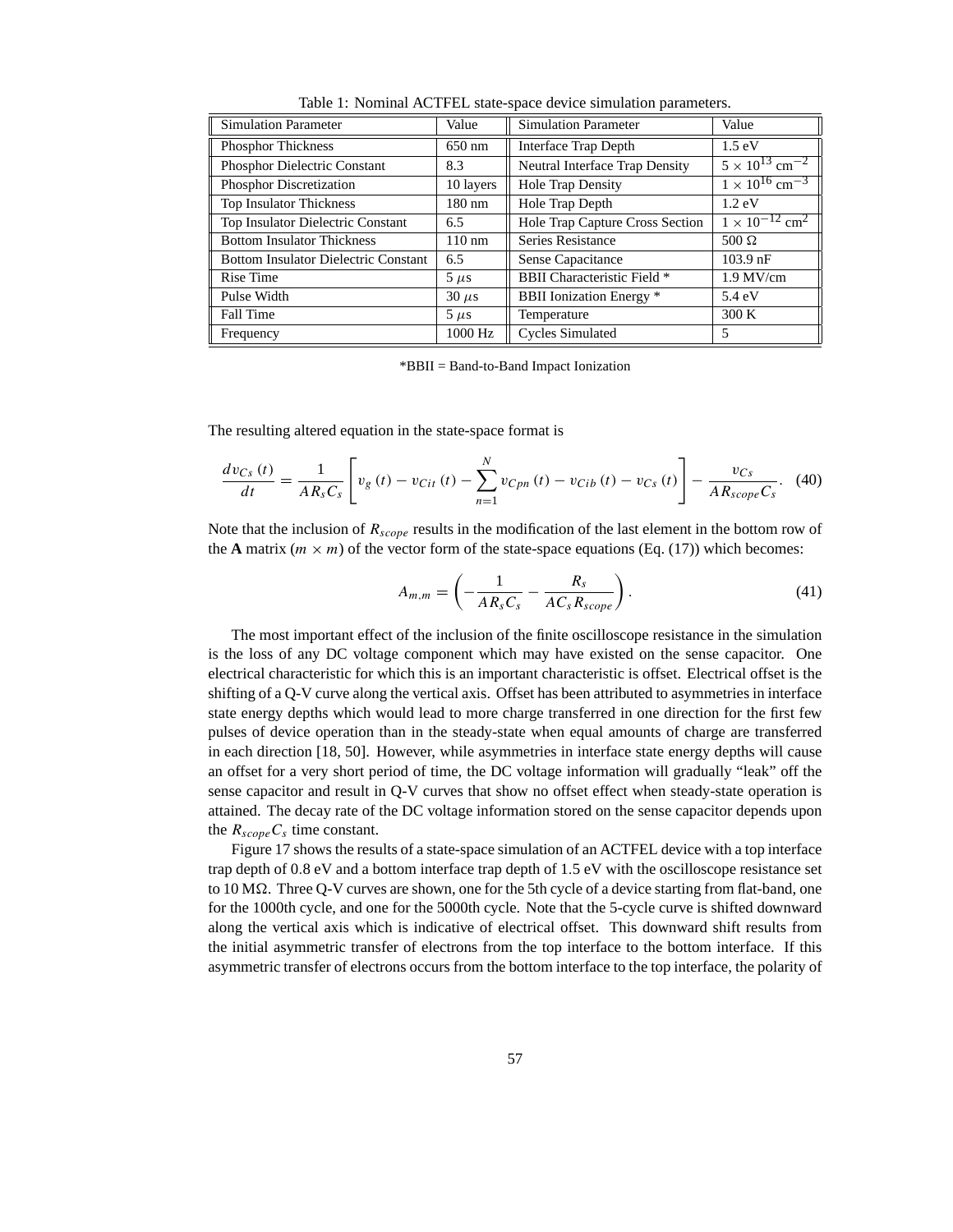Table 1: Nominal ACTFEL state-space device simulation parameters.

| Simulation Parameter | Value | Simulation Parameter | Value |
| --- | --- | --- | --- |
| Phosphor Thickness | 650 nm | Interface Trap Depth | 1.5 eV |
| Phosphor Dielectric Constant | 8.3 | Neutral Interface Trap Density | $5 \times 10^{13}$ cm$^{-2}$ |
| Phosphor Discretization | 10 layers | Hole Trap Density | $1 \times 10^{16}$ cm$^{-3}$ |
| Top Insulator Thickness | 180 nm | Hole Trap Depth | 1.2 eV |
| Top Insulator Dielectric Constant | 6.5 | Hole Trap Capture Cross Section | $1 \times 10^{-12}$ cm$^{2}$ |
| Bottom Insulator Thickness | 110 nm | Series Resistance | 500 Ω |
| Bottom Insulator Dielectric Constant | 6.5 | Sense Capacitance | 103.9 nF |
| Rise Time | 5 $\mu$s | BBII Characteristic Field * | 1.9 MV/cm |
| Pulse Width | 30 $\mu$s | BBII Ionization Energy * | 5.4 eV |
| Fall Time | 5 $\mu$s | Temperature | 300 K |
| Frequency | 1000 Hz | Cycles Simulated | 5 |

*BBII = Band-to-Band Impact Ionization

The resulting altered equation in the state-space format is

$$\frac{dv_{Cs}(t)}{dt} = \frac{1}{AR_sC_s}\left[v_g(t) - v_{Cit}(t) - \sum_{n=1}^{N} v_{Cpn}(t) - v_{Cib}(t) - v_{Cs}(t)\right] - \frac{v_{Cs}}{AR_{scope}C_s}. \quad (40)$$

Note that the inclusion of $R_{scope}$ results in the modification of the last element in the bottom row of the **A** matrix ($m \times m$) of the vector form of the state-space equations (Eq. (17)) which becomes:

$$A_{m,m} = \left(-\frac{1}{AR_sC_s} - \frac{R_s}{AC_sR_{scope}}\right). \quad (41)$$

The most important effect of the inclusion of the finite oscilloscope resistance in the simulation is the loss of any DC voltage component which may have existed on the sense capacitor. One electrical characteristic for which this is an important characteristic is offset. Electrical offset is the shifting of a Q-V curve along the vertical axis. Offset has been attributed to asymmetries in interface state energy depths which would lead to more charge transferred in one direction for the first few pulses of device operation than in the steady-state when equal amounts of charge are transferred in each direction [18, 50]. However, while asymmetries in interface state energy depths will cause an offset for a very short period of time, the DC voltage information will gradually "leak" off the sense capacitor and result in Q-V curves that show no offset effect when steady-state operation is attained. The decay rate of the DC voltage information stored on the sense capacitor depends upon the $R_{scope}C_s$ time constant.

Figure 17 shows the results of a state-space simulation of an ACTFEL device with a top interface trap depth of 0.8 eV and a bottom interface trap depth of 1.5 eV with the oscilloscope resistance set to 10 MΩ. Three Q-V curves are shown, one for the 5th cycle of a device starting from flat-band, one for the 1000th cycle, and one for the 5000th cycle. Note that the 5-cycle curve is shifted downward along the vertical axis which is indicative of electrical offset. This downward shift results from the initial asymmetric transfer of electrons from the top interface to the bottom interface. If this asymmetric transfer of electrons occurs from the bottom interface to the top interface, the polarity of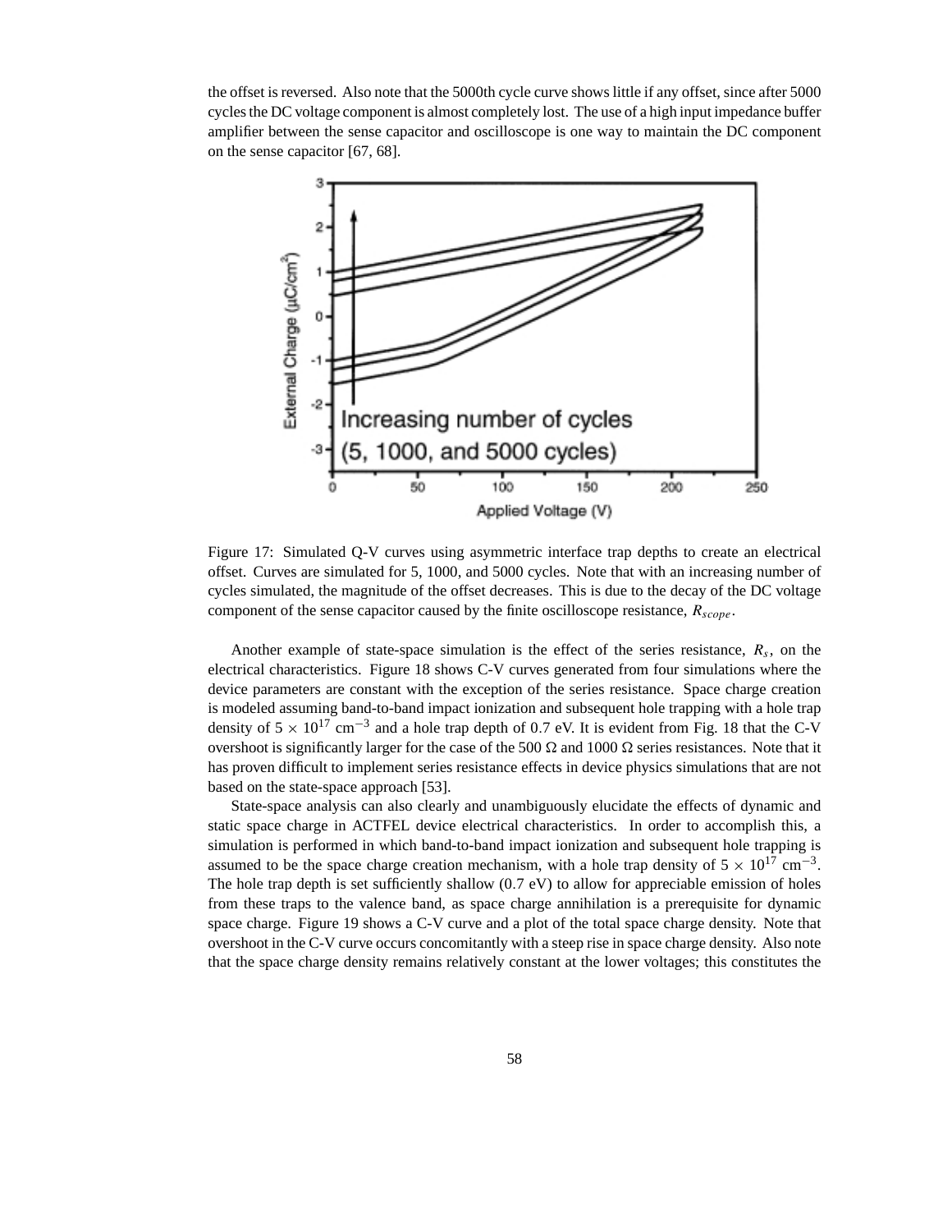the offset is reversed. Also note that the 5000th cycle curve shows little if any offset, since after 5000 cycles the DC voltage component is almost completely lost. The use of a high input impedance buffer amplifier between the sense capacitor and oscilloscope is one way to maintain the DC component on the sense capacitor [67, 68].

Figure 17: Simulated Q-V curves using asymmetric interface trap depths to create an electrical offset. Curves are simulated for 5, 1000, and 5000 cycles. Note that with an increasing number of cycles simulated, the magnitude of the offset decreases. This is due to the decay of the DC voltage component of the sense capacitor caused by the finite oscilloscope resistance, $R_{scope}$.

Another example of state-space simulation is the effect of the series resistance, $R_s$, on the electrical characteristics. Figure 18 shows C-V curves generated from four simulations where the device parameters are constant with the exception of the series resistance. Space charge creation is modeled assuming band-to-band impact ionization and subsequent hole trapping with a hole trap density of $5 \times 10^{17}$ cm$^{-3}$ and a hole trap depth of 0.7 eV. It is evident from Fig. 18 that the C-V overshoot is significantly larger for the case of the 500 Ω and 1000 Ω series resistances. Note that it has proven difficult to implement series resistance effects in device physics simulations that are not based on the state-space approach [53].

State-space analysis can also clearly and unambiguously elucidate the effects of dynamic and static space charge in ACTFEL device electrical characteristics. In order to accomplish this, a simulation is performed in which band-to-band impact ionization and subsequent hole trapping is assumed to be the space charge creation mechanism, with a hole trap density of $5 \times 10^{17}$ cm$^{-3}$. The hole trap depth is set sufficiently shallow (0.7 eV) to allow for appreciable emission of holes from these traps to the valence band, as space charge annihilation is a prerequisite for dynamic space charge. Figure 19 shows a C-V curve and a plot of the total space charge density. Note that overshoot in the C-V curve occurs concomitantly with a steep rise in space charge density. Also note that the space charge density remains relatively constant at the lower voltages; this constitutes the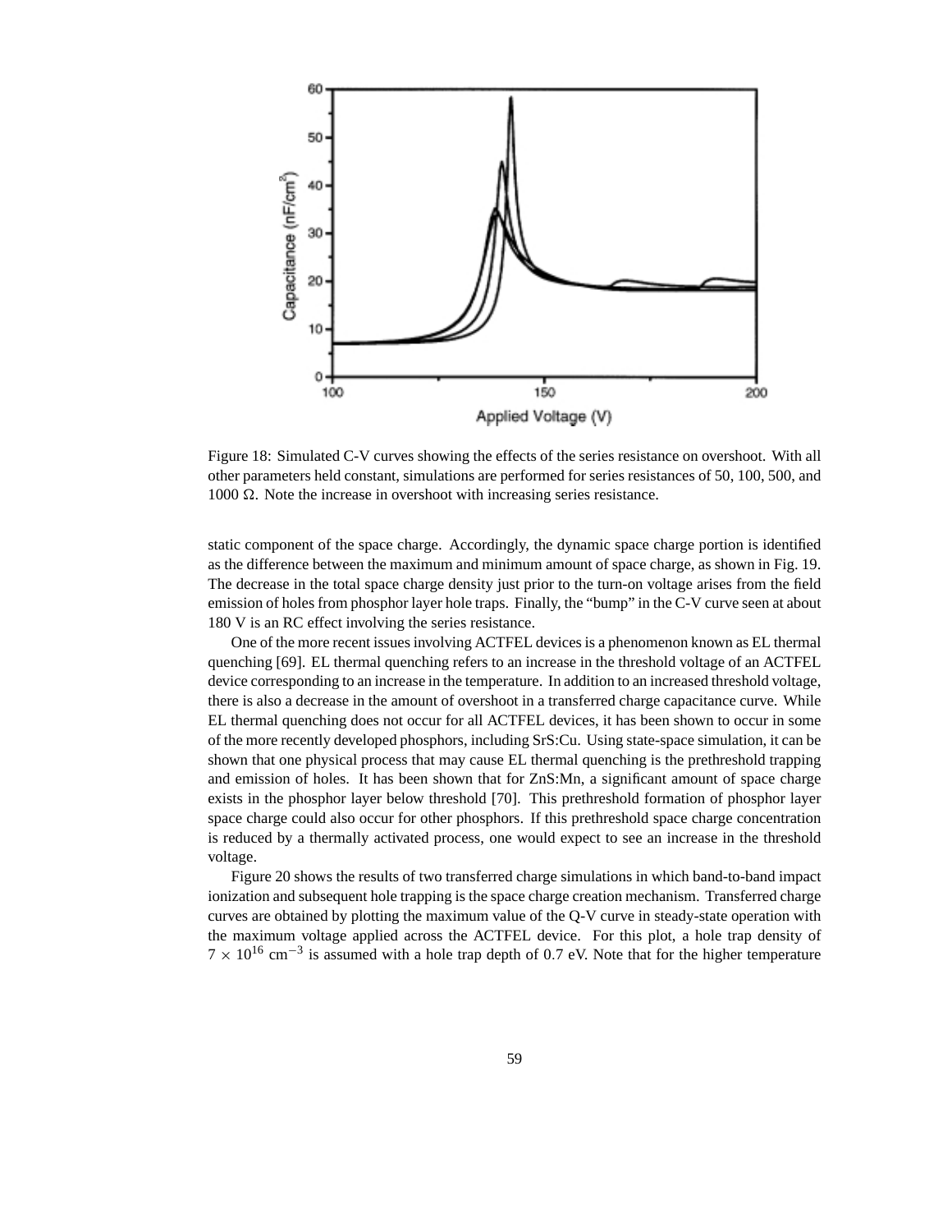Figure 18: Simulated C-V curves showing the effects of the series resistance on overshoot. With all other parameters held constant, simulations are performed for series resistances of 50, 100, 500, and 1000 Ω. Note the increase in overshoot with increasing series resistance.

static component of the space charge. Accordingly, the dynamic space charge portion is identified as the difference between the maximum and minimum amount of space charge, as shown in Fig. 19. The decrease in the total space charge density just prior to the turn-on voltage arises from the field emission of holes from phosphor layer hole traps. Finally, the "bump" in the C-V curve seen at about 180 V is an RC effect involving the series resistance.

One of the more recent issues involving ACTFEL devices is a phenomenon known as EL thermal quenching [69]. EL thermal quenching refers to an increase in the threshold voltage of an ACTFEL device corresponding to an increase in the temperature. In addition to an increased threshold voltage, there is also a decrease in the amount of overshoot in a transferred charge capacitance curve. While EL thermal quenching does not occur for all ACTFEL devices, it has been shown to occur in some of the more recently developed phosphors, including SrS:Cu. Using state-space simulation, it can be shown that one physical process that may cause EL thermal quenching is the prethreshold trapping and emission of holes. It has been shown that for ZnS:Mn, a significant amount of space charge exists in the phosphor layer below threshold [70]. This prethreshold formation of phosphor layer space charge could also occur for other phosphors. If this prethreshold space charge concentration is reduced by a thermally activated process, one would expect to see an increase in the threshold voltage.

Figure 20 shows the results of two transferred charge simulations in which band-to-band impact ionization and subsequent hole trapping is the space charge creation mechanism. Transferred charge curves are obtained by plotting the maximum value of the Q-V curve in steady-state operation with the maximum voltage applied across the ACTFEL device. For this plot, a hole trap density of $7 \times 10^{16}$ cm$^{-3}$ is assumed with a hole trap depth of 0.7 eV. Note that for the higher temperature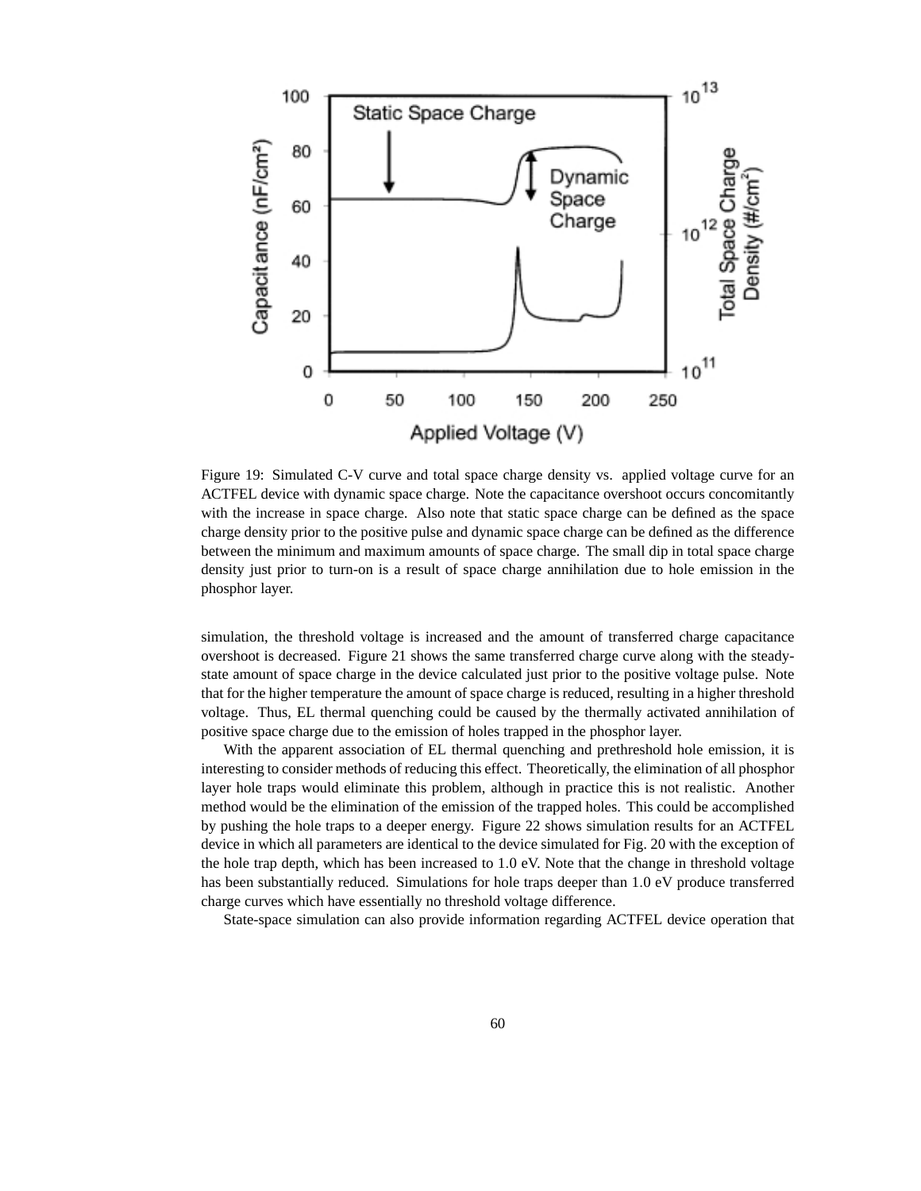Figure 19: Simulated C-V curve and total space charge density vs. applied voltage curve for an ACTFEL device with dynamic space charge. Note the capacitance overshoot occurs concomitantly with the increase in space charge. Also note that static space charge can be defined as the space charge density prior to the positive pulse and dynamic space charge can be defined as the difference between the minimum and maximum amounts of space charge. The small dip in total space charge density just prior to turn-on is a result of space charge annihilation due to hole emission in the phosphor layer.

simulation, the threshold voltage is increased and the amount of transferred charge capacitance overshoot is decreased. Figure 21 shows the same transferred charge curve along with the steady-state amount of space charge in the device calculated just prior to the positive voltage pulse. Note that for the higher temperature the amount of space charge is reduced, resulting in a higher threshold voltage. Thus, EL thermal quenching could be caused by the thermally activated annihilation of positive space charge due to the emission of holes trapped in the phosphor layer.

With the apparent association of EL thermal quenching and prethreshold hole emission, it is interesting to consider methods of reducing this effect. Theoretically, the elimination of all phosphor layer hole traps would eliminate this problem, although in practice this is not realistic. Another method would be the elimination of the emission of the trapped holes. This could be accomplished by pushing the hole traps to a deeper energy. Figure 22 shows simulation results for an ACTFEL device in which all parameters are identical to the device simulated for Fig. 20 with the exception of the hole trap depth, which has been increased to 1.0 eV. Note that the change in threshold voltage has been substantially reduced. Simulations for hole traps deeper than 1.0 eV produce transferred charge curves which have essentially no threshold voltage difference.

State-space simulation can also provide information regarding ACTFEL device operation that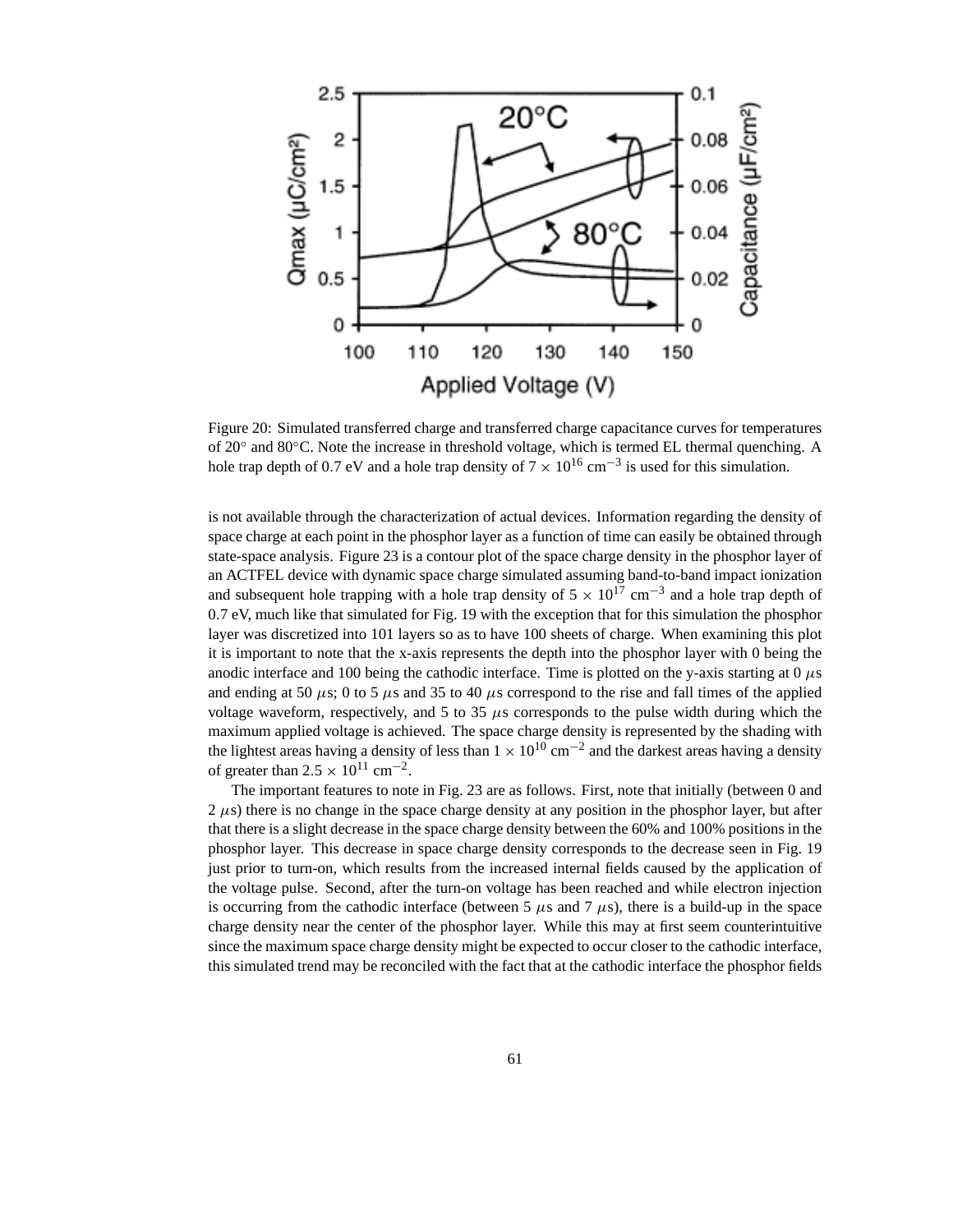Figure 20: Simulated transferred charge and transferred charge capacitance curves for temperatures of 20° and 80°C. Note the increase in threshold voltage, which is termed EL thermal quenching. A hole trap depth of 0.7 eV and a hole trap density of $7 \times 10^{16}$ cm$^{-3}$ is used for this simulation.

is not available through the characterization of actual devices. Information regarding the density of space charge at each point in the phosphor layer as a function of time can easily be obtained through state-space analysis. Figure 23 is a contour plot of the space charge density in the phosphor layer of an ACTFEL device with dynamic space charge simulated assuming band-to-band impact ionization and subsequent hole trapping with a hole trap density of $5 \times 10^{17}$ cm$^{-3}$ and a hole trap depth of 0.7 eV, much like that simulated for Fig. 19 with the exception that for this simulation the phosphor layer was discretized into 101 layers so as to have 100 sheets of charge. When examining this plot it is important to note that the x-axis represents the depth into the phosphor layer with 0 being the anodic interface and 100 being the cathodic interface. Time is plotted on the y-axis starting at 0 $\mu$s and ending at 50 $\mu$s; 0 to 5 $\mu$s and 35 to 40 $\mu$s correspond to the rise and fall times of the applied voltage waveform, respectively, and 5 to 35 $\mu$s corresponds to the pulse width during which the maximum applied voltage is achieved. The space charge density is represented by the shading with the lightest areas having a density of less than $1 \times 10^{10}$ cm$^{-2}$ and the darkest areas having a density of greater than $2.5 \times 10^{11}$ cm$^{-2}$.

The important features to note in Fig. 23 are as follows. First, note that initially (between 0 and 2 $\mu$s) there is no change in the space charge density at any position in the phosphor layer, but after that there is a slight decrease in the space charge density between the 60% and 100% positions in the phosphor layer. This decrease in space charge density corresponds to the decrease seen in Fig. 19 just prior to turn-on, which results from the increased internal fields caused by the application of the voltage pulse. Second, after the turn-on voltage has been reached and while electron injection is occurring from the cathodic interface (between 5 $\mu$s and 7 $\mu$s), there is a build-up in the space charge density near the center of the phosphor layer. While this may at first seem counterintuitive since the maximum space charge density might be expected to occur closer to the cathodic interface, this simulated trend may be reconciled with the fact that at the cathodic interface the phosphor fields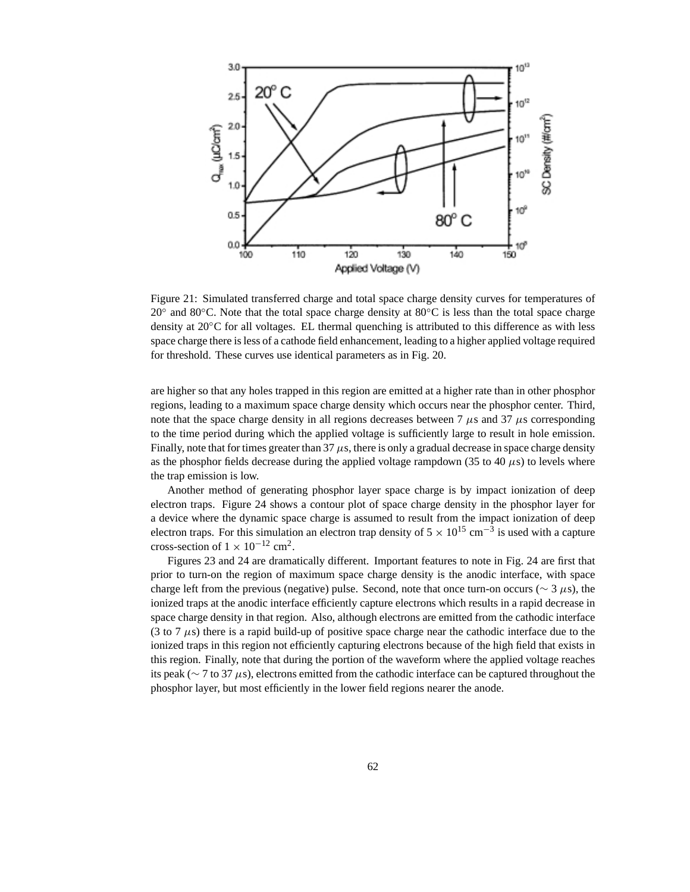Figure 21: Simulated transferred charge and total space charge density curves for temperatures of 20° and 80°C. Note that the total space charge density at 80°C is less than the total space charge density at 20°C for all voltages. EL thermal quenching is attributed to this difference as with less space charge there is less of a cathode field enhancement, leading to a higher applied voltage required for threshold. These curves use identical parameters as in Fig. 20.

are higher so that any holes trapped in this region are emitted at a higher rate than in other phosphor regions, leading to a maximum space charge density which occurs near the phosphor center. Third, note that the space charge density in all regions decreases between 7 $\mu$s and 37 $\mu$s corresponding to the time period during which the applied voltage is sufficiently large to result in hole emission. Finally, note that for times greater than 37 $\mu$s, there is only a gradual decrease in space charge density as the phosphor fields decrease during the applied voltage rampdown (35 to 40 $\mu$s) to levels where the trap emission is low.

Another method of generating phosphor layer space charge is by impact ionization of deep electron traps. Figure 24 shows a contour plot of space charge density in the phosphor layer for a device where the dynamic space charge is assumed to result from the impact ionization of deep electron traps. For this simulation an electron trap density of $5 \times 10^{15}$ cm$^{-3}$ is used with a capture cross-section of $1 \times 10^{-12}$ cm$^2$.

Figures 23 and 24 are dramatically different. Important features to note in Fig. 24 are first that prior to turn-on the region of maximum space charge density is the anodic interface, with space charge left from the previous (negative) pulse. Second, note that once turn-on occurs ($\sim$ 3 $\mu$s), the ionized traps at the anodic interface efficiently capture electrons which results in a rapid decrease in space charge density in that region. Also, although electrons are emitted from the cathodic interface (3 to 7 $\mu$s) there is a rapid build-up of positive space charge near the cathodic interface due to the ionized traps in this region not efficiently capturing electrons because of the high field that exists in this region. Finally, note that during the portion of the waveform where the applied voltage reaches its peak ($\sim$ 7 to 37 $\mu$s), electrons emitted from the cathodic interface can be captured throughout the phosphor layer, but most efficiently in the lower field regions nearer the anode.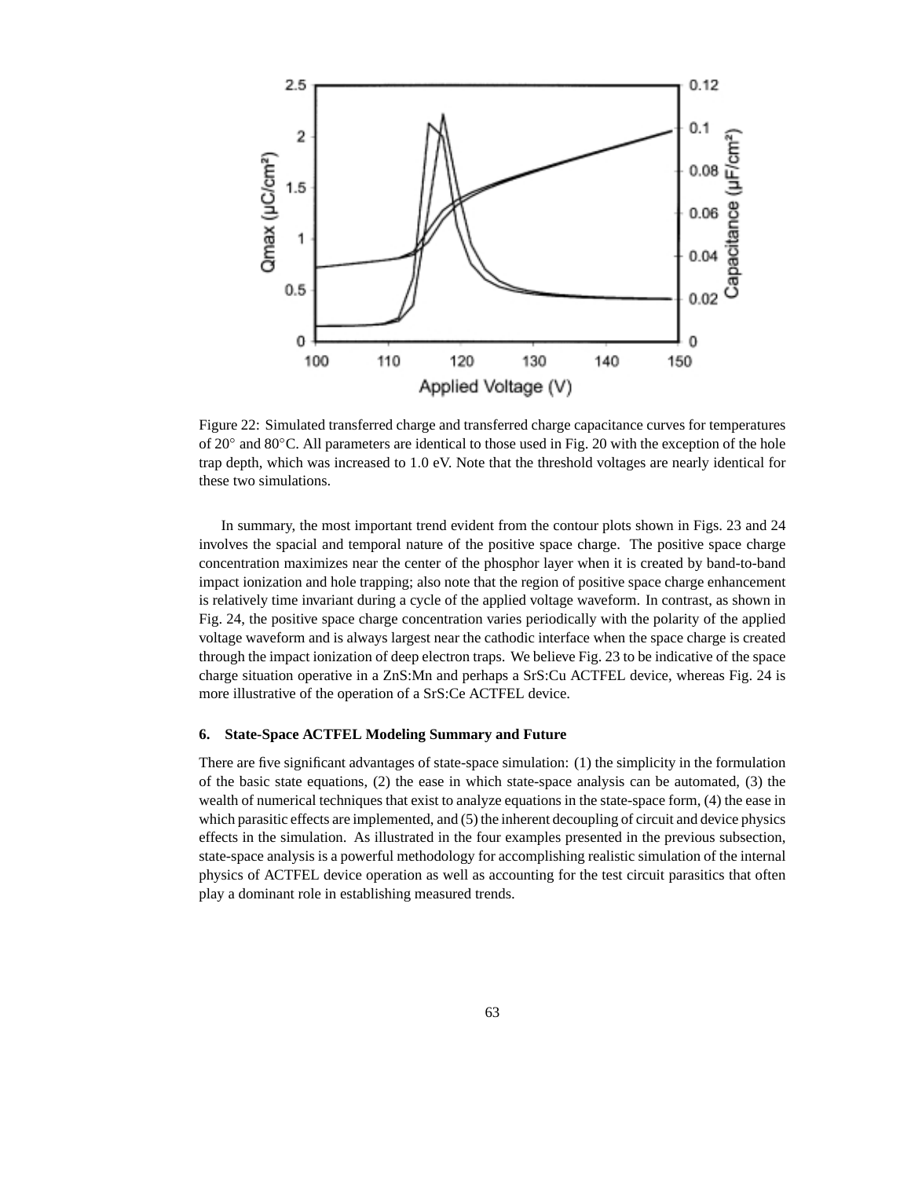Figure 22: Simulated transferred charge and transferred charge capacitance curves for temperatures of 20° and 80°C. All parameters are identical to those used in Fig. 20 with the exception of the hole trap depth, which was increased to 1.0 eV. Note that the threshold voltages are nearly identical for these two simulations.

In summary, the most important trend evident from the contour plots shown in Figs. 23 and 24 involves the spacial and temporal nature of the positive space charge. The positive space charge concentration maximizes near the center of the phosphor layer when it is created by band-to-band impact ionization and hole trapping; also note that the region of positive space charge enhancement is relatively time invariant during a cycle of the applied voltage waveform. In contrast, as shown in Fig. 24, the positive space charge concentration varies periodically with the polarity of the applied voltage waveform and is always largest near the cathodic interface when the space charge is created through the impact ionization of deep electron traps. We believe Fig. 23 to be indicative of the space charge situation operative in a ZnS:Mn and perhaps a SrS:Cu ACTFEL device, whereas Fig. 24 is more illustrative of the operation of a SrS:Ce ACTFEL device.

## 6. State-Space ACTFEL Modeling Summary and Future

There are five significant advantages of state-space simulation: (1) the simplicity in the formulation of the basic state equations, (2) the ease in which state-space analysis can be automated, (3) the wealth of numerical techniques that exist to analyze equations in the state-space form, (4) the ease in which parasitic effects are implemented, and (5) the inherent decoupling of circuit and device physics effects in the simulation. As illustrated in the four examples presented in the previous subsection, state-space analysis is a powerful methodology for accomplishing realistic simulation of the internal physics of ACTFEL device operation as well as accounting for the test circuit parasitics that often play a dominant role in establishing measured trends.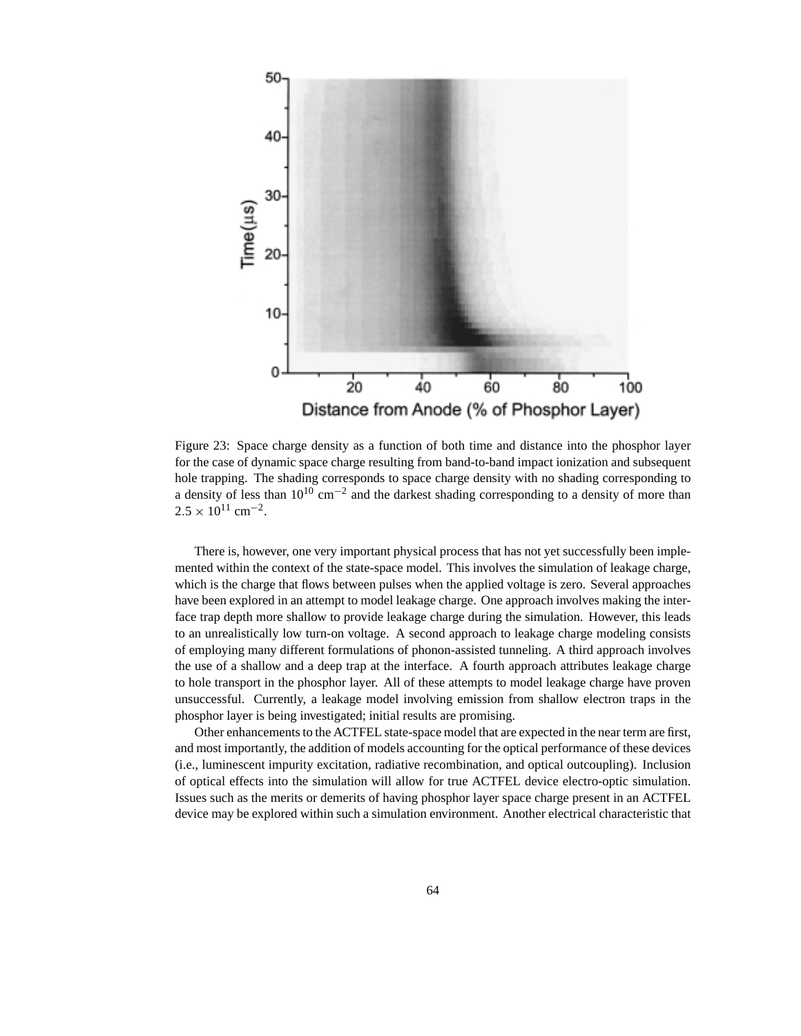Figure 23: Space charge density as a function of both time and distance into the phosphor layer for the case of dynamic space charge resulting from band-to-band impact ionization and subsequent hole trapping. The shading corresponds to space charge density with no shading corresponding to a density of less than $10^{10}$ cm$^{-2}$ and the darkest shading corresponding to a density of more than $2.5 \times 10^{11}$ cm$^{-2}$.

There is, however, one very important physical process that has not yet successfully been implemented within the context of the state-space model. This involves the simulation of leakage charge, which is the charge that flows between pulses when the applied voltage is zero. Several approaches have been explored in an attempt to model leakage charge. One approach involves making the interface trap depth more shallow to provide leakage charge during the simulation. However, this leads to an unrealistically low turn-on voltage. A second approach to leakage charge modeling consists of employing many different formulations of phonon-assisted tunneling. A third approach involves the use of a shallow and a deep trap at the interface. A fourth approach attributes leakage charge to hole transport in the phosphor layer. All of these attempts to model leakage charge have proven unsuccessful. Currently, a leakage model involving emission from shallow electron traps in the phosphor layer is being investigated; initial results are promising.

Other enhancements to the ACTFEL state-space model that are expected in the near term are first, and most importantly, the addition of models accounting for the optical performance of these devices (i.e., luminescent impurity excitation, radiative recombination, and optical outcoupling). Inclusion of optical effects into the simulation will allow for true ACTFEL device electro-optic simulation. Issues such as the merits or demerits of having phosphor layer space charge present in an ACTFEL device may be explored within such a simulation environment. Another electrical characteristic that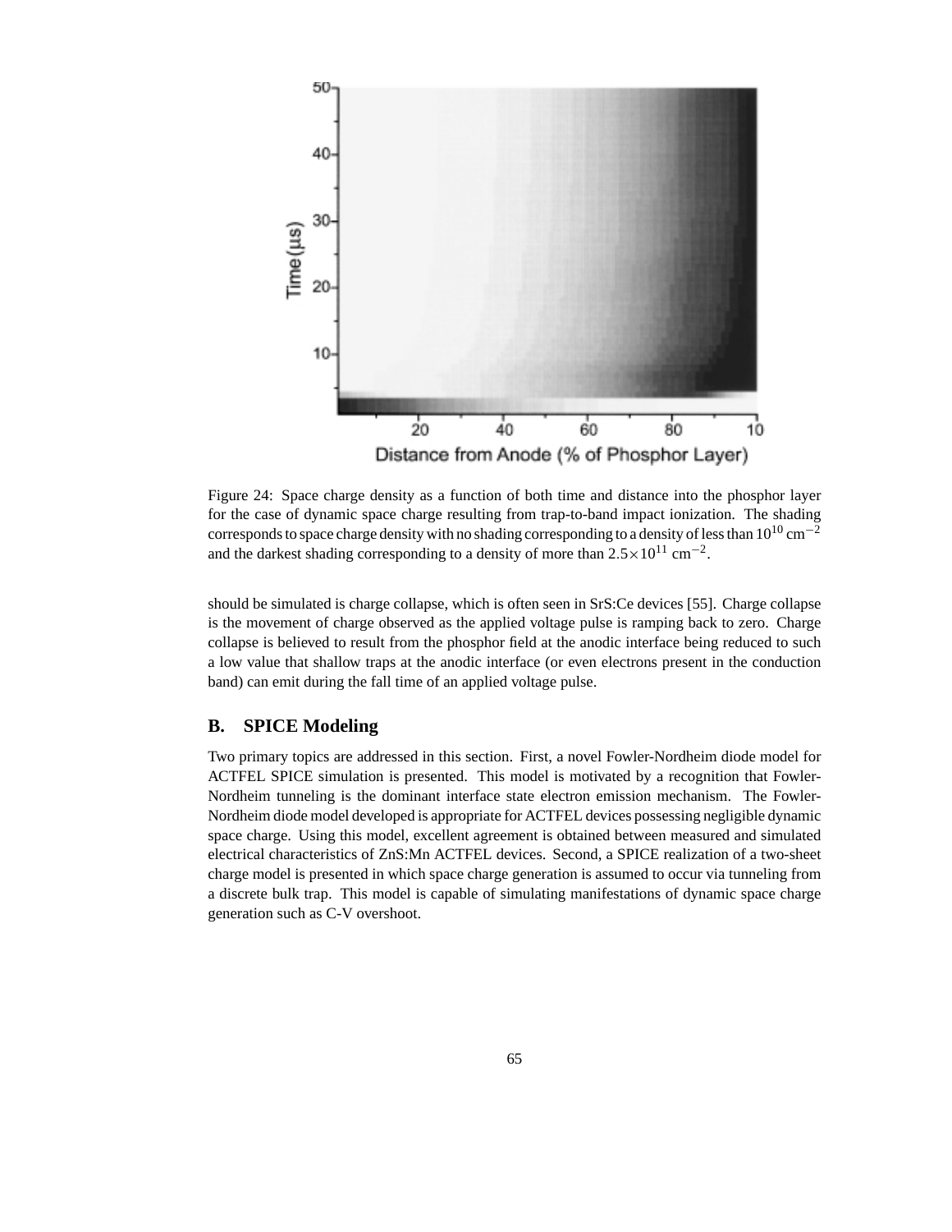Figure 24: Space charge density as a function of both time and distance into the phosphor layer for the case of dynamic space charge resulting from trap-to-band impact ionization. The shading corresponds to space charge density with no shading corresponding to a density of less than $10^{10}$ cm$^{-2}$ and the darkest shading corresponding to a density of more than $2.5\times10^{11}$ cm$^{-2}$.

should be simulated is charge collapse, which is often seen in SrS:Ce devices [55]. Charge collapse is the movement of charge observed as the applied voltage pulse is ramping back to zero. Charge collapse is believed to result from the phosphor field at the anodic interface being reduced to such a low value that shallow traps at the anodic interface (or even electrons present in the conduction band) can emit during the fall time of an applied voltage pulse.

## B. SPICE Modeling

Two primary topics are addressed in this section. First, a novel Fowler-Nordheim diode model for ACTFEL SPICE simulation is presented. This model is motivated by a recognition that Fowler-Nordheim tunneling is the dominant interface state electron emission mechanism. The Fowler-Nordheim diode model developed is appropriate for ACTFEL devices possessing negligible dynamic space charge. Using this model, excellent agreement is obtained between measured and simulated electrical characteristics of ZnS:Mn ACTFEL devices. Second, a SPICE realization of a two-sheet charge model is presented in which space charge generation is assumed to occur via tunneling from a discrete bulk trap. This model is capable of simulating manifestations of dynamic space charge generation such as C-V overshoot.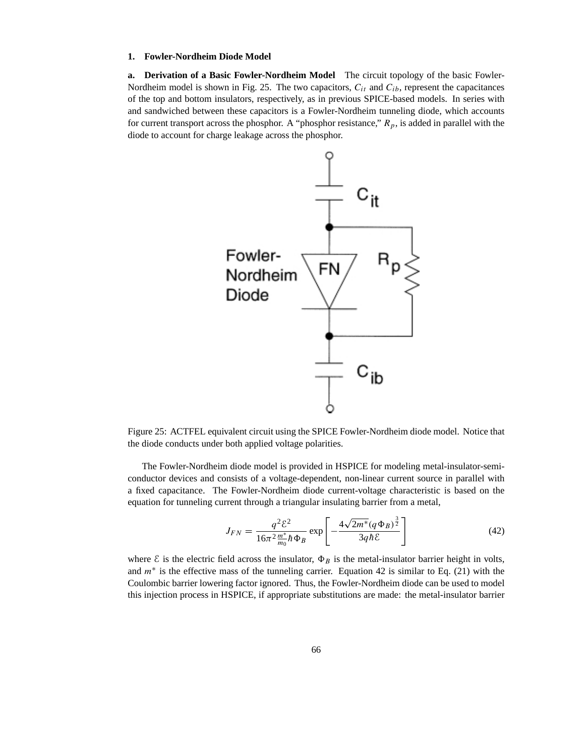### 1. Fowler-Nordheim Diode Model

**a. Derivation of a Basic Fowler-Nordheim Model** The circuit topology of the basic Fowler-Nordheim model is shown in Fig. 25. The two capacitors, $C_{it}$ and $C_{ib}$, represent the capacitances of the top and bottom insulators, respectively, as in previous SPICE-based models. In series with and sandwiched between these capacitors is a Fowler-Nordheim tunneling diode, which accounts for current transport across the phosphor. A "phosphor resistance," $R_p$, is added in parallel with the diode to account for charge leakage across the phosphor.

Figure 25: ACTFEL equivalent circuit using the SPICE Fowler-Nordheim diode model. Notice that the diode conducts under both applied voltage polarities.

The Fowler-Nordheim diode model is provided in HSPICE for modeling metal-insulator-semiconductor devices and consists of a voltage-dependent, non-linear current source in parallel with a fixed capacitance. The Fowler-Nordheim diode current-voltage characteristic is based on the equation for tunneling current through a triangular insulating barrier from a metal,

$$J_{FN} = \frac{q^2 \mathcal{E}^2}{16\pi^2 \frac{m^*}{m_0} \hbar \Phi_B} \exp\left[-\frac{4\sqrt{2m^*}(q\Phi_B)^{\frac{3}{2}}}{3q\hbar\mathcal{E}}\right] \tag{42}$$

where $\mathcal{E}$ is the electric field across the insulator, $\Phi_B$ is the metal-insulator barrier height in volts, and $m^*$ is the effective mass of the tunneling carrier. Equation 42 is similar to Eq. (21) with the Coulombic barrier lowering factor ignored. Thus, the Fowler-Nordheim diode can be used to model this injection process in HSPICE, if appropriate substitutions are made: the metal-insulator barrier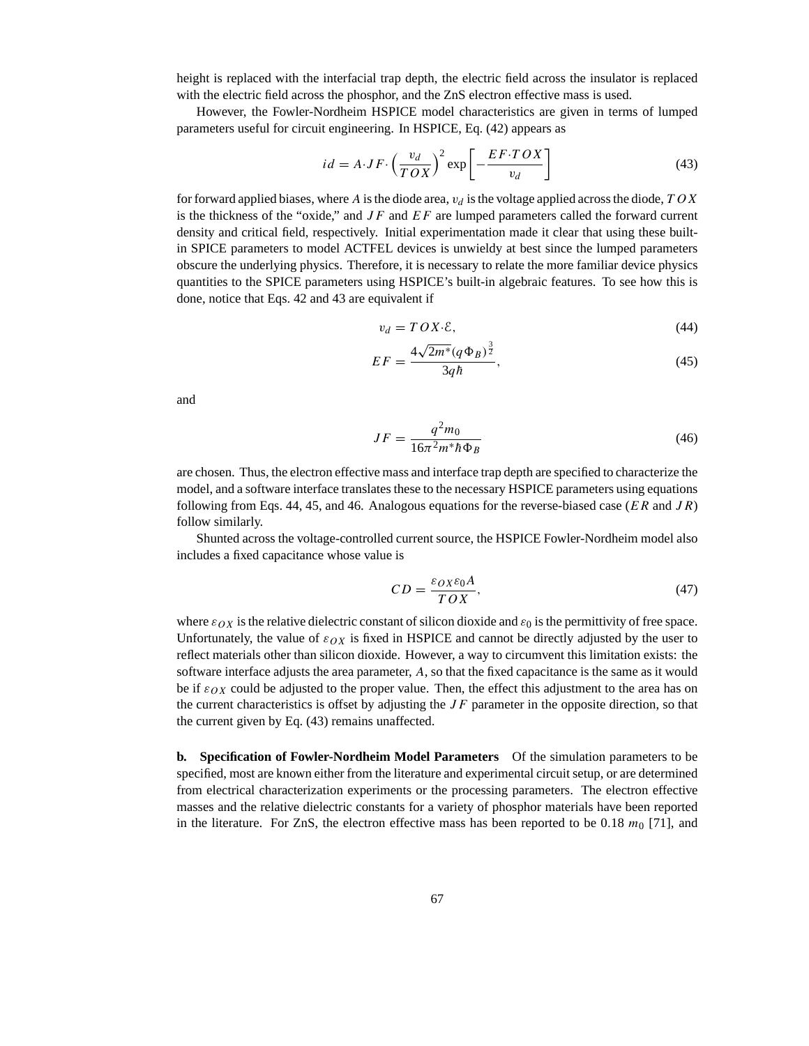height is replaced with the interfacial trap depth, the electric field across the insulator is replaced with the electric field across the phosphor, and the ZnS electron effective mass is used.

However, the Fowler-Nordheim HSPICE model characteristics are given in terms of lumped parameters useful for circuit engineering. In HSPICE, Eq. (42) appears as

$$id = A \cdot JF \cdot \left(\frac{v_d}{TOX}\right)^2 \exp\left[-\frac{EF \cdot TOX}{v_d}\right] \tag{43}$$

for forward applied biases, where $A$ is the diode area, $v_d$ is the voltage applied across the diode, $TOX$ is the thickness of the "oxide," and $JF$ and $EF$ are lumped parameters called the forward current density and critical field, respectively. Initial experimentation made it clear that using these built-in SPICE parameters to model ACTFEL devices is unwieldy at best since the lumped parameters obscure the underlying physics. Therefore, it is necessary to relate the more familiar device physics quantities to the SPICE parameters using HSPICE's built-in algebraic features. To see how this is done, notice that Eqs. 42 and 43 are equivalent if

$$v_d = TOX \cdot \mathcal{E}, \tag{44}$$

$$EF = \frac{4\sqrt{2m^*}(q\Phi_B)^{\frac{3}{2}}}{3q\hbar}, \tag{45}$$

and

$$JF = \frac{q^2 m_0}{16\pi^2 m^* \hbar \Phi_B} \tag{46}$$

are chosen. Thus, the electron effective mass and interface trap depth are specified to characterize the model, and a software interface translates these to the necessary HSPICE parameters using equations following from Eqs. 44, 45, and 46. Analogous equations for the reverse-biased case ($ER$ and $JR$) follow similarly.

Shunted across the voltage-controlled current source, the HSPICE Fowler-Nordheim model also includes a fixed capacitance whose value is

$$CD = \frac{\varepsilon_{OX}\varepsilon_0 A}{TOX}, \tag{47}$$

where $\varepsilon_{OX}$ is the relative dielectric constant of silicon dioxide and $\varepsilon_0$ is the permittivity of free space. Unfortunately, the value of $\varepsilon_{OX}$ is fixed in HSPICE and cannot be directly adjusted by the user to reflect materials other than silicon dioxide. However, a way to circumvent this limitation exists: the software interface adjusts the area parameter, $A$, so that the fixed capacitance is the same as it would be if $\varepsilon_{OX}$ could be adjusted to the proper value. Then, the effect this adjustment to the area has on the current characteristics is offset by adjusting the $JF$ parameter in the opposite direction, so that the current given by Eq. (43) remains unaffected.

**b. Specification of Fowler-Nordheim Model Parameters** Of the simulation parameters to be specified, most are known either from the literature and experimental circuit setup, or are determined from electrical characterization experiments or the processing parameters. The electron effective masses and the relative dielectric constants for a variety of phosphor materials have been reported in the literature. For ZnS, the electron effective mass has been reported to be 0.18 $m_0$ [71], and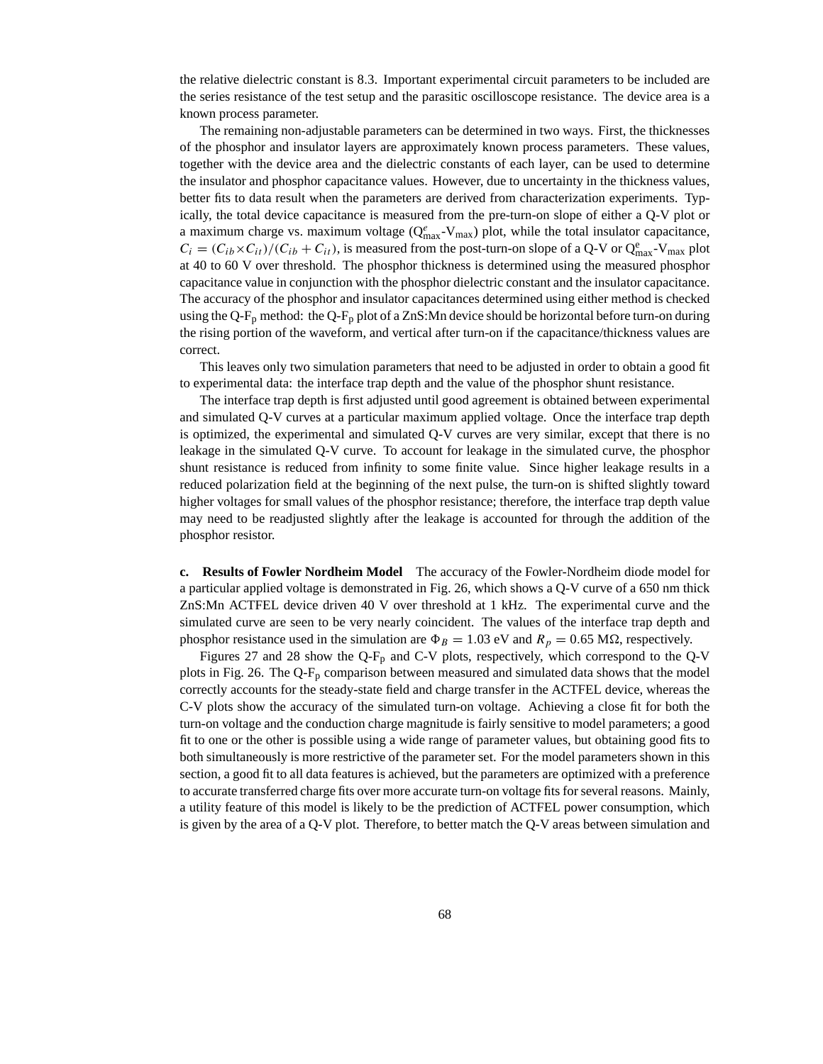the relative dielectric constant is 8.3. Important experimental circuit parameters to be included are the series resistance of the test setup and the parasitic oscilloscope resistance. The device area is a known process parameter.

The remaining non-adjustable parameters can be determined in two ways. First, the thicknesses of the phosphor and insulator layers are approximately known process parameters. These values, together with the device area and the dielectric constants of each layer, can be used to determine the insulator and phosphor capacitance values. However, due to uncertainty in the thickness values, better fits to data result when the parameters are derived from characterization experiments. Typically, the total device capacitance is measured from the pre-turn-on slope of either a Q-V plot or a maximum charge vs. maximum voltage ($Q^{e}_{max}$-$V_{max}$) plot, while the total insulator capacitance, $C_i = (C_{ib} \times C_{it})/(C_{ib} + C_{it})$, is measured from the post-turn-on slope of a Q-V or $Q^{e}_{max}$-$V_{max}$ plot at 40 to 60 V over threshold. The phosphor thickness is determined using the measured phosphor capacitance value in conjunction with the phosphor dielectric constant and the insulator capacitance. The accuracy of the phosphor and insulator capacitances determined using either method is checked using the Q-$F_p$ method: the Q-$F_p$ plot of a ZnS:Mn device should be horizontal before turn-on during the rising portion of the waveform, and vertical after turn-on if the capacitance/thickness values are correct.

This leaves only two simulation parameters that need to be adjusted in order to obtain a good fit to experimental data: the interface trap depth and the value of the phosphor shunt resistance.

The interface trap depth is first adjusted until good agreement is obtained between experimental and simulated Q-V curves at a particular maximum applied voltage. Once the interface trap depth is optimized, the experimental and simulated Q-V curves are very similar, except that there is no leakage in the simulated Q-V curve. To account for leakage in the simulated curve, the phosphor shunt resistance is reduced from infinity to some finite value. Since higher leakage results in a reduced polarization field at the beginning of the next pulse, the turn-on is shifted slightly toward higher voltages for small values of the phosphor resistance; therefore, the interface trap depth value may need to be readjusted slightly after the leakage is accounted for through the addition of the phosphor resistor.

**c. Results of Fowler Nordheim Model** The accuracy of the Fowler-Nordheim diode model for a particular applied voltage is demonstrated in Fig. 26, which shows a Q-V curve of a 650 nm thick ZnS:Mn ACTFEL device driven 40 V over threshold at 1 kHz. The experimental curve and the simulated curve are seen to be very nearly coincident. The values of the interface trap depth and phosphor resistance used in the simulation are $\Phi_B = 1.03$ eV and $R_p = 0.65$ MΩ, respectively.

Figures 27 and 28 show the Q-$F_p$ and C-V plots, respectively, which correspond to the Q-V plots in Fig. 26. The Q-$F_p$ comparison between measured and simulated data shows that the model correctly accounts for the steady-state field and charge transfer in the ACTFEL device, whereas the C-V plots show the accuracy of the simulated turn-on voltage. Achieving a close fit for both the turn-on voltage and the conduction charge magnitude is fairly sensitive to model parameters; a good fit to one or the other is possible using a wide range of parameter values, but obtaining good fits to both simultaneously is more restrictive of the parameter set. For the model parameters shown in this section, a good fit to all data features is achieved, but the parameters are optimized with a preference to accurate transferred charge fits over more accurate turn-on voltage fits for several reasons. Mainly, a utility feature of this model is likely to be the prediction of ACTFEL power consumption, which is given by the area of a Q-V plot. Therefore, to better match the Q-V areas between simulation and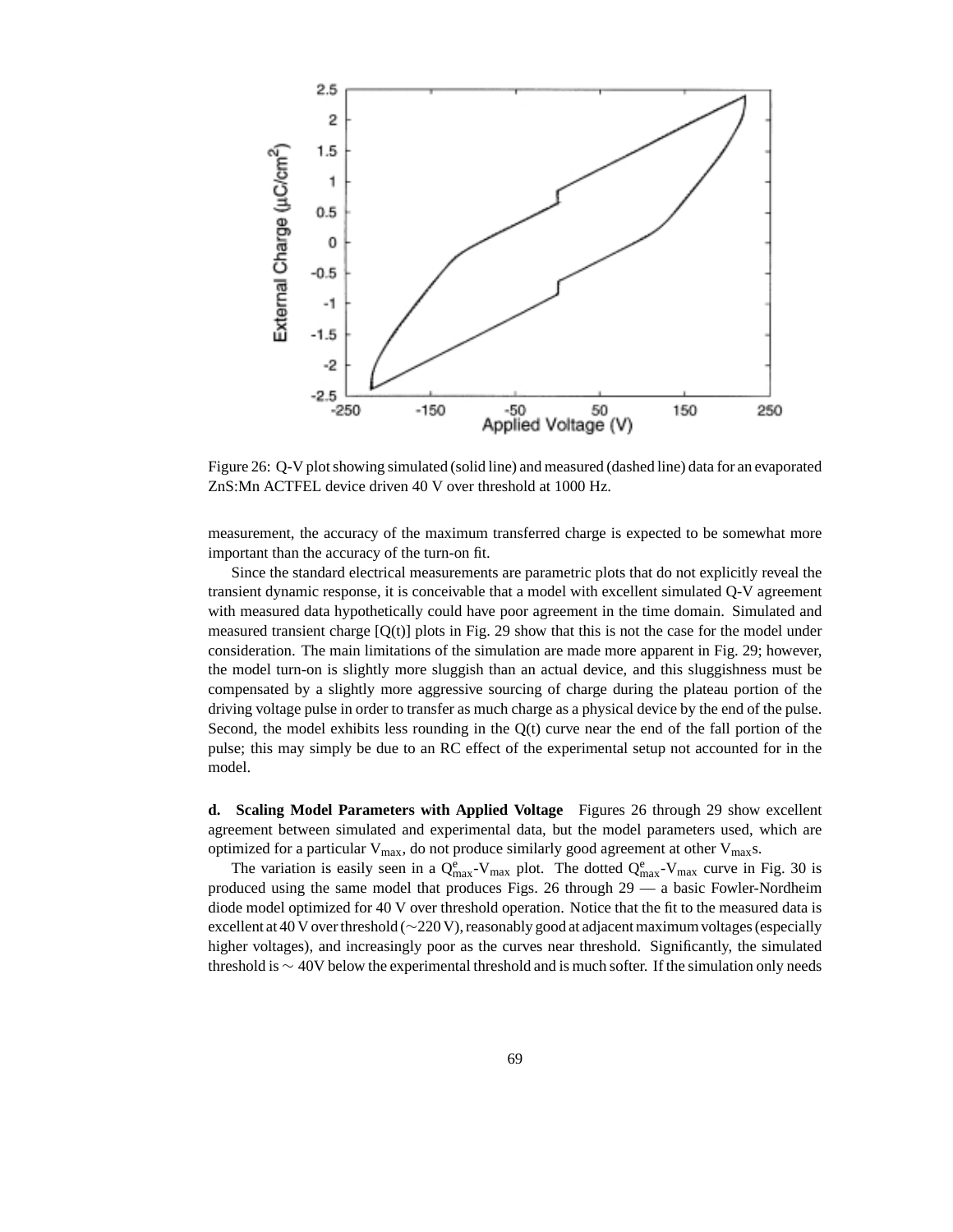Figure 26: Q-V plot showing simulated (solid line) and measured (dashed line) data for an evaporated ZnS:Mn ACTFEL device driven 40 V over threshold at 1000 Hz.

measurement, the accuracy of the maximum transferred charge is expected to be somewhat more important than the accuracy of the turn-on fit.

Since the standard electrical measurements are parametric plots that do not explicitly reveal the transient dynamic response, it is conceivable that a model with excellent simulated Q-V agreement with measured data hypothetically could have poor agreement in the time domain. Simulated and measured transient charge [Q(t)] plots in Fig. 29 show that this is not the case for the model under consideration. The main limitations of the simulation are made more apparent in Fig. 29; however, the model turn-on is slightly more sluggish than an actual device, and this sluggishness must be compensated by a slightly more aggressive sourcing of charge during the plateau portion of the driving voltage pulse in order to transfer as much charge as a physical device by the end of the pulse. Second, the model exhibits less rounding in the Q(t) curve near the end of the fall portion of the pulse; this may simply be due to an RC effect of the experimental setup not accounted for in the model.

**d. Scaling Model Parameters with Applied Voltage** Figures 26 through 29 show excellent agreement between simulated and experimental data, but the model parameters used, which are optimized for a particular $V_{max}$, do not produce similarly good agreement at other $V_{max}$s.

The variation is easily seen in a $Q^{e}_{max}$-$V_{max}$ plot. The dotted $Q^{e}_{max}$-$V_{max}$ curve in Fig. 30 is produced using the same model that produces Figs. 26 through 29 — a basic Fowler-Nordheim diode model optimized for 40 V over threshold operation. Notice that the fit to the measured data is excellent at 40 V over threshold (~220 V), reasonably good at adjacent maximum voltages (especially higher voltages), and increasingly poor as the curves near threshold. Significantly, the simulated threshold is ~ 40V below the experimental threshold and is much softer. If the simulation only needs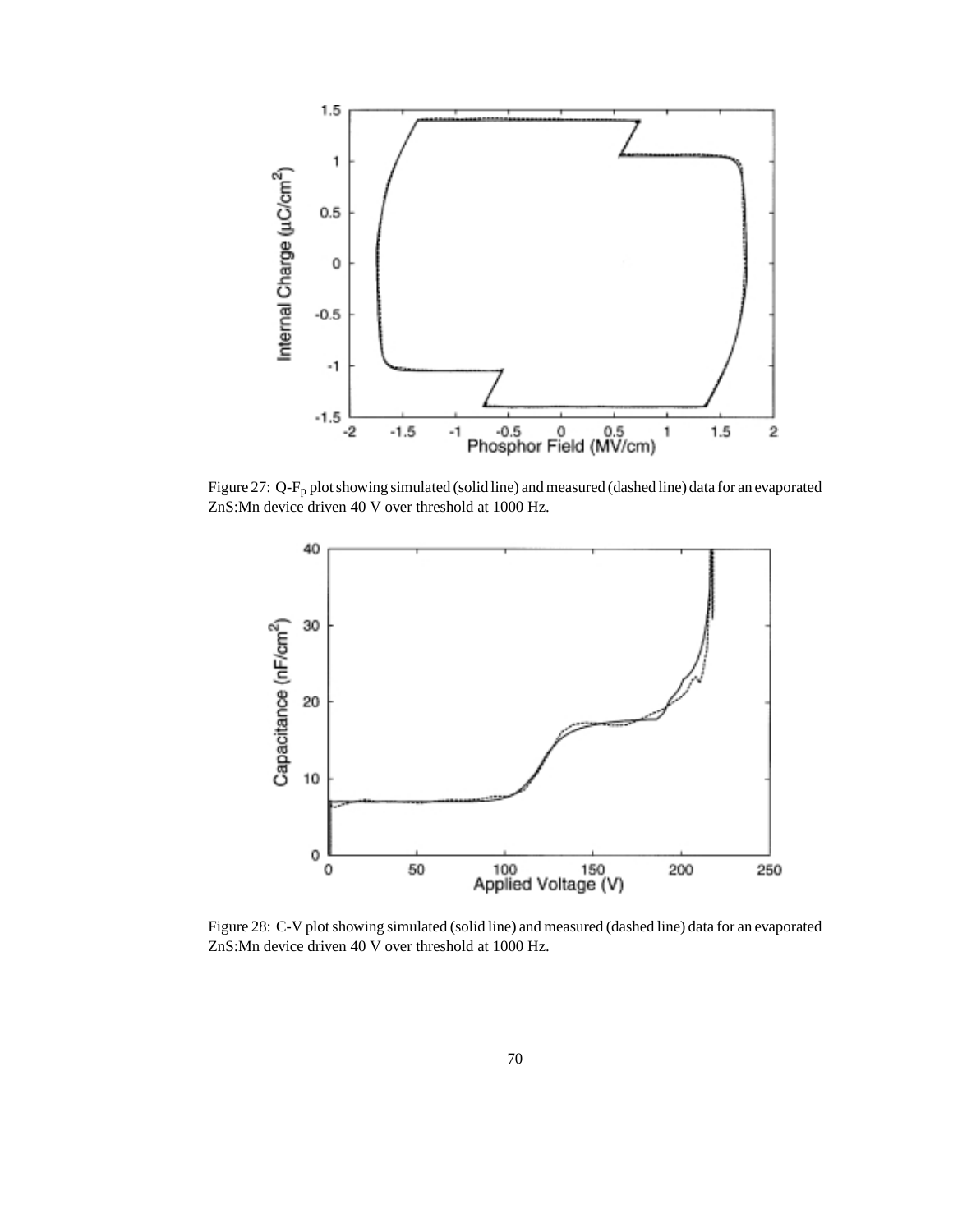Figure 27: Q-$F_p$ plot showing simulated (solid line) and measured (dashed line) data for an evaporated ZnS:Mn device driven 40 V over threshold at 1000 Hz.

Figure 28: C-V plot showing simulated (solid line) and measured (dashed line) data for an evaporated ZnS:Mn device driven 40 V over threshold at 1000 Hz.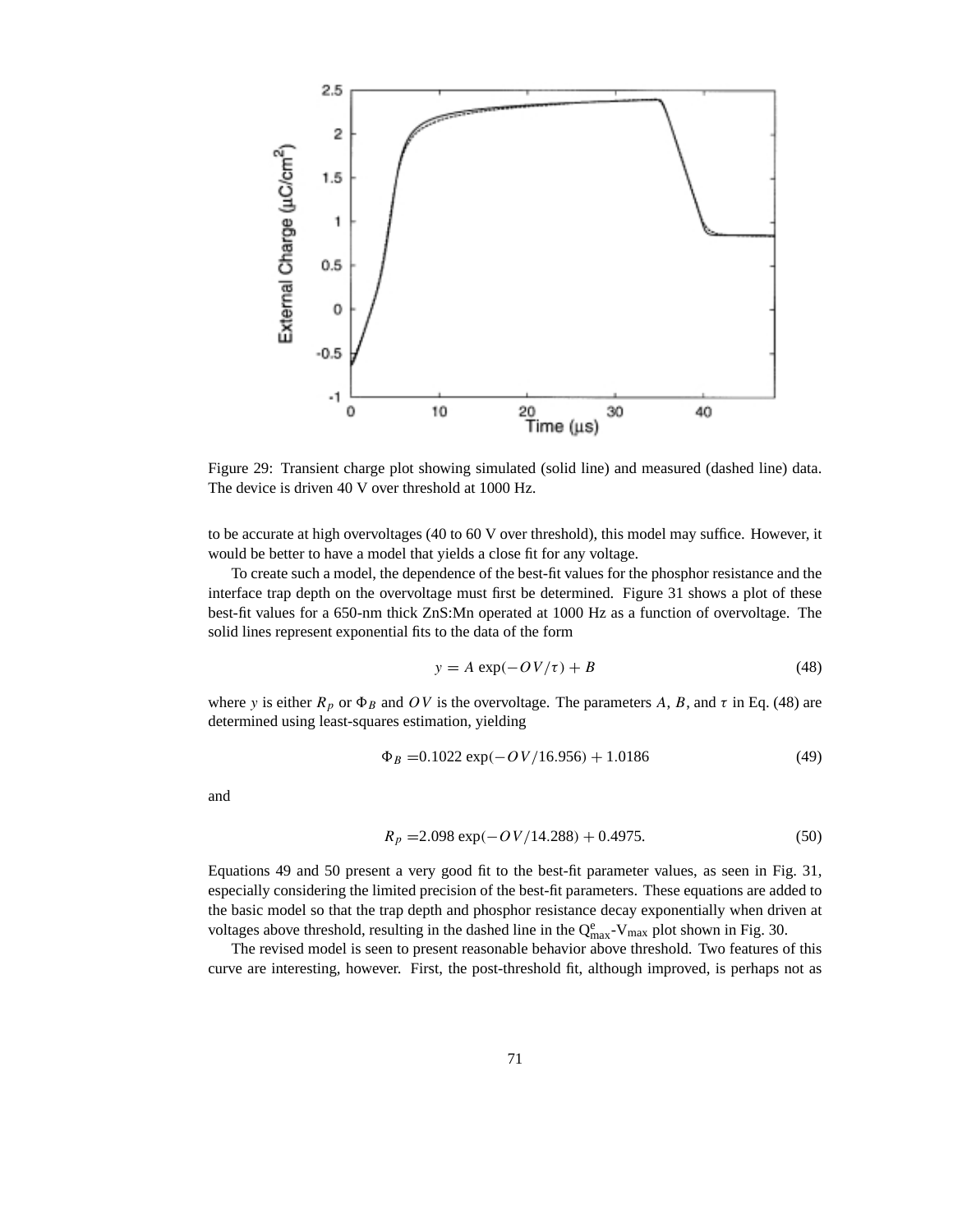Figure 29: Transient charge plot showing simulated (solid line) and measured (dashed line) data. The device is driven 40 V over threshold at 1000 Hz.

to be accurate at high overvoltages (40 to 60 V over threshold), this model may suffice. However, it would be better to have a model that yields a close fit for any voltage.

To create such a model, the dependence of the best-fit values for the phosphor resistance and the interface trap depth on the overvoltage must first be determined. Figure 31 shows a plot of these best-fit values for a 650-nm thick ZnS:Mn operated at 1000 Hz as a function of overvoltage. The solid lines represent exponential fits to the data of the form

$$y = A\,\exp(-OV/\tau) + B \tag{48}$$

where $y$ is either $R_p$ or $\Phi_B$ and $OV$ is the overvoltage. The parameters $A$, $B$, and $\tau$ in Eq. (48) are determined using least-squares estimation, yielding

$$\Phi_B = 0.1022\,\exp(-OV/16.956) + 1.0186 \tag{49}$$

and

$$R_p = 2.098\,\exp(-OV/14.288) + 0.4975. \tag{50}$$

Equations 49 and 50 present a very good fit to the best-fit parameter values, as seen in Fig. 31, especially considering the limited precision of the best-fit parameters. These equations are added to the basic model so that the trap depth and phosphor resistance decay exponentially when driven at voltages above threshold, resulting in the dashed line in the $Q^e_{max}$-$V_{max}$ plot shown in Fig. 30.

The revised model is seen to present reasonable behavior above threshold. Two features of this curve are interesting, however. First, the post-threshold fit, although improved, is perhaps not as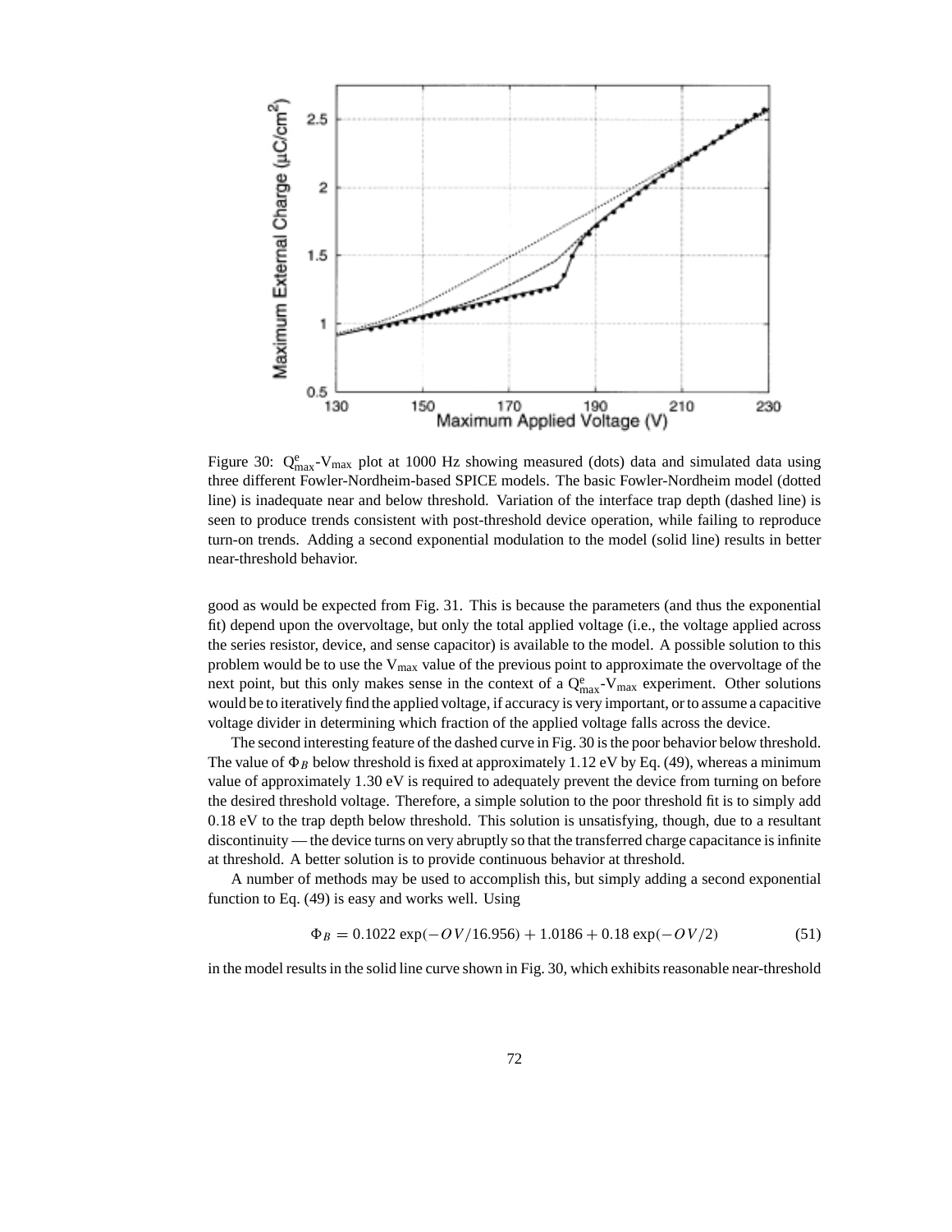Figure 30: $Q^e_{max}$-$V_{max}$ plot at 1000 Hz showing measured (dots) data and simulated data using three different Fowler-Nordheim-based SPICE models. The basic Fowler-Nordheim model (dotted line) is inadequate near and below threshold. Variation of the interface trap depth (dashed line) is seen to produce trends consistent with post-threshold device operation, while failing to reproduce turn-on trends. Adding a second exponential modulation to the model (solid line) results in better near-threshold behavior.

good as would be expected from Fig. 31. This is because the parameters (and thus the exponential fit) depend upon the overvoltage, but only the total applied voltage (i.e., the voltage applied across the series resistor, device, and sense capacitor) is available to the model. A possible solution to this problem would be to use the $V_{max}$ value of the previous point to approximate the overvoltage of the next point, but this only makes sense in the context of a $Q^e_{max}$-$V_{max}$ experiment. Other solutions would be to iteratively find the applied voltage, if accuracy is very important, or to assume a capacitive voltage divider in determining which fraction of the applied voltage falls across the device.

The second interesting feature of the dashed curve in Fig. 30 is the poor behavior below threshold. The value of $\Phi_B$ below threshold is fixed at approximately 1.12 eV by Eq. (49), whereas a minimum value of approximately 1.30 eV is required to adequately prevent the device from turning on before the desired threshold voltage. Therefore, a simple solution to the poor threshold fit is to simply add 0.18 eV to the trap depth below threshold. This solution is unsatisfying, though, due to a resultant discontinuity — the device turns on very abruptly so that the transferred charge capacitance is infinite at threshold. A better solution is to provide continuous behavior at threshold.

A number of methods may be used to accomplish this, but simply adding a second exponential function to Eq. (49) is easy and works well. Using

$$\Phi_B = 0.1022 \exp(-OV/16.956) + 1.0186 + 0.18 \exp(-OV/2) \tag{51}$$

in the model results in the solid line curve shown in Fig. 30, which exhibits reasonable near-threshold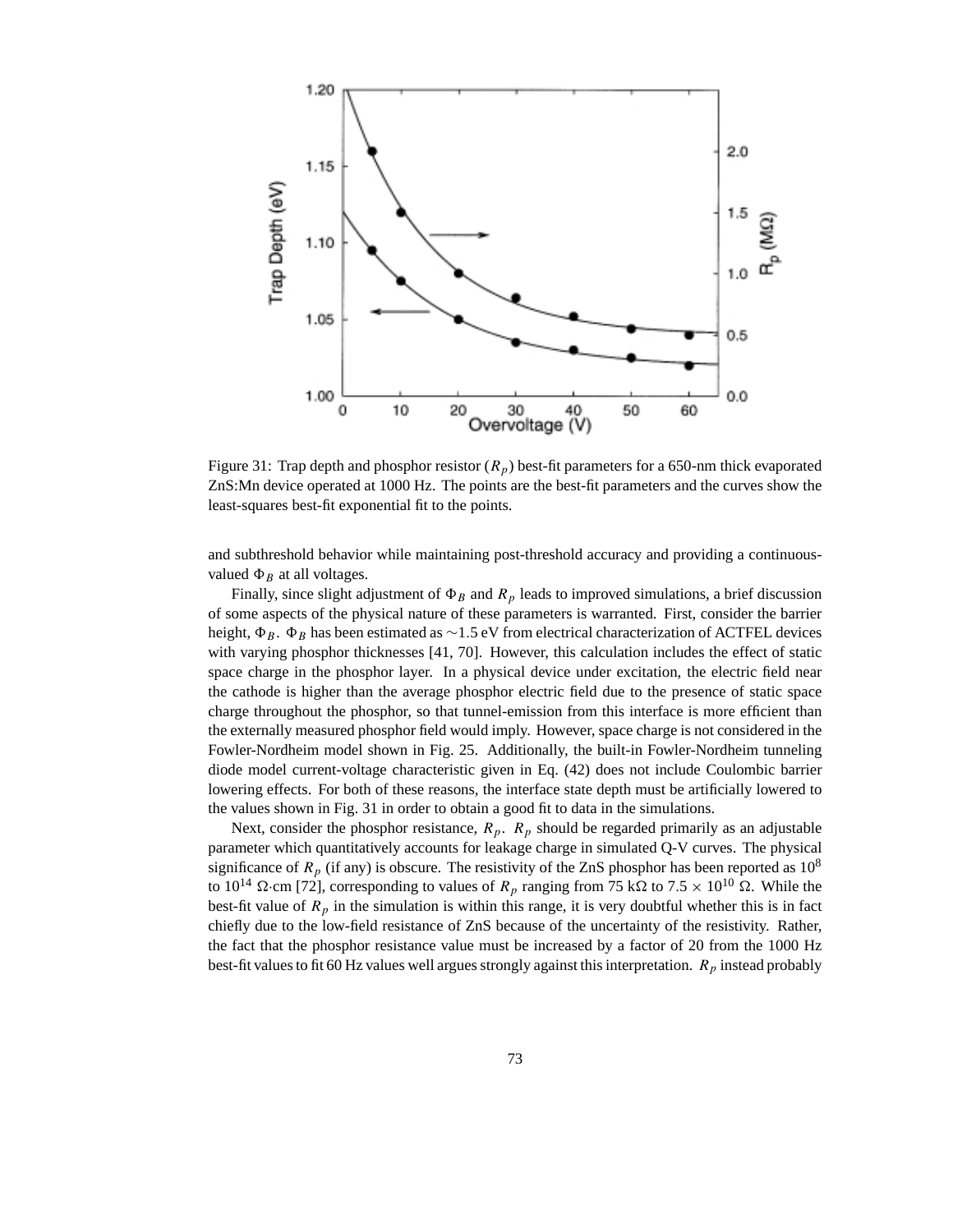Figure 31: Trap depth and phosphor resistor ($R_p$) best-fit parameters for a 650-nm thick evaporated ZnS:Mn device operated at 1000 Hz. The points are the best-fit parameters and the curves show the least-squares best-fit exponential fit to the points.

and subthreshold behavior while maintaining post-threshold accuracy and providing a continuous-valued $\Phi_B$ at all voltages.

Finally, since slight adjustment of $\Phi_B$ and $R_p$ leads to improved simulations, a brief discussion of some aspects of the physical nature of these parameters is warranted. First, consider the barrier height, $\Phi_B$. $\Phi_B$ has been estimated as $\sim$1.5 eV from electrical characterization of ACTFEL devices with varying phosphor thicknesses [41, 70]. However, this calculation includes the effect of static space charge in the phosphor layer. In a physical device under excitation, the electric field near the cathode is higher than the average phosphor electric field due to the presence of static space charge throughout the phosphor, so that tunnel-emission from this interface is more efficient than the externally measured phosphor field would imply. However, space charge is not considered in the Fowler-Nordheim model shown in Fig. 25. Additionally, the built-in Fowler-Nordheim tunneling diode model current-voltage characteristic given in Eq. (42) does not include Coulombic barrier lowering effects. For both of these reasons, the interface state depth must be artificially lowered to the values shown in Fig. 31 in order to obtain a good fit to data in the simulations.

Next, consider the phosphor resistance, $R_p$. $R_p$ should be regarded primarily as an adjustable parameter which quantitatively accounts for leakage charge in simulated Q-V curves. The physical significance of $R_p$ (if any) is obscure. The resistivity of the ZnS phosphor has been reported as $10^8$ to $10^{14}$ $\Omega$·cm [72], corresponding to values of $R_p$ ranging from 75 k$\Omega$ to $7.5 \times 10^{10}$ $\Omega$. While the best-fit value of $R_p$ in the simulation is within this range, it is very doubtful whether this is in fact chiefly due to the low-field resistance of ZnS because of the uncertainty of the resistivity. Rather, the fact that the phosphor resistance value must be increased by a factor of 20 from the 1000 Hz best-fit values to fit 60 Hz values well argues strongly against this interpretation. $R_p$ instead probably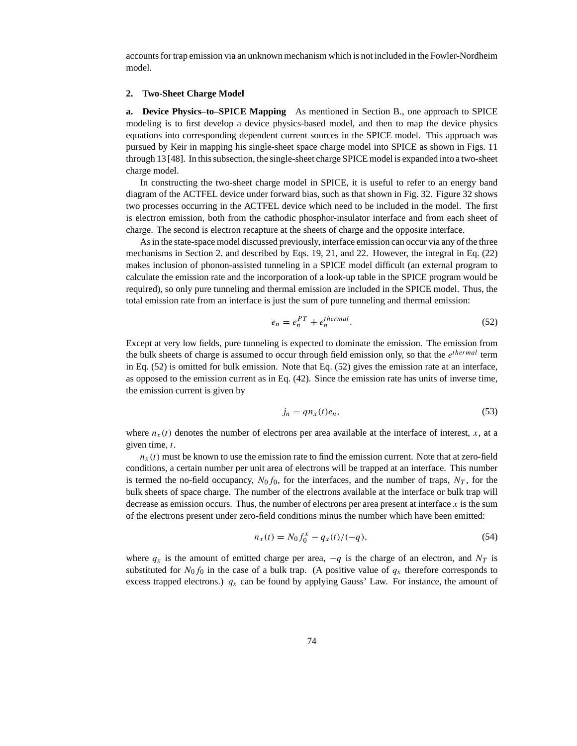accounts for trap emission via an unknown mechanism which is not included in the Fowler-Nordheim model.

### 2. Two-Sheet Charge Model

**a. Device Physics–to–SPICE Mapping** As mentioned in Section B., one approach to SPICE modeling is to first develop a device physics-based model, and then to map the device physics equations into corresponding dependent current sources in the SPICE model. This approach was pursued by Keir in mapping his single-sheet space charge model into SPICE as shown in Figs. 11 through 13 [48]. In this subsection, the single-sheet charge SPICE model is expanded into a two-sheet charge model.

In constructing the two-sheet charge model in SPICE, it is useful to refer to an energy band diagram of the ACTFEL device under forward bias, such as that shown in Fig. 32. Figure 32 shows two processes occurring in the ACTFEL device which need to be included in the model. The first is electron emission, both from the cathodic phosphor-insulator interface and from each sheet of charge. The second is electron recapture at the sheets of charge and the opposite interface.

As in the state-space model discussed previously, interface emission can occur via any of the three mechanisms in Section 2. and described by Eqs. 19, 21, and 22. However, the integral in Eq. (22) makes inclusion of phonon-assisted tunneling in a SPICE model difficult (an external program to calculate the emission rate and the incorporation of a look-up table in the SPICE program would be required), so only pure tunneling and thermal emission are included in the SPICE model. Thus, the total emission rate from an interface is just the sum of pure tunneling and thermal emission:

$$e_n = e_n^{PT} + e_n^{thermal}. \tag{52}$$

Except at very low fields, pure tunneling is expected to dominate the emission. The emission from the bulk sheets of charge is assumed to occur through field emission only, so that the $e^{thermal}$ term in Eq. (52) is omitted for bulk emission. Note that Eq. (52) gives the emission rate at an interface, as opposed to the emission current as in Eq. (42). Since the emission rate has units of inverse time, the emission current is given by

$$j_n = q n_x(t) e_n, \tag{53}$$

where $n_x(t)$ denotes the number of electrons per area available at the interface of interest, $x$, at a given time, $t$.

$n_x(t)$ must be known to use the emission rate to find the emission current. Note that at zero-field conditions, a certain number per unit area of electrons will be trapped at an interface. This number is termed the no-field occupancy, $N_0 f_0$, for the interfaces, and the number of traps, $N_T$, for the bulk sheets of space charge. The number of the electrons available at the interface or bulk trap will decrease as emission occurs. Thus, the number of electrons per area present at interface $x$ is the sum of the electrons present under zero-field conditions minus the number which have been emitted:

$$n_x(t) = N_0 f_0^x - q_x(t)/(-q), \tag{54}$$

where $q_x$ is the amount of emitted charge per area, $-q$ is the charge of an electron, and $N_T$ is substituted for $N_0 f_0$ in the case of a bulk trap. (A positive value of $q_x$ therefore corresponds to excess trapped electrons.) $q_x$ can be found by applying Gauss' Law. For instance, the amount of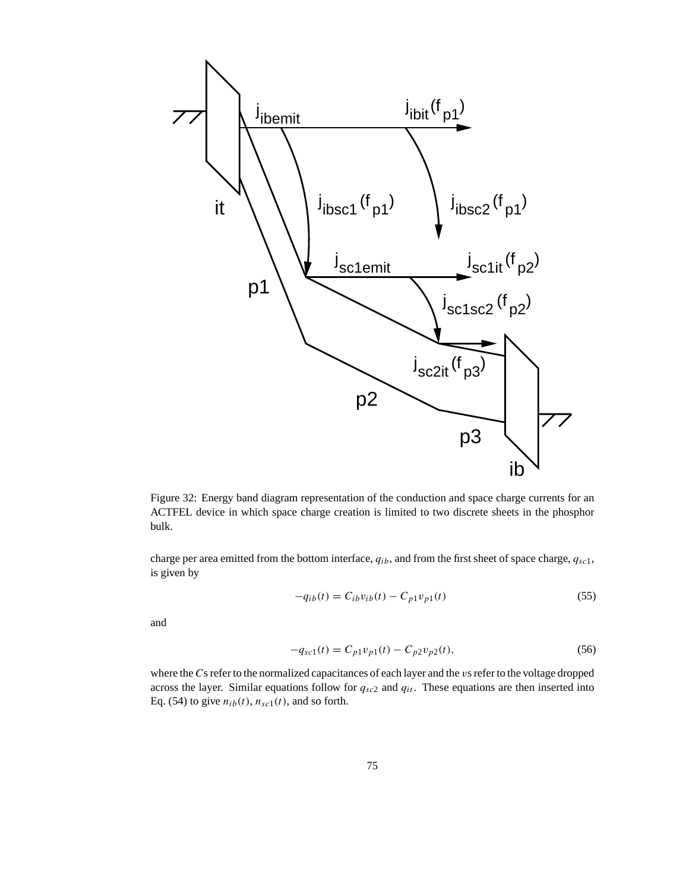Figure 32: Energy band diagram representation of the conduction and space charge currents for an ACTFEL device in which space charge creation is limited to two discrete sheets in the phosphor bulk.

charge per area emitted from the bottom interface, $q_{ib}$, and from the first sheet of space charge, $q_{sc1}$, is given by

$$-q_{ib}(t) = C_{ib}v_{ib}(t) - C_{p1}v_{p1}(t) \tag{55}$$

and

$$-q_{sc1}(t) = C_{p1}v_{p1}(t) - C_{p2}v_{p2}(t), \tag{56}$$

where the $C$s refer to the normalized capacitances of each layer and the $v$s refer to the voltage dropped across the layer. Similar equations follow for $q_{sc2}$ and $q_{it}$. These equations are then inserted into Eq. (54) to give $n_{ib}(t)$, $n_{sc1}(t)$, and so forth.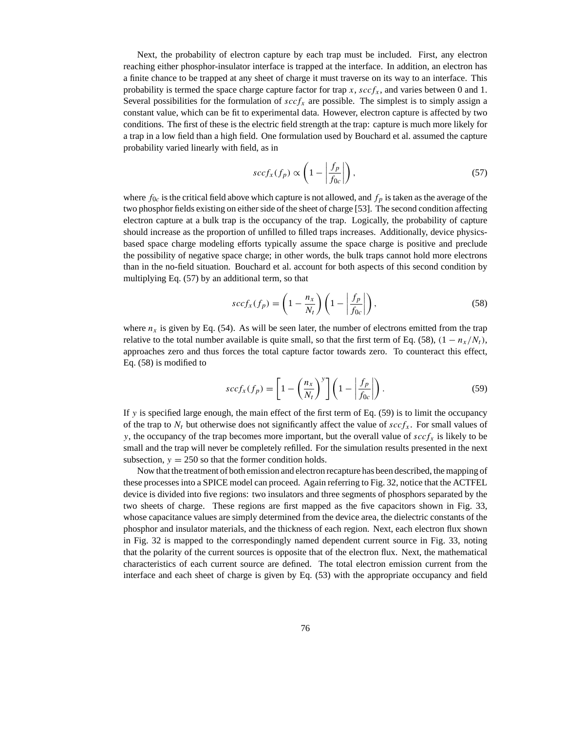Next, the probability of electron capture by each trap must be included. First, any electron reaching either phosphor-insulator interface is trapped at the interface. In addition, an electron has a finite chance to be trapped at any sheet of charge it must traverse on its way to an interface. This probability is termed the space charge capture factor for trap $x$, $sccf_x$, and varies between 0 and 1. Several possibilities for the formulation of $sccf_x$ are possible. The simplest is to simply assign a constant value, which can be fit to experimental data. However, electron capture is affected by two conditions. The first of these is the electric field strength at the trap: capture is much more likely for a trap in a low field than a high field. One formulation used by Bouchard et al. assumed the capture probability varied linearly with field, as in

$$sccf_x(f_p) \propto \left(1 - \left|\frac{f_p}{f_{0c}}\right|\right), \tag{57}$$

where $f_{0c}$ is the critical field above which capture is not allowed, and $f_p$ is taken as the average of the two phosphor fields existing on either side of the sheet of charge [53]. The second condition affecting electron capture at a bulk trap is the occupancy of the trap. Logically, the probability of capture should increase as the proportion of unfilled to filled traps increases. Additionally, device physics-based space charge modeling efforts typically assume the space charge is positive and preclude the possibility of negative space charge; in other words, the bulk traps cannot hold more electrons than in the no-field situation. Bouchard et al. account for both aspects of this second condition by multiplying Eq. (57) by an additional term, so that

$$sccf_x(f_p) = \left(1 - \frac{n_x}{N_t}\right)\left(1 - \left|\frac{f_p}{f_{0c}}\right|\right), \tag{58}$$

where $n_x$ is given by Eq. (54). As will be seen later, the number of electrons emitted from the trap relative to the total number available is quite small, so that the first term of Eq. (58), $(1 - n_x/N_t)$, approaches zero and thus forces the total capture factor towards zero. To counteract this effect, Eq. (58) is modified to

$$sccf_x(f_p) = \left[1 - \left(\frac{n_x}{N_t}\right)^y\right]\left(1 - \left|\frac{f_p}{f_{0c}}\right|\right). \tag{59}$$

If $y$ is specified large enough, the main effect of the first term of Eq. (59) is to limit the occupancy of the trap to $N_t$ but otherwise does not significantly affect the value of $sccf_x$. For small values of $y$, the occupancy of the trap becomes more important, but the overall value of $sccf_x$ is likely to be small and the trap will never be completely refilled. For the simulation results presented in the next subsection, $y = 250$ so that the former condition holds.

Now that the treatment of both emission and electron recapture has been described, the mapping of these processes into a SPICE model can proceed. Again referring to Fig. 32, notice that the ACTFEL device is divided into five regions: two insulators and three segments of phosphors separated by the two sheets of charge. These regions are first mapped as the five capacitors shown in Fig. 33, whose capacitance values are simply determined from the device area, the dielectric constants of the phosphor and insulator materials, and the thickness of each region. Next, each electron flux shown in Fig. 32 is mapped to the correspondingly named dependent current source in Fig. 33, noting that the polarity of the current sources is opposite that of the electron flux. Next, the mathematical characteristics of each current source are defined. The total electron emission current from the interface and each sheet of charge is given by Eq. (53) with the appropriate occupancy and field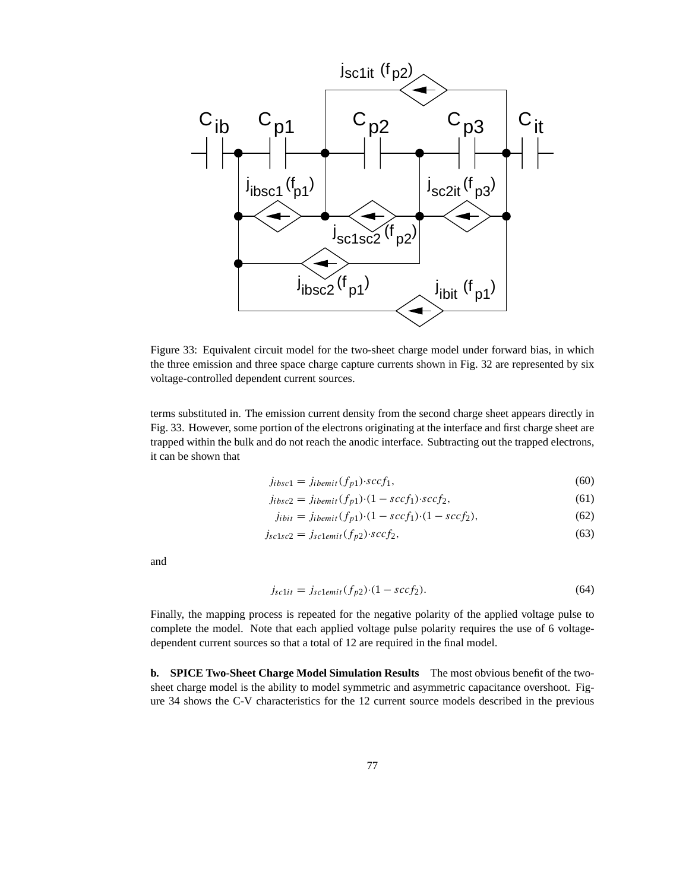Figure 33: Equivalent circuit model for the two-sheet charge model under forward bias, in which the three emission and three space charge capture currents shown in Fig. 32 are represented by six voltage-controlled dependent current sources.

terms substituted in. The emission current density from the second charge sheet appears directly in Fig. 33. However, some portion of the electrons originating at the interface and first charge sheet are trapped within the bulk and do not reach the anodic interface. Subtracting out the trapped electrons, it can be shown that

$$j_{ibsc1} = j_{ibemit}(f_{p1}) \cdot sccf_1, \tag{60}$$

$$j_{ibsc2} = j_{ibemit}(f_{p1}) \cdot (1 - sccf_1) \cdot sccf_2, \tag{61}$$

$$j_{ibit} = j_{ibemit}(f_{p1}) \cdot (1 - sccf_1) \cdot (1 - sccf_2), \tag{62}$$

$$j_{sc1sc2} = j_{sc1emit}(f_{p2}) \cdot sccf_2, \tag{63}$$

and

$$j_{sc1it} = j_{sc1emit}(f_{p2}) \cdot (1 - sccf_2). \tag{64}$$

Finally, the mapping process is repeated for the negative polarity of the applied voltage pulse to complete the model. Note that each applied voltage pulse polarity requires the use of 6 voltage-dependent current sources so that a total of 12 are required in the final model.

**b. SPICE Two-Sheet Charge Model Simulation Results** The most obvious benefit of the two-sheet charge model is the ability to model symmetric and asymmetric capacitance overshoot. Figure 34 shows the C-V characteristics for the 12 current source models described in the previous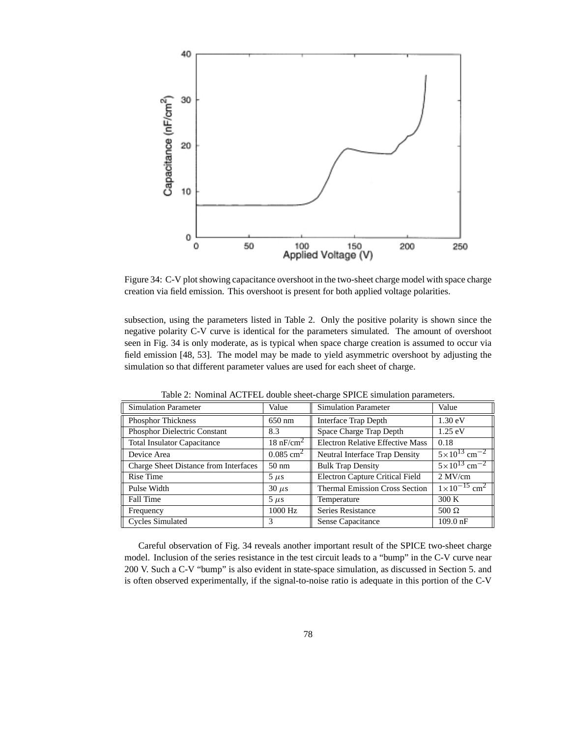Figure 34: C-V plot showing capacitance overshoot in the two-sheet charge model with space charge creation via field emission. This overshoot is present for both applied voltage polarities.

subsection, using the parameters listed in Table 2. Only the positive polarity is shown since the negative polarity C-V curve is identical for the parameters simulated. The amount of overshoot seen in Fig. 34 is only moderate, as is typical when space charge creation is assumed to occur via field emission [48, 53]. The model may be made to yield asymmetric overshoot by adjusting the simulation so that different parameter values are used for each sheet of charge.

Table 2: Nominal ACTFEL double sheet-charge SPICE simulation parameters.

| Simulation Parameter | Value | Simulation Parameter | Value |
|---|---|---|---|
| Phosphor Thickness | 650 nm | Interface Trap Depth | 1.30 eV |
| Phosphor Dielectric Constant | 8.3 | Space Charge Trap Depth | 1.25 eV |
| Total Insulator Capacitance | 18 nF/cm$^2$ | Electron Relative Effective Mass | 0.18 |
| Device Area | 0.085 cm$^2$ | Neutral Interface Trap Density | $5\times10^{13}$ cm$^{-2}$ |
| Charge Sheet Distance from Interfaces | 50 nm | Bulk Trap Density | $5\times10^{13}$ cm$^{-2}$ |
| Rise Time | 5 $\mu$s | Electron Capture Critical Field | 2 MV/cm |
| Pulse Width | 30 $\mu$s | Thermal Emission Cross Section | $1\times10^{-15}$ cm$^2$ |
| Fall Time | 5 $\mu$s | Temperature | 300 K |
| Frequency | 1000 Hz | Series Resistance | 500 $\Omega$ |
| Cycles Simulated | 3 | Sense Capacitance | 109.0 nF |

Careful observation of Fig. 34 reveals another important result of the SPICE two-sheet charge model. Inclusion of the series resistance in the test circuit leads to a "bump" in the C-V curve near 200 V. Such a C-V "bump" is also evident in state-space simulation, as discussed in Section 5. and is often observed experimentally, if the signal-to-noise ratio is adequate in this portion of the C-V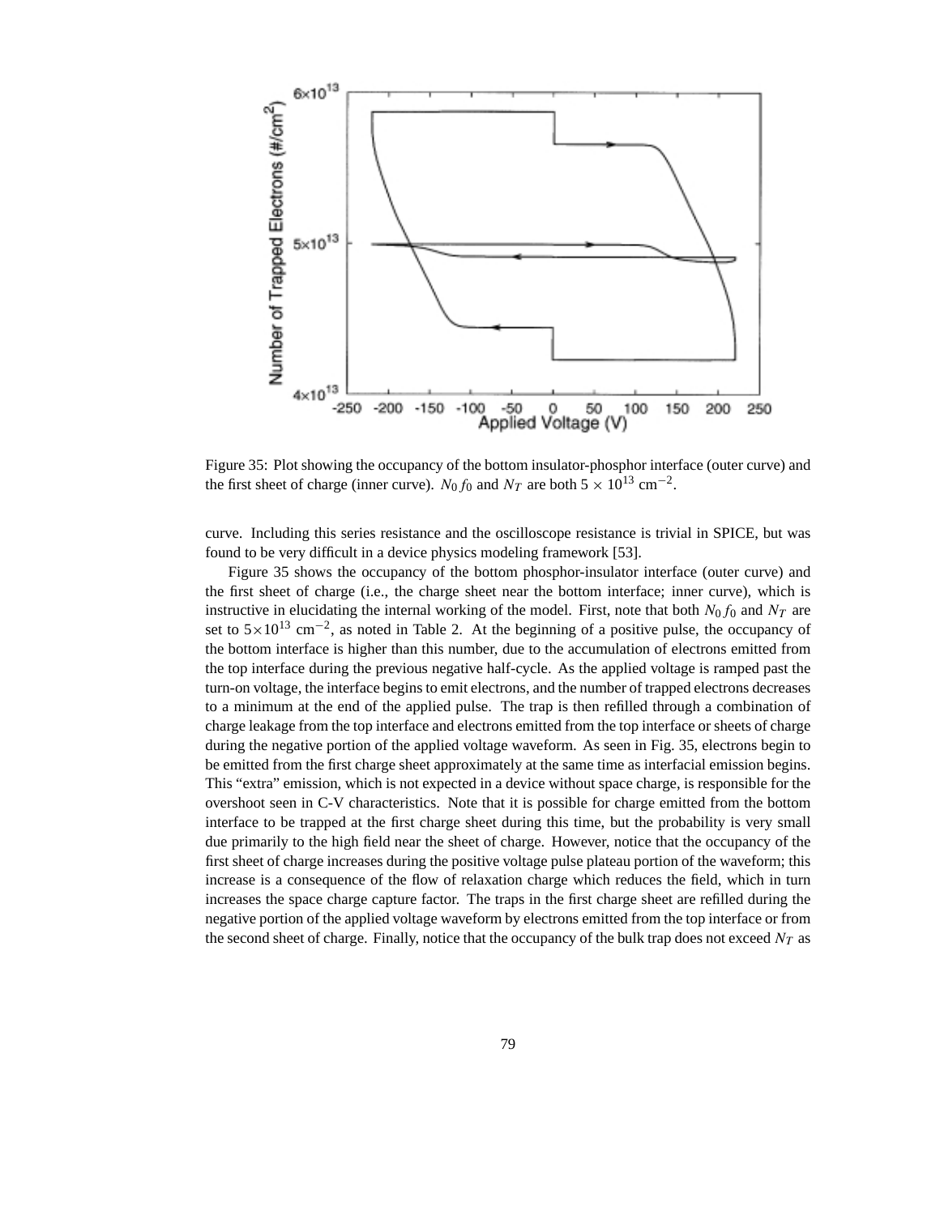Figure 35: Plot showing the occupancy of the bottom insulator-phosphor interface (outer curve) and the first sheet of charge (inner curve). $N_0 f_0$ and $N_T$ are both $5 \times 10^{13}$ cm$^{-2}$.

curve. Including this series resistance and the oscilloscope resistance is trivial in SPICE, but was found to be very difficult in a device physics modeling framework [53].

Figure 35 shows the occupancy of the bottom phosphor-insulator interface (outer curve) and the first of charge (i.e., the charge sheet near the bottom interface; inner curve), which is instructive in elucidating the internal working of the model. First, note that both $N_0 f_0$ and $N_T$ are set to $5{\times}10^{13}$ cm$^{-2}$, as noted in Table 2. At the beginning of a positive pulse, the occupancy of the bottom interface is higher than this number, due to the accumulation of electrons emitted from the top interface during the previous negative half-cycle. As the applied voltage is ramped past the turn-on voltage, the interface begins to emit electrons, and the number of trapped electrons decreases to a minimum at the end of the applied pulse. The trap is then refilled through a combination of charge leakage from the top interface and electrons emitted from the top interface or sheets of charge during the negative portion of the applied voltage waveform. As seen in Fig. 35, electrons begin to be emitted from the first charge sheet approximately at the same time as interfacial emission begins. This "extra" emission, which is not expected in a device without space charge, is responsible for the overshoot seen in C-V characteristics. Note that it is possible for charge emitted from the bottom interface to be trapped at the first charge sheet during this time, but the probability is very small due primarily to the high field near the sheet of charge. However, notice that the occupancy of the first sheet of charge increases during the positive voltage pulse plateau portion of the waveform; this increase is a consequence of the flow of relaxation charge which reduces the field, which in turn increases the space charge capture factor. The traps in the first charge sheet are refilled during the negative portion of the applied voltage waveform by electrons emitted from the top interface or from the second sheet of charge. Finally, notice that the occupancy of the bulk trap does not exceed $N_T$ as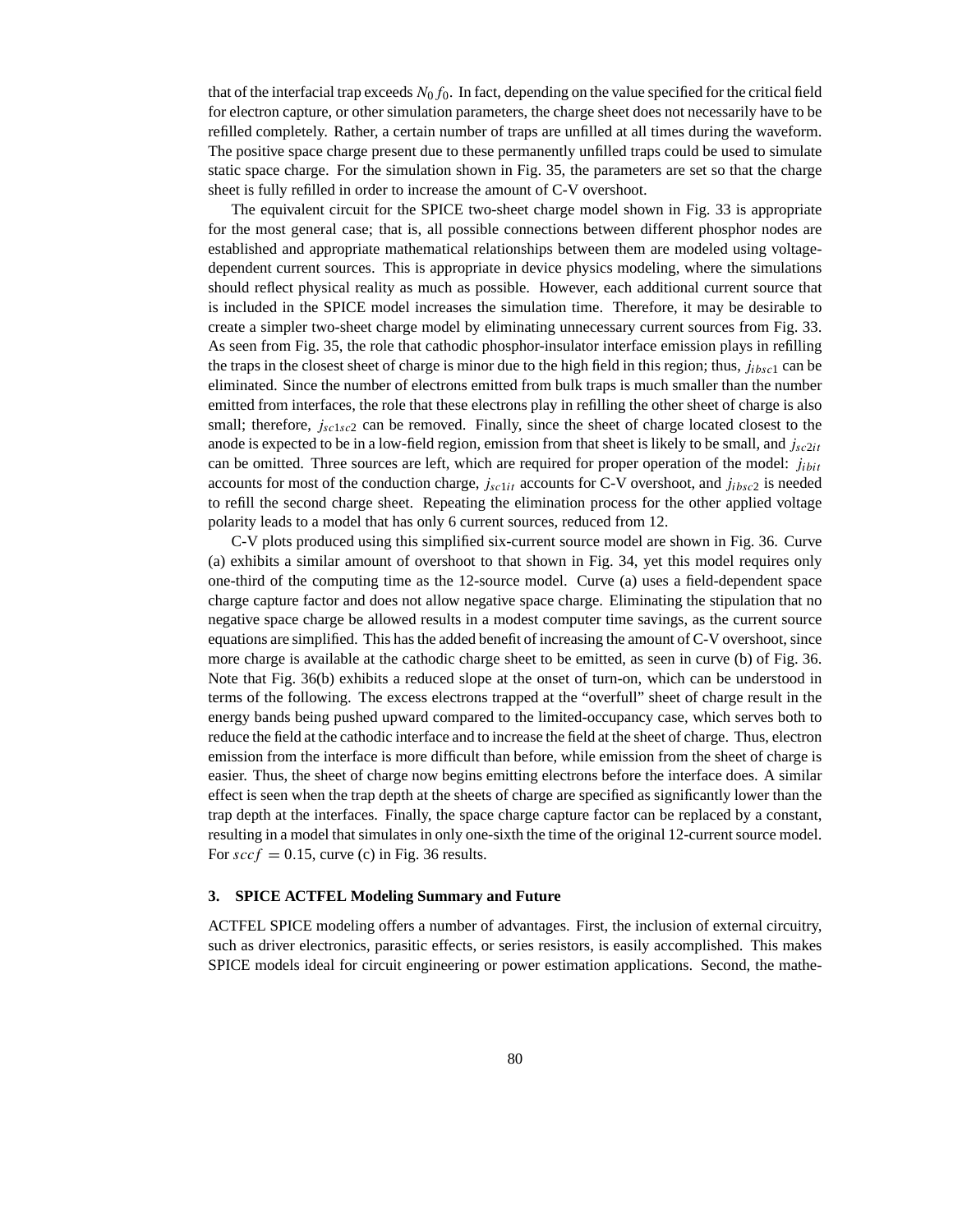that of the interfacial trap exceeds $N_0 f_0$. In fact, depending on the value specified for the critical field for electron capture, or other simulation parameters, the charge sheet does not necessarily have to be refilled completely. Rather, a certain number of traps are unfilled at all times during the waveform. The positive space charge present due to these permanently unfilled traps could be used to simulate static space charge. For the simulation shown in Fig. 35, the parameters are set so that the charge sheet is fully refilled in order to increase the amount of C-V overshoot.

The equivalent circuit for the SPICE two-sheet charge model shown in Fig. 33 is appropriate for the most general case; that is, all possible connections between different phosphor nodes are established and appropriate mathematical relationships between them are modeled using voltage-dependent current sources. This is appropriate in device physics modeling, where the simulations should reflect physical reality as much as possible. However, each additional current source that is included in the SPICE model increases the simulation time. Therefore, it may be desirable to create a simpler two-sheet charge model by eliminating unnecessary current sources from Fig. 33. As seen from Fig. 35, the role that cathodic phosphor-insulator interface emission plays in refilling the traps in the closest sheet of charge is minor due to the high field in this region; thus, $j_{ibsc1}$ can be eliminated. Since the number of electrons emitted from bulk traps is much smaller than the number emitted from interfaces, the role that these electrons play in refilling the other sheet of charge is also small; therefore, $j_{sc1sc2}$ can be removed. Finally, since the sheet of charge located closest to the anode is expected to be in a low-field region, emission from that sheet is likely to be small, and $j_{sc2it}$ can be omitted. Three sources are left, which are required for proper operation of the model: $j_{ibit}$ accounts for most of the conduction charge, $j_{sc1it}$ accounts for C-V overshoot, and $j_{ibsc2}$ is needed to refill the second charge sheet. Repeating the elimination process for the other applied voltage polarity leads to a model that has only 6 current sources, reduced from 12.

C-V plots produced using this simplified six-current source model are shown in Fig. 36. Curve (a) exhibits a similar amount of overshoot to that shown in Fig. 34, yet this model requires only one-third of the computing time as the 12-source model. Curve (a) uses a field-dependent space charge capture factor and does not allow negative space charge. Eliminating the stipulation that no negative space charge be allowed results in a modest computer time savings, as the current source equations are simplified. This has the added benefit of increasing the amount of C-V overshoot, since more charge is available at the cathodic charge sheet to be emitted, as seen in curve (b) of Fig. 36. Note that Fig. 36(b) exhibits a reduced slope at the onset of turn-on, which can be understood in terms of the following. The excess electrons trapped at the "overfull" sheet of charge result in the energy bands being pushed upward compared to the limited-occupancy case, which serves both to reduce the field at the cathodic interface and to increase the field at the sheet of charge. Thus, electron emission from the interface is more difficult than before, while emission from the sheet of charge is easier. Thus, the sheet of charge now begins emitting electrons before the interface does. A similar effect is seen when the trap depth at the sheets of charge are specified as significantly lower than the trap depth at the interfaces. Finally, the space charge capture factor can be replaced by a constant, resulting in a model that simulates in only one-sixth the time of the original 12-current source model. For $sccf = 0.15$, curve (c) in Fig. 36 results.

### 3. SPICE ACTFEL Modeling Summary and Future

ACTFEL SPICE modeling offers a number of advantages. First, the inclusion of external circuitry, such as driver electronics, parasitic effects, or series resistors, is easily accomplished. This makes SPICE models ideal for circuit engineering or power estimation applications. Second, the mathe-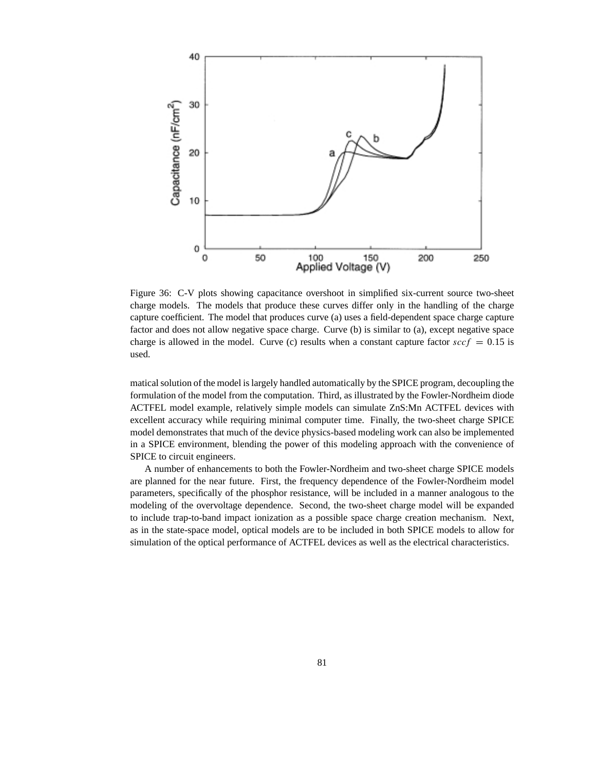Figure 36: C-V plots showing capacitance overshoot in simplified six-current source two-sheet charge models. The models that produce these curves differ only in the handling of the charge capture coefficient. The model that produces curve (a) uses a field-dependent space charge capture factor and does not allow negative space charge. Curve (b) is similar to (a), except negative space charge is allowed in the model. Curve (c) results when a constant capture factor $sccf = 0.15$ is used.

matical solution of the model is largely handled automatically by the SPICE program, decoupling the formulation of the model from the computation. Third, as illustrated by the Fowler-Nordheim diode ACTFEL model example, relatively simple models can simulate ZnS:Mn ACTFEL devices with excellent accuracy while requiring minimal computer time. Finally, the two-sheet charge SPICE model demonstrates that much of the device physics-based modeling work can also be implemented in a SPICE environment, blending the power of this modeling approach with the convenience of SPICE to circuit engineers.

A number of enhancements to both the Fowler-Nordheim and two-sheet charge SPICE models are planned for the near future. First, the frequency dependence of the Fowler-Nordheim model parameters, specifically of the phosphor resistance, will be included in a manner analogous to the modeling of the overvoltage dependence. Second, the two-sheet charge model will be expanded to include trap-to-band impact ionization as a possible space charge creation mechanism. Next, as in the state-space model, optical models are to be included in both SPICE models to allow for simulation of the optical performance of ACTFEL devices as well as the electrical characteristics.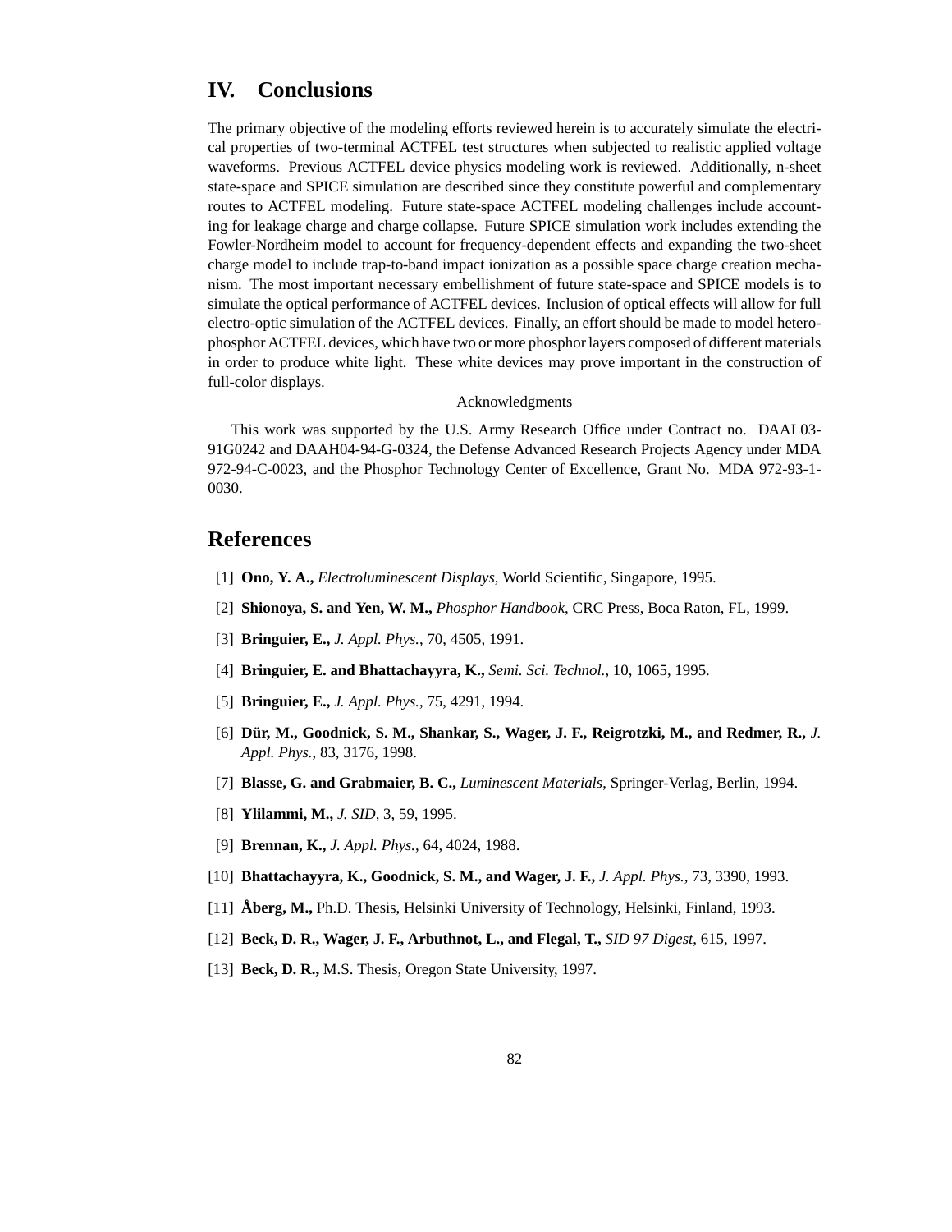# IV. Conclusions

The primary objective of the modeling efforts reviewed herein is to accurately simulate the electrical properties of two-terminal ACTFEL test structures when subjected to realistic applied voltage waveforms. Previous ACTFEL device physics modeling work is reviewed. Additionally, n-sheet state-space and SPICE simulation are described since they constitute powerful and complementary routes to ACTFEL modeling. Future state-space ACTFEL modeling challenges include accounting for leakage charge and charge collapse. Future SPICE simulation work includes extending the Fowler-Nordheim model to account for frequency-dependent effects and expanding the two-sheet charge model to include trap-to-band impact ionization as a possible space charge creation mechanism. The most important necessary embellishment of future state-space and SPICE models is to simulate the optical performance of ACTFEL devices. Inclusion of optical effects will allow for full electro-optic simulation of the ACTFEL devices. Finally, an effort should be made to model heterophosphor ACTFEL devices, which have two or more phosphor layers composed of different materials in order to produce white light. These white devices may prove important in the construction of full-color displays.

Acknowledgments

This work was supported by the U.S. Army Research Office under Contract no. DAAL03-91G0242 and DAAH04-94-G-0324, the Defense Advanced Research Projects Agency under MDA 972-94-C-0023, and the Phosphor Technology Center of Excellence, Grant No. MDA 972-93-1-0030.

# References

[1] **Ono, Y. A.,** *Electroluminescent Displays*, World Scientific, Singapore, 1995.

[2] **Shionoya, S. and Yen, W. M.,** *Phosphor Handbook*, CRC Press, Boca Raton, FL, 1999.

[3] **Bringuier, E.,** *J. Appl. Phys.*, 70, 4505, 1991.

[4] **Bringuier, E. and Bhattachayyra, K.,** *Semi. Sci. Technol.*, 10, 1065, 1995.

[5] **Bringuier, E.,** *J. Appl. Phys.*, 75, 4291, 1994.

[6] **Dür, M., Goodnick, S. M., Shankar, S., Wager, J. F., Reigrotzki, M., and Redmer, R.,** *J. Appl. Phys.*, 83, 3176, 1998.

[7] **Blasse, G. and Grabmaier, B. C.,** *Luminescent Materials*, Springer-Verlag, Berlin, 1994.

[8] **Ylilammi, M.,** *J. SID*, 3, 59, 1995.

[9] **Brennan, K.,** *J. Appl. Phys.*, 64, 4024, 1988.

[10] **Bhattachayyra, K., Goodnick, S. M., and Wager, J. F.,** *J. Appl. Phys.*, 73, 3390, 1993.

[11] **Åberg, M.,** Ph.D. Thesis, Helsinki University of Technology, Helsinki, Finland, 1993.

[12] **Beck, D. R., Wager, J. F., Arbuthnot, L., and Flegal, T.,** *SID 97 Digest*, 615, 1997.

[13] **Beck, D. R.,** M.S. Thesis, Oregon State University, 1997.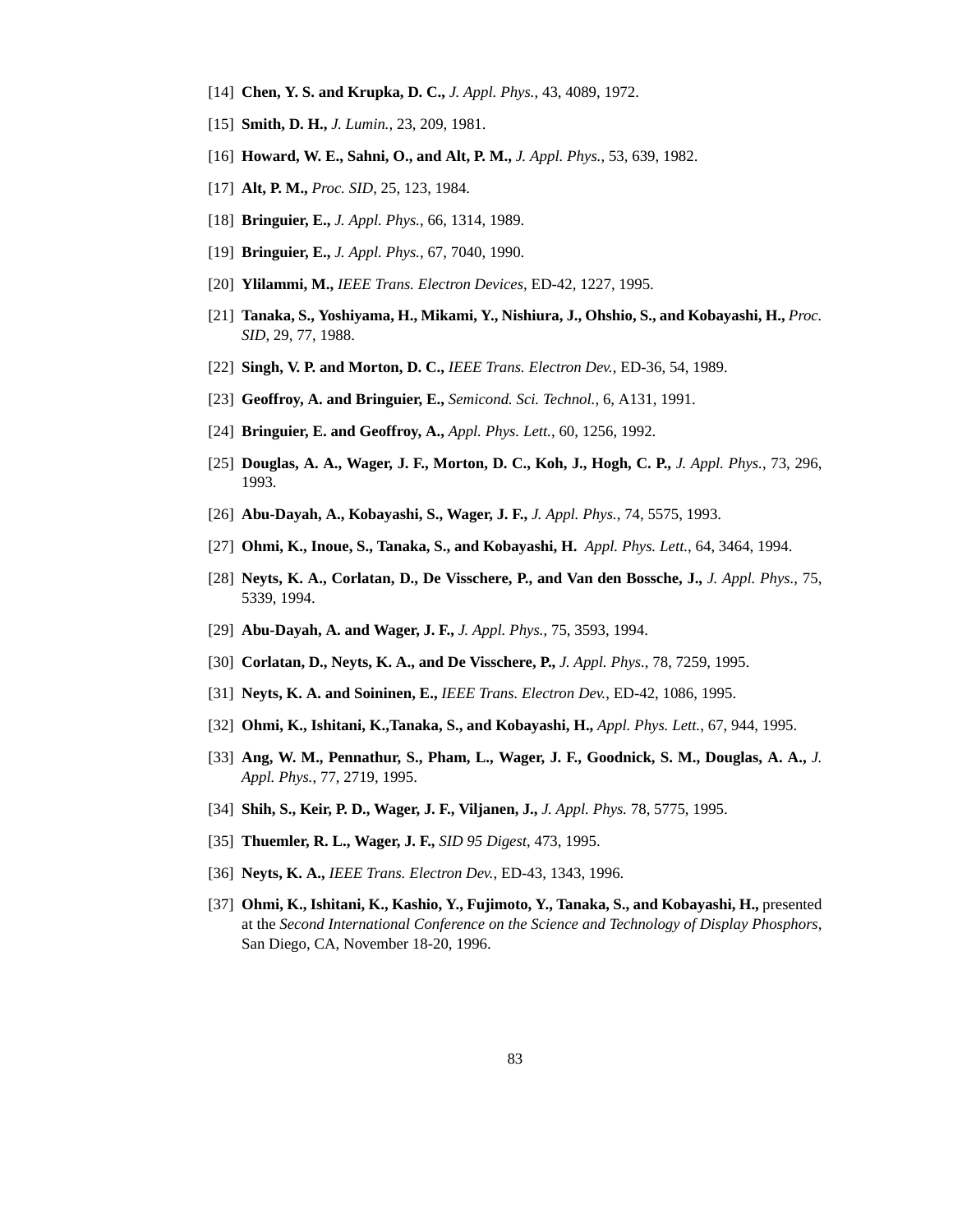[14] **Chen, Y. S. and Krupka, D. C.,** *J. Appl. Phys.*, 43, 4089, 1972.

[15] **Smith, D. H.,** *J. Lumin.*, 23, 209, 1981.

[16] **Howard, W. E., Sahni, O., and Alt, P. M.,** *J. Appl. Phys.*, 53, 639, 1982.

[17] **Alt, P. M.,** *Proc. SID*, 25, 123, 1984.

[18] **Bringuier, E.,** *J. Appl. Phys.*, 66, 1314, 1989.

[19] **Bringuier, E.,** *J. Appl. Phys.*, 67, 7040, 1990.

[20] **Ylilammi, M.,** *IEEE Trans. Electron Devices*, ED-42, 1227, 1995.

[21] **Tanaka, S., Yoshiyama, H., Mikami, Y., Nishiura, J., Ohshio, S., and Kobayashi, H.,** *Proc. SID*, 29, 77, 1988.

[22] **Singh, V. P. and Morton, D. C.,** *IEEE Trans. Electron Dev.*, ED-36, 54, 1989.

[23] **Geoffroy, A. and Bringuier, E.,** *Semicond. Sci. Technol.*, 6, A131, 1991.

[24] **Bringuier, E. and Geoffroy, A.,** *Appl. Phys. Lett.*, 60, 1256, 1992.

[25] **Douglas, A. A., Wager, J. F., Morton, D. C., Koh, J., Hogh, C. P.,** *J. Appl. Phys.*, 73, 296, 1993.

[26] **Abu-Dayah, A., Kobayashi, S., Wager, J. F.,** *J. Appl. Phys.*, 74, 5575, 1993.

[27] **Ohmi, K., Inoue, S., Tanaka, S., and Kobayashi, H.** *Appl. Phys. Lett.*, 64, 3464, 1994.

[28] **Neyts, K. A., Corlatan, D., De Visschere, P., and Van den Bossche, J.,** *J. Appl. Phys.*, 75, 5339, 1994.

[29] **Abu-Dayah, A. and Wager, J. F.,** *J. Appl. Phys.*, 75, 3593, 1994.

[30] **Corlatan, D., Neyts, K. A., and De Visschere, P.,** *J. Appl. Phys.*, 78, 7259, 1995.

[31] **Neyts, K. A. and Soininen, E.,** *IEEE Trans. Electron Dev.*, ED-42, 1086, 1995.

[32] **Ohmi, K., Ishitani, K.,Tanaka, S., and Kobayashi, H.,** *Appl. Phys. Lett.*, 67, 944, 1995.

[33] **Ang, W. M., Pennathur, S., Pham, L., Wager, J. F., Goodnick, S. M., Douglas, A. A.,** *J. Appl. Phys.*, 77, 2719, 1995.

[34] **Shih, S., Keir, P. D., Wager, J. F., Viljanen, J.,** *J. Appl. Phys.* 78, 5775, 1995.

[35] **Thuemler, R. L., Wager, J. F.,** *SID 95 Digest*, 473, 1995.

[36] **Neyts, K. A.,** *IEEE Trans. Electron Dev.*, ED-43, 1343, 1996.

[37] **Ohmi, K., Ishitani, K., Kashio, Y., Fujimoto, Y., Tanaka, S., and Kobayashi, H.,** presented at the *Second International Conference on the Science and Technology of Display Phosphors*, San Diego, CA, November 18-20, 1996.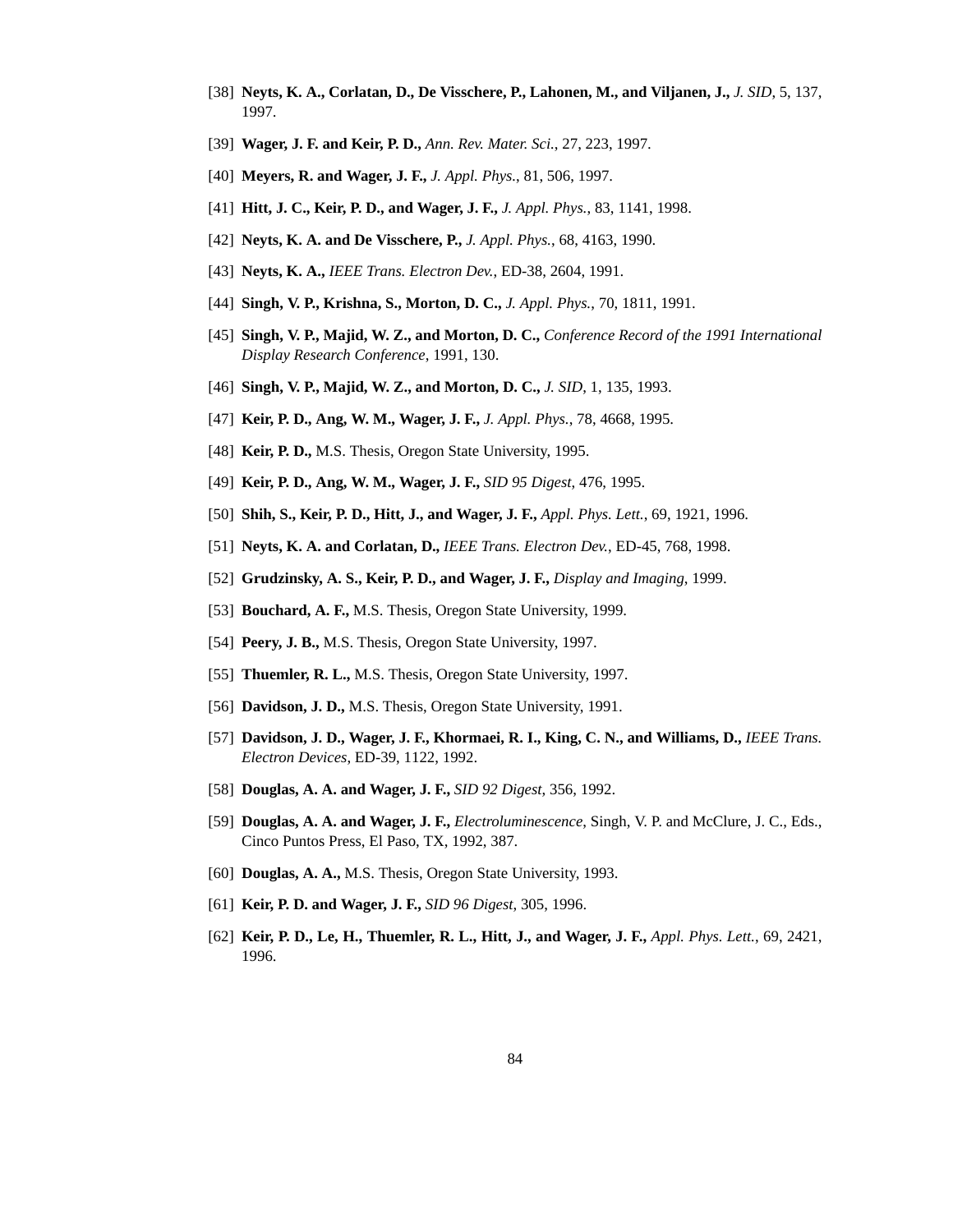[38] **Neyts, K. A., Corlatan, D., De Visschere, P., Lahonen, M., and Viljanen, J.,** *J. SID*, 5, 137, 1997.

[39] **Wager, J. F. and Keir, P. D.,** *Ann. Rev. Mater. Sci.*, 27, 223, 1997.

[40] **Meyers, R. and Wager, J. F.,** *J. Appl. Phys.*, 81, 506, 1997.

[41] **Hitt, J. C., Keir, P. D., and Wager, J. F.,** *J. Appl. Phys.*, 83, 1141, 1998.

[42] **Neyts, K. A. and De Visschere, P.,** *J. Appl. Phys.*, 68, 4163, 1990.

[43] **Neyts, K. A.,** *IEEE Trans. Electron Dev.*, ED-38, 2604, 1991.

[44] **Singh, V. P., Krishna, S., Morton, D. C.,** *J. Appl. Phys.*, 70, 1811, 1991.

[45] **Singh, V. P., Majid, W. Z., and Morton, D. C.,** *Conference Record of the 1991 International Display Research Conference*, 1991, 130.

[46] **Singh, V. P., Majid, W. Z., and Morton, D. C.,** *J. SID*, 1, 135, 1993.

[47] **Keir, P. D., Ang, W. M., Wager, J. F.,** *J. Appl. Phys.*, 78, 4668, 1995.

[48] **Keir, P. D.,** M.S. Thesis, Oregon State University, 1995.

[49] **Keir, P. D., Ang, W. M., Wager, J. F.,** *SID 95 Digest*, 476, 1995.

[50] **Shih, S., Keir, P. D., Hitt, J., and Wager, J. F.,** *Appl. Phys. Lett.*, 69, 1921, 1996.

[51] **Neyts, K. A. and Corlatan, D.,** *IEEE Trans. Electron Dev.*, ED-45, 768, 1998.

[52] **Grudzinsky, A. S., Keir, P. D., and Wager, J. F.,** *Display and Imaging*, 1999.

[53] **Bouchard, A. F.,** M.S. Thesis, Oregon State University, 1999.

[54] **Peery, J. B.,** M.S. Thesis, Oregon State University, 1997.

[55] **Thuemler, R. L.,** M.S. Thesis, Oregon State University, 1997.

[56] **Davidson, J. D.,** M.S. Thesis, Oregon State University, 1991.

[57] **Davidson, J. D., Wager, J. F., Khormaei, R. I., King, C. N., and Williams, D.,** *IEEE Trans. Electron Devices*, ED-39, 1122, 1992.

[58] **Douglas, A. A. and Wager, J. F.,** *SID 92 Digest*, 356, 1992.

[59] **Douglas, A. A. and Wager, J. F.,** *Electroluminescence*, Singh, V. P. and McClure, J. C., Eds., Cinco Puntos Press, El Paso, TX, 1992, 387.

[60] **Douglas, A. A.,** M.S. Thesis, Oregon State University, 1993.

[61] **Keir, P. D. and Wager, J. F.,** *SID 96 Digest*, 305, 1996.

[62] **Keir, P. D., Le, H., Thuemler, R. L., Hitt, J., and Wager, J. F.,** *Appl. Phys. Lett.*, 69, 2421, 1996.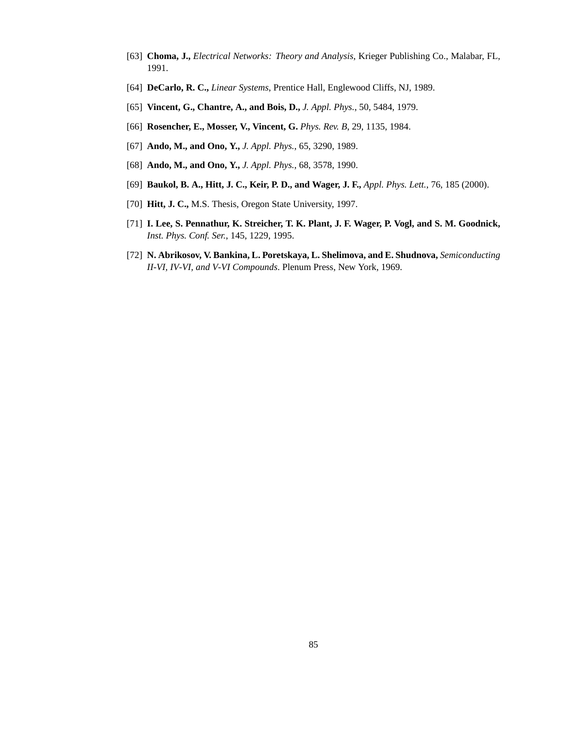[63] **Choma, J.,** *Electrical Networks: Theory and Analysis*, Krieger Publishing Co., Malabar, FL, 1991.

[64] **DeCarlo, R. C.,** *Linear Systems*, Prentice Hall, Englewood Cliffs, NJ, 1989.

[65] **Vincent, G., Chantre, A., and Bois, D.,** *J. Appl. Phys.*, 50, 5484, 1979.

[66] **Rosencher, E., Mosser, V., Vincent, G.** *Phys. Rev. B*, 29, 1135, 1984.

[67] **Ando, M., and Ono, Y.,** *J. Appl. Phys.*, 65, 3290, 1989.

[68] **Ando, M., and Ono, Y.,** *J. Appl. Phys.*, 68, 3578, 1990.

[69] **Baukol, B. A., Hitt, J. C., Keir, P. D., and Wager, J. F.,** *Appl. Phys. Lett.*, 76, 185 (2000).

[70] **Hitt, J. C.,** M.S. Thesis, Oregon State University, 1997.

[71] **I. Lee, S. Pennathur, K. Streicher, T. K. Plant, J. F. Wager, P. Vogl, and S. M. Goodnick,** *Inst. Phys. Conf. Ser.*, 145, 1229, 1995.

[72] **N. Abrikosov, V. Bankina, L. Poretskaya, L. Shelimova, and E. Shudnova,** *Semiconducting II-VI, IV-VI, and V-VI Compounds*. Plenum Press, New York, 1969.